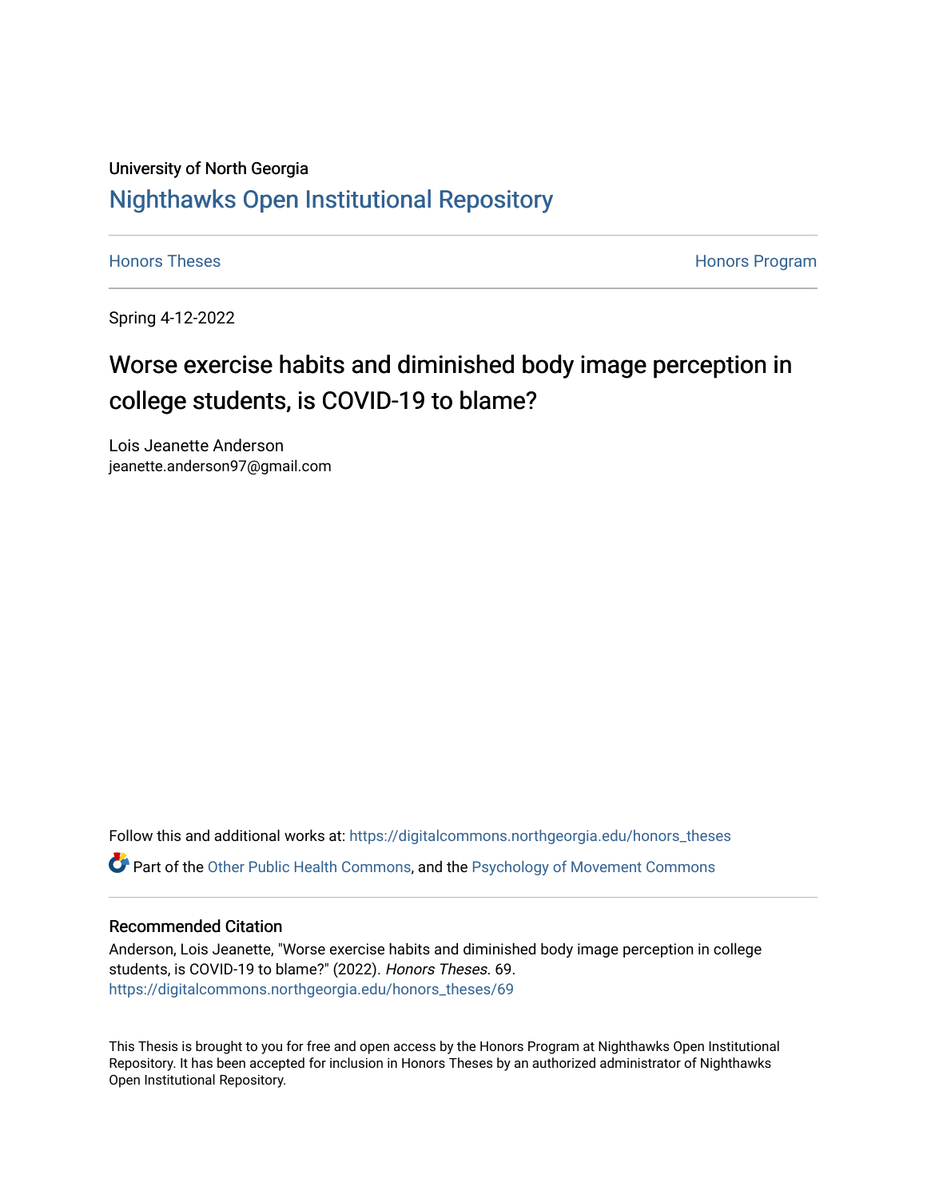University of North Georgia

# Nighthawks Open Institutional Repository

Honors Theses | Honors Program

Spring 4-12-2022

## Worse exercise habits and diminished body image perception in college students, is COVID-19 to blame?

Lois Jeanette Anderson
jeanette.anderson97@gmail.com

Follow this and additional works at: https://digitalcommons.northgeorgia.edu/honors_theses

Part of the Other Public Health Commons, and the Psychology of Movement Commons

### Recommended Citation

Anderson, Lois Jeanette, "Worse exercise habits and diminished body image perception in college students, is COVID-19 to blame?" (2022). *Honors Theses*. 69.
https://digitalcommons.northgeorgia.edu/honors_theses/69

This Thesis is brought to you for free and open access by the Honors Program at Nighthawks Open Institutional Repository. It has been accepted for inclusion in Honors Theses by an authorized administrator of Nighthawks Open Institutional Repository.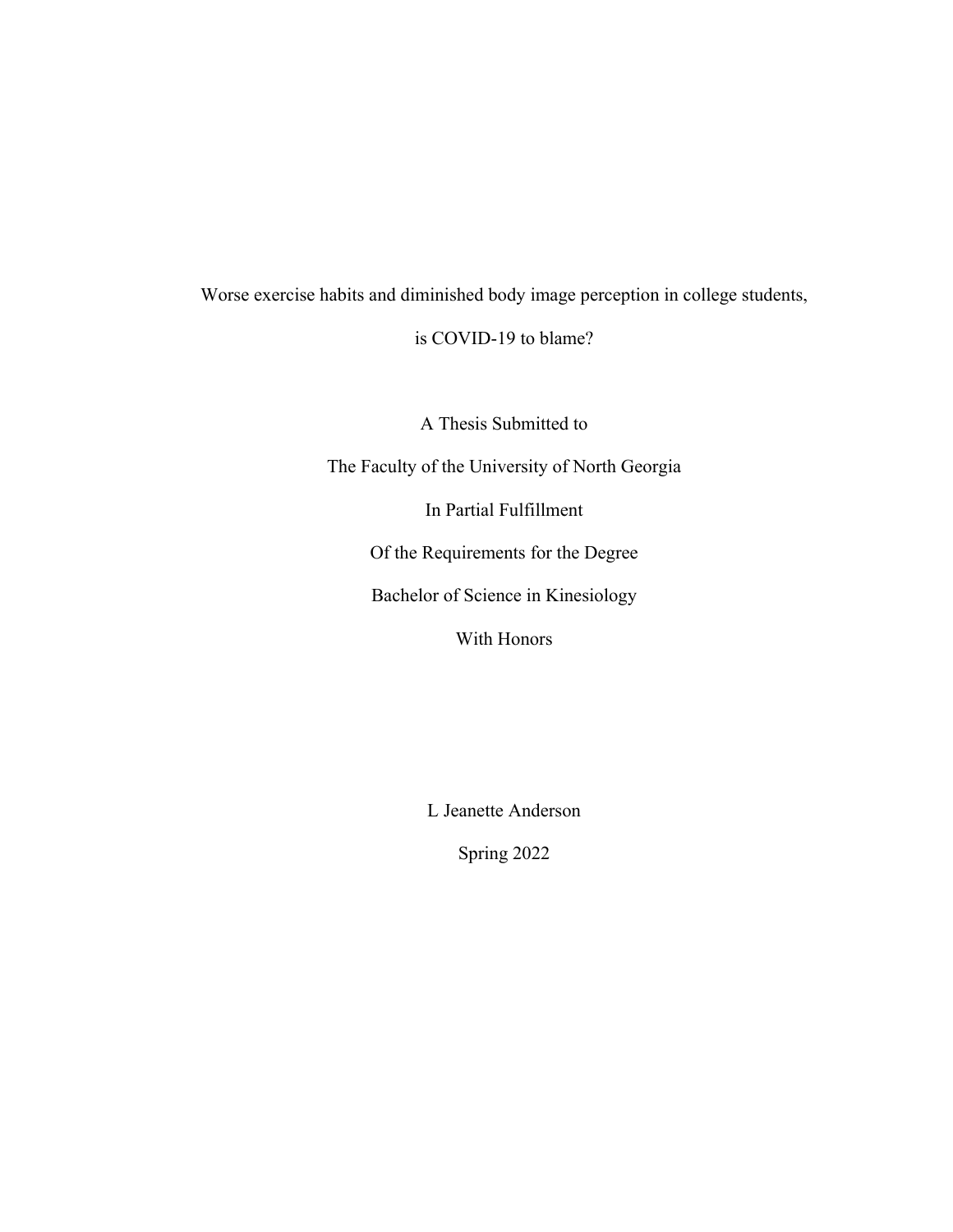# Worse exercise habits and diminished body image perception in college students, is COVID-19 to blame?

A Thesis Submitted to

The Faculty of the University of North Georgia

In Partial Fulfillment

Of the Requirements for the Degree

Bachelor of Science in Kinesiology

With Honors

L Jeanette Anderson

Spring 2022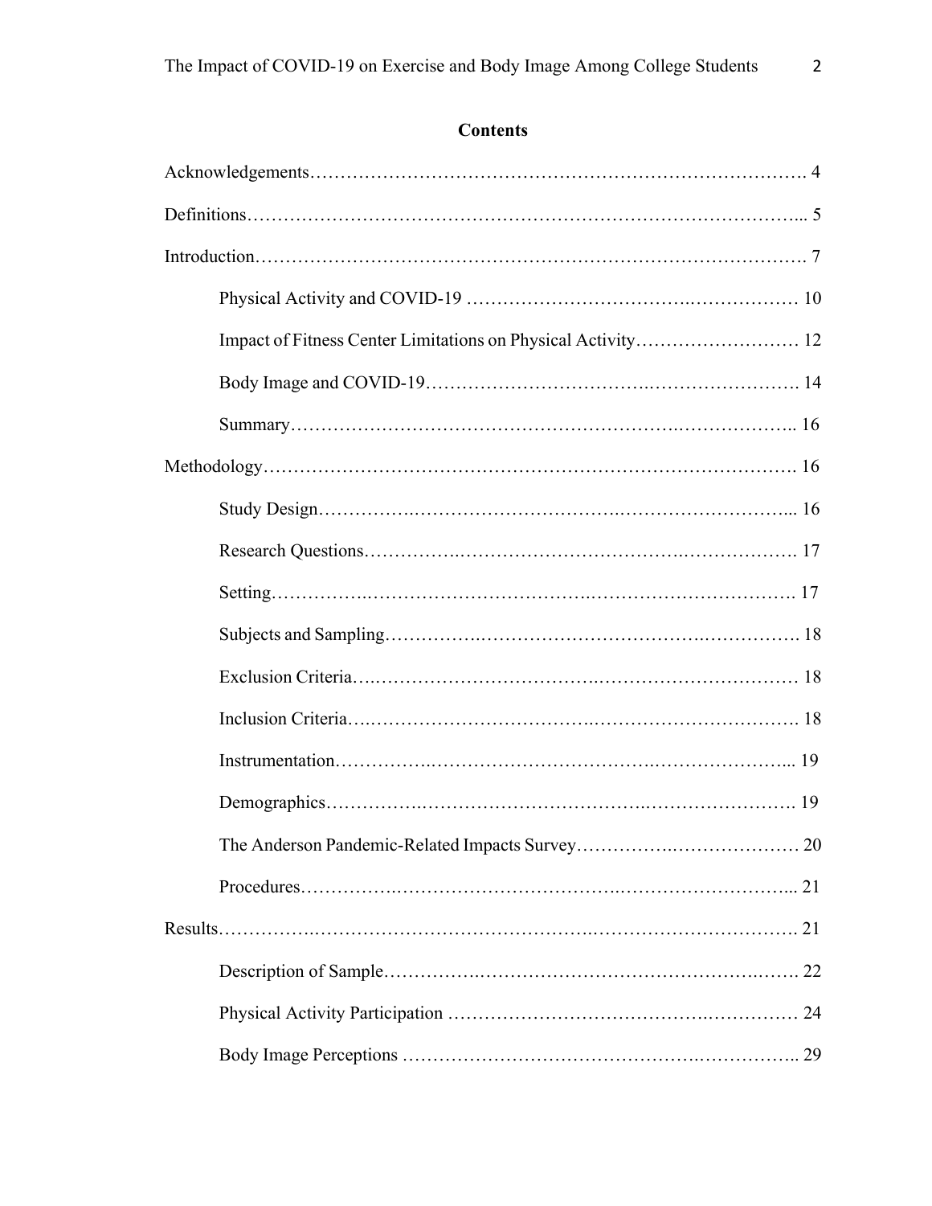## Contents

Acknowledgements……………………………………………………………………. 4

Definitions…………………………………………………………………………... 5

Introduction…………………………………………………………………………. 7

- Physical Activity and COVID-19 …………………………….……………… 10
- Impact of Fitness Center Limitations on Physical Activity………………….…… 12
- Body Image and COVID-19…………………………….……………………. 14
- Summary…………………………………………………….……….………….. 16

Methodology………………………………………………………………………. 16

- Study Design…………….…………………………….………………………... 16
- Research Questions…………….…………………………….………………. 17
- Setting…………….…………………….…………….………….……………. 17
- Subjects and Sampling…………….…………………………….……………. 18
- Exclusion Criteria….…………………………….…………………………… 18
- Inclusion Criteria….…………………………….……………………………. 18
- Instrumentation…………….…………………………..…………………... 19
- Demographics…………….……………………………….……………………. 19
- The Anderson Pandemic-Related Impacts Survey…………….………………… 20
- Procedures…………….…………………………….………………………... 21

Results…………….…………………………………….……………………………. 21

- Description of Sample…………….………………………………………….……. 22
- Physical Activity Participation ……………………………………….………… 24
- Body Image Perceptions ………………………………………..…………….. 29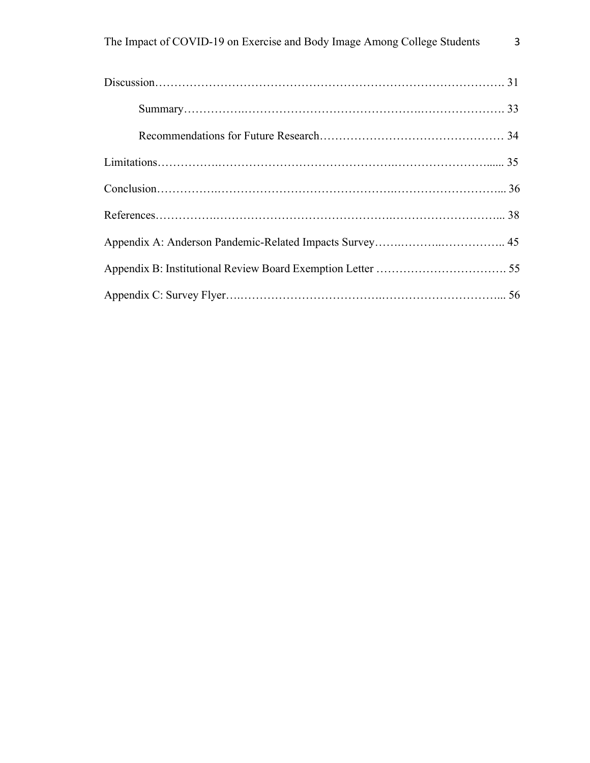Discussion……………………………………………………………………………… 31

Summary……………………………………………………………………………… 33

Recommendations for Future Research……………………………………… 34

Limitations…………………………………………………………………………...... 35

Conclusion………………………………………………………………………….... 36

References…………………………………………………………………………... 38

Appendix A: Anderson Pandemic-Related Impacts Survey……………………….. 45

Appendix B: Institutional Review Board Exemption Letter ……………………………. 55

Appendix C: Survey Flyer………………………………………………………….... 56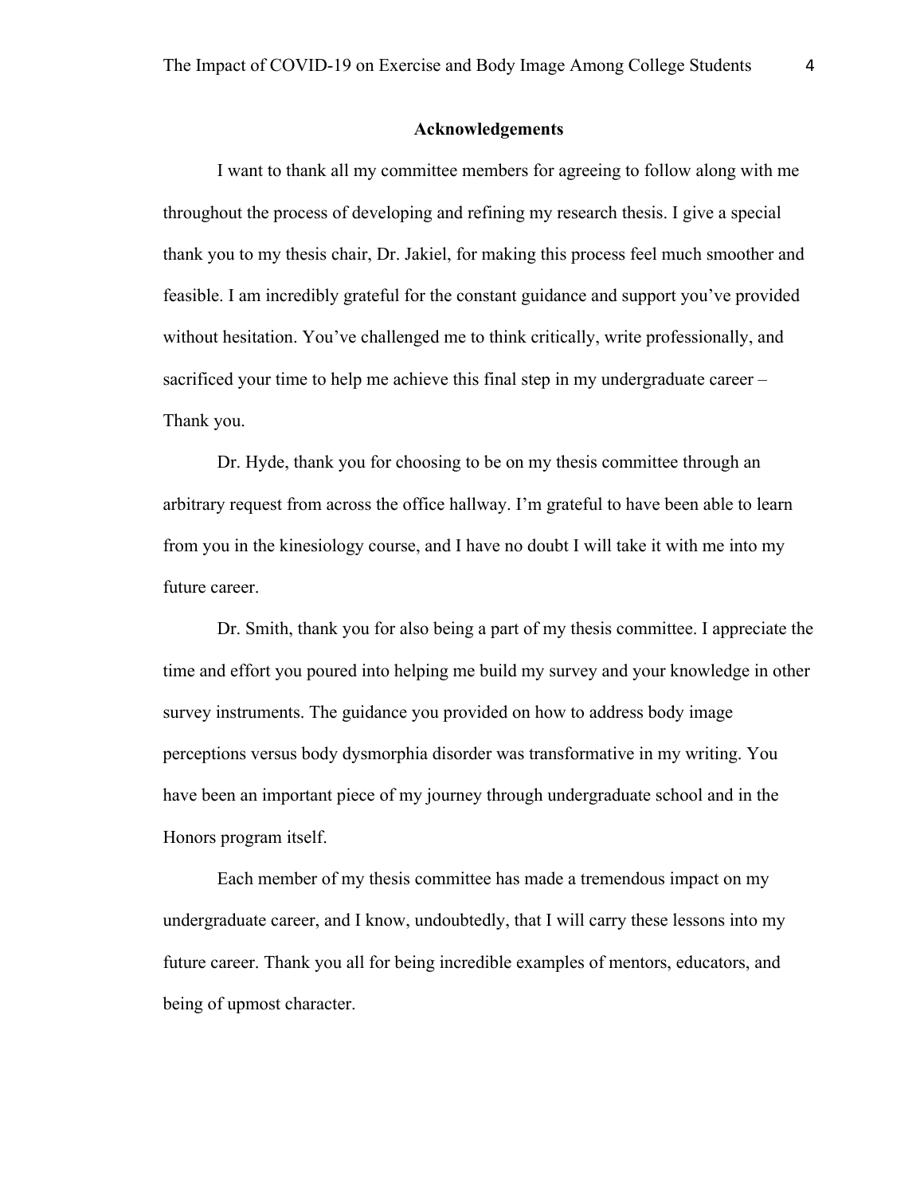## Acknowledgements

I want to thank all my committee members for agreeing to follow along with me throughout the process of developing and refining my research thesis. I give a special thank you to my thesis chair, Dr. Jakiel, for making this process feel much smoother and feasible. I am incredibly grateful for the constant guidance and support you've provided without hesitation. You've challenged me to think critically, write professionally, and sacrificed your time to help me achieve this final step in my undergraduate career – Thank you.

Dr. Hyde, thank you for choosing to be on my thesis committee through an arbitrary request from across the office hallway. I'm grateful to have been able to learn from you in the kinesiology course, and I have no doubt I will take it with me into my future career.

Dr. Smith, thank you for also being a part of my thesis committee. I appreciate the time and effort you poured into helping me build my survey and your knowledge in other survey instruments. The guidance you provided on how to address body image perceptions versus body dysmorphia disorder was transformative in my writing. You have been an important piece of my journey through undergraduate school and in the Honors program itself.

Each member of my thesis committee has made a tremendous impact on my undergraduate career, and I know, undoubtedly, that I will carry these lessons into my future career. Thank you all for being incredible examples of mentors, educators, and being of upmost character.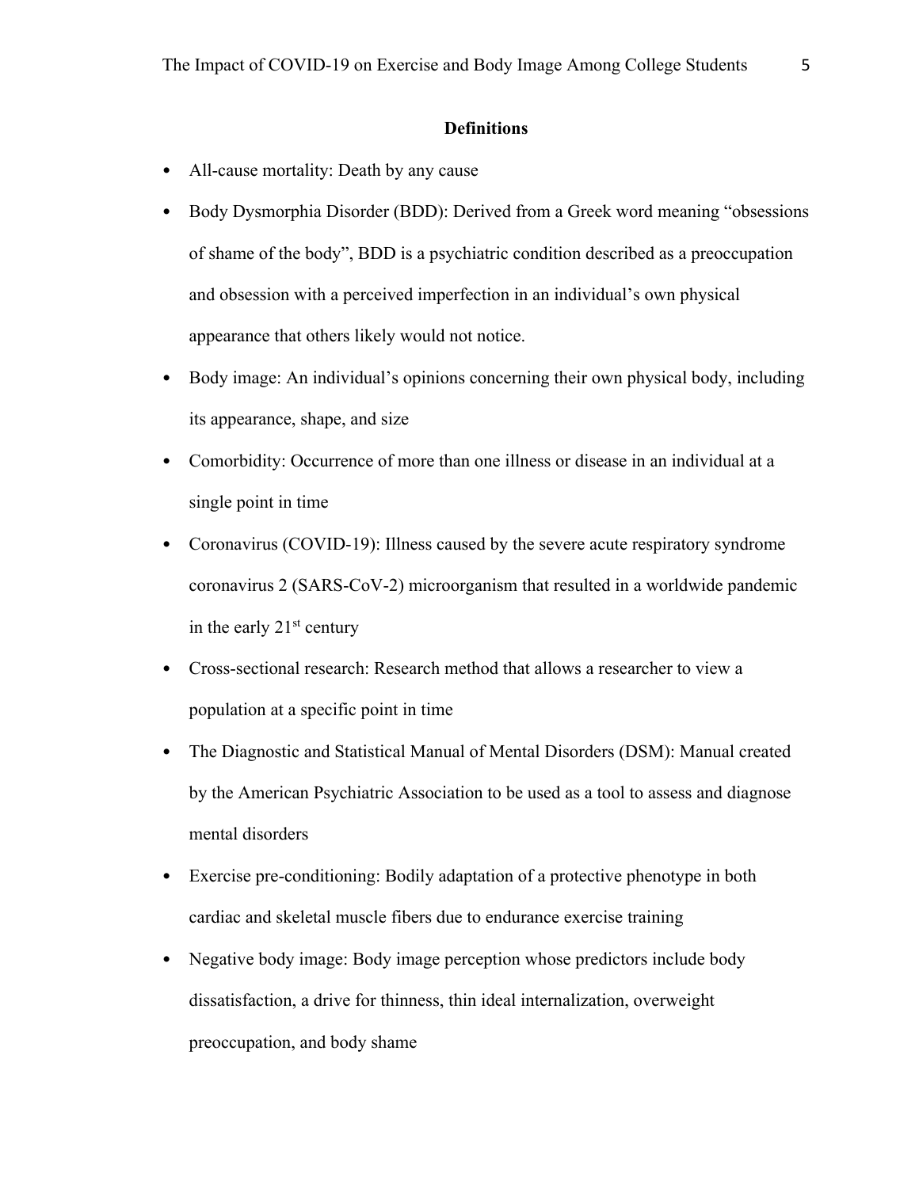## Definitions

- All-cause mortality: Death by any cause
- Body Dysmorphia Disorder (BDD): Derived from a Greek word meaning "obsessions of shame of the body", BDD is a psychiatric condition described as a preoccupation and obsession with a perceived imperfection in an individual's own physical appearance that others likely would not notice.
- Body image: An individual's opinions concerning their own physical body, including its appearance, shape, and size
- Comorbidity: Occurrence of more than one illness or disease in an individual at a single point in time
- Coronavirus (COVID-19): Illness caused by the severe acute respiratory syndrome coronavirus 2 (SARS-CoV-2) microorganism that resulted in a worldwide pandemic in the early 21st century
- Cross-sectional research: Research method that allows a researcher to view a population at a specific point in time
- The Diagnostic and Statistical Manual of Mental Disorders (DSM): Manual created by the American Psychiatric Association to be used as a tool to assess and diagnose mental disorders
- Exercise pre-conditioning: Bodily adaptation of a protective phenotype in both cardiac and skeletal muscle fibers due to endurance exercise training
- Negative body image: Body image perception whose predictors include body dissatisfaction, a drive for thinness, thin ideal internalization, overweight preoccupation, and body shame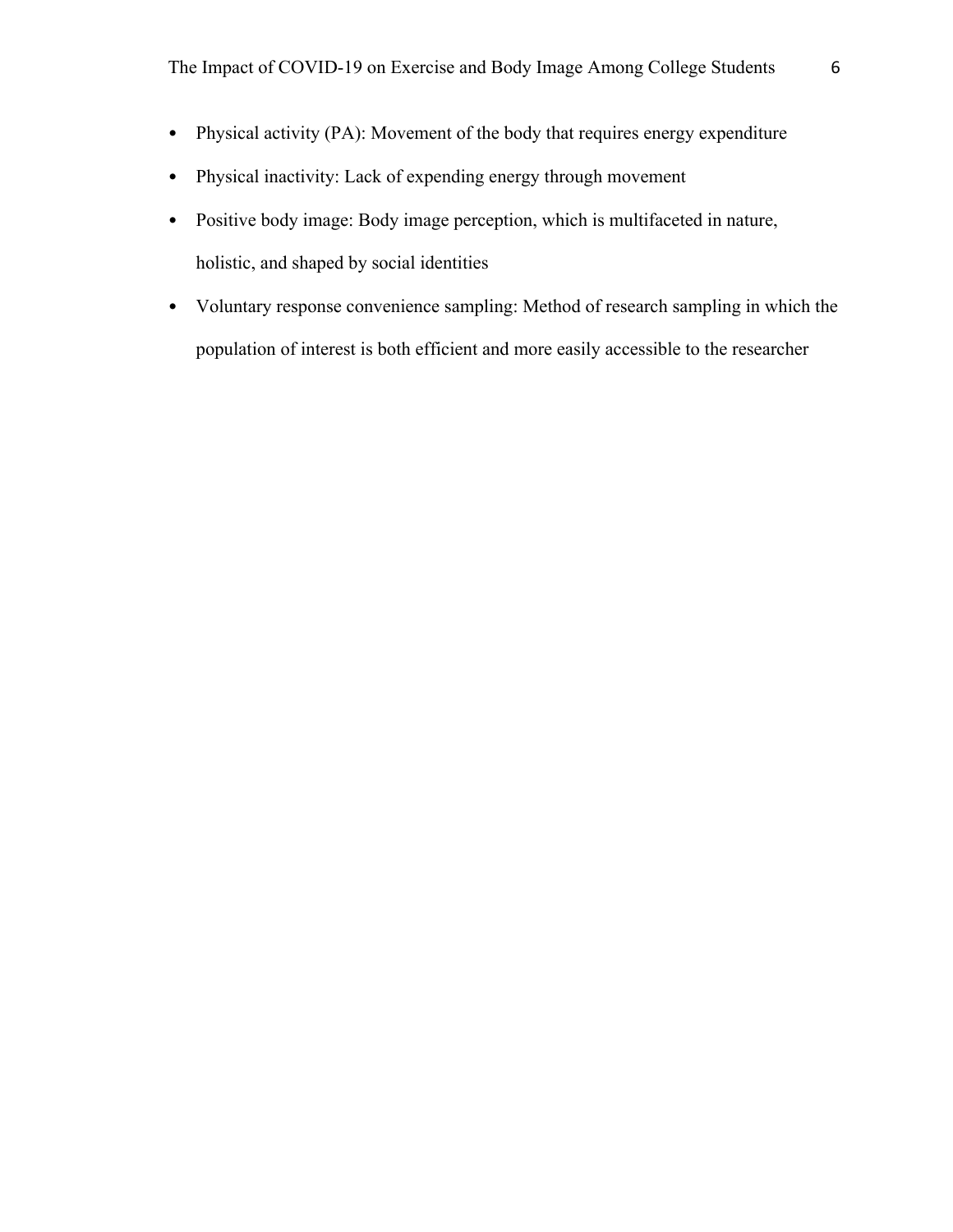- Physical activity (PA): Movement of the body that requires energy expenditure
- Physical inactivity: Lack of expending energy through movement
- Positive body image: Body image perception, which is multifaceted in nature, holistic, and shaped by social identities
- Voluntary response convenience sampling: Method of research sampling in which the population of interest is both efficient and more easily accessible to the researcher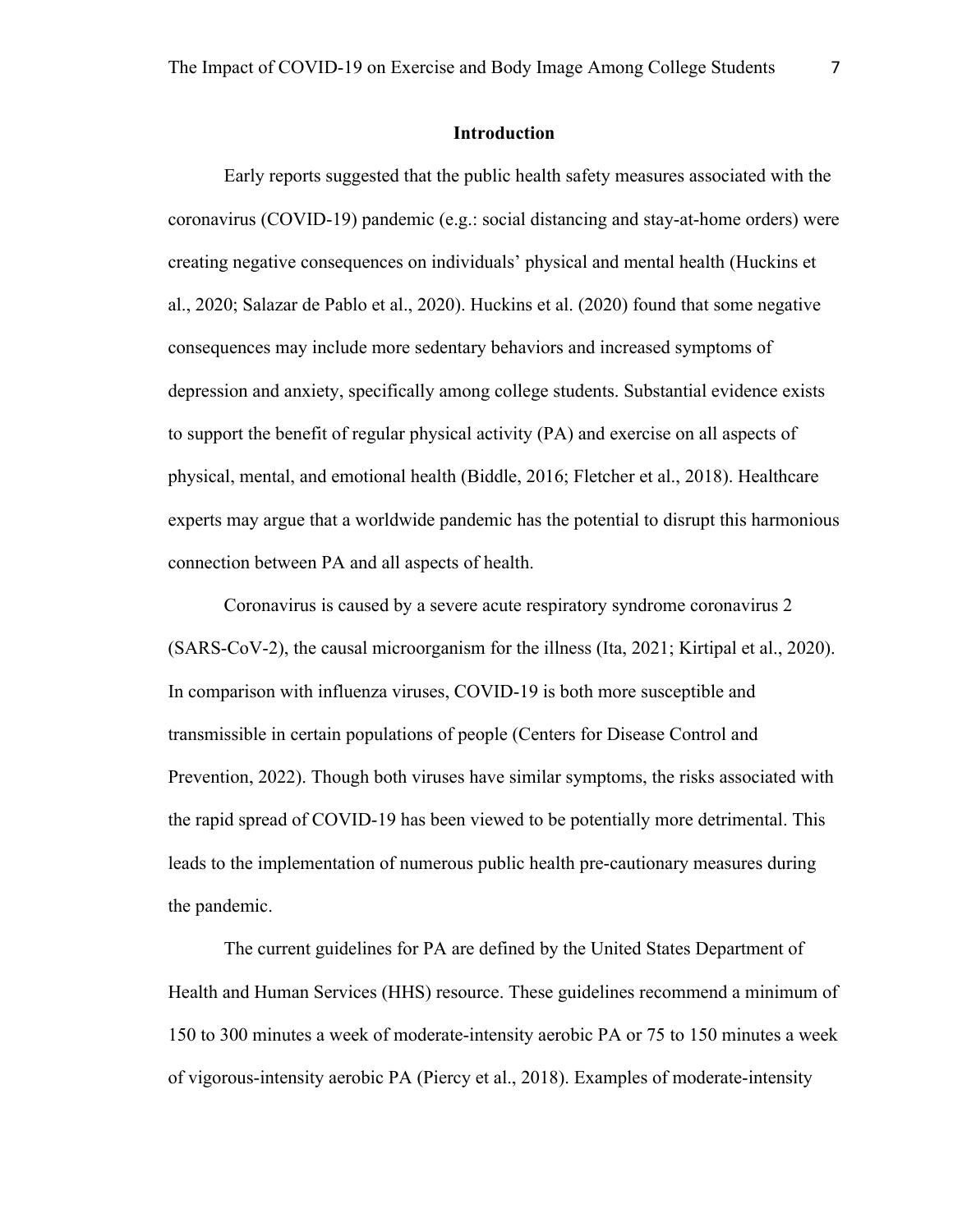## Introduction

Early reports suggested that the public health safety measures associated with the coronavirus (COVID-19) pandemic (e.g.: social distancing and stay-at-home orders) were creating negative consequences on individuals' physical and mental health (Huckins et al., 2020; Salazar de Pablo et al., 2020). Huckins et al. (2020) found that some negative consequences may include more sedentary behaviors and increased symptoms of depression and anxiety, specifically among college students. Substantial evidence exists to support the benefit of regular physical activity (PA) and exercise on all aspects of physical, mental, and emotional health (Biddle, 2016; Fletcher et al., 2018). Healthcare experts may argue that a worldwide pandemic has the potential to disrupt this harmonious connection between PA and all aspects of health.

Coronavirus is caused by a severe acute respiratory syndrome coronavirus 2 (SARS-CoV-2), the causal microorganism for the illness (Ita, 2021; Kirtipal et al., 2020). In comparison with influenza viruses, COVID-19 is both more susceptible and transmissible in certain populations of people (Centers for Disease Control and Prevention, 2022). Though both viruses have similar symptoms, the risks associated with the rapid spread of COVID-19 has been viewed to be potentially more detrimental. This leads to the implementation of numerous public health pre-cautionary measures during the pandemic.

The current guidelines for PA are defined by the United States Department of Health and Human Services (HHS) resource. These guidelines recommend a minimum of 150 to 300 minutes a week of moderate-intensity aerobic PA or 75 to 150 minutes a week of vigorous-intensity aerobic PA (Piercy et al., 2018). Examples of moderate-intensity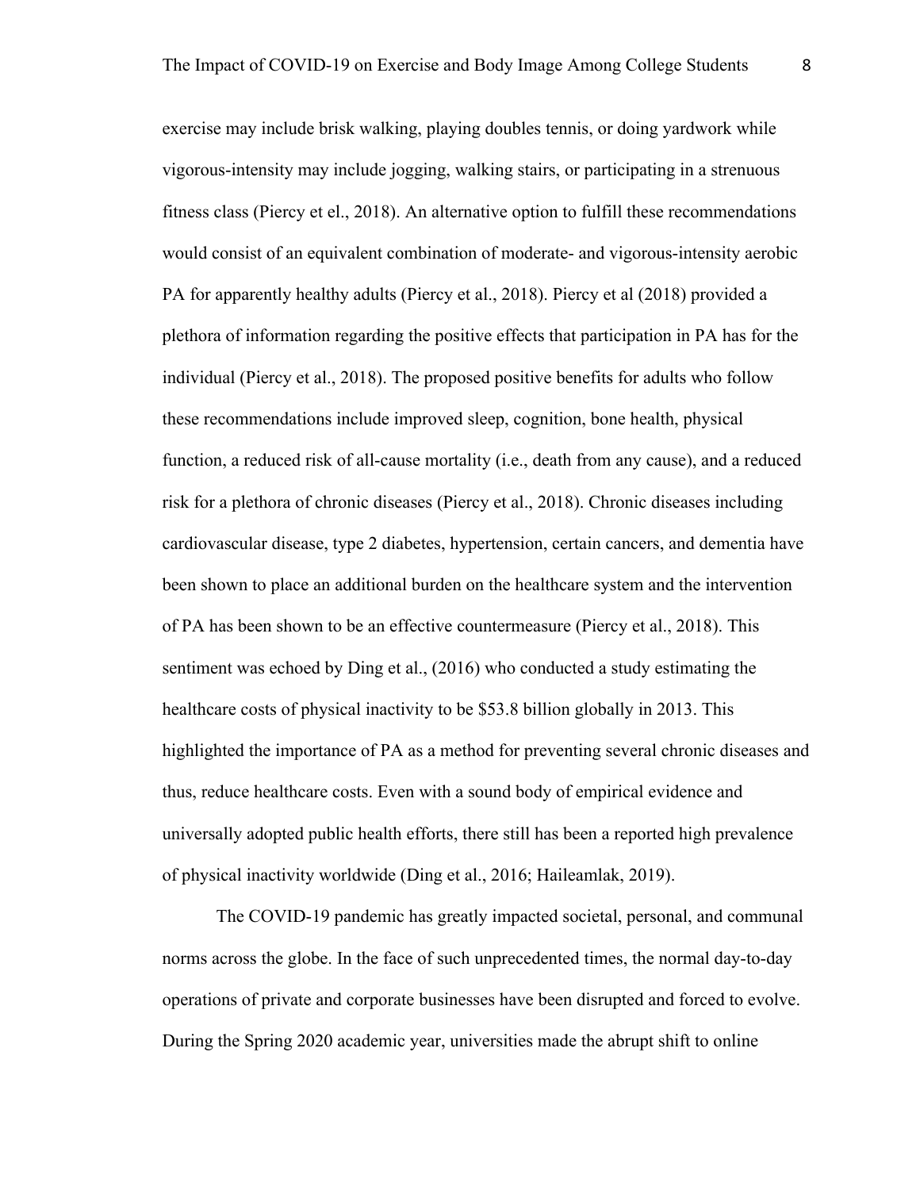exercise may include brisk walking, playing doubles tennis, or doing yardwork while vigorous-intensity may include jogging, walking stairs, or participating in a strenuous fitness class (Piercy et el., 2018). An alternative option to fulfill these recommendations would consist of an equivalent combination of moderate- and vigorous-intensity aerobic PA for apparently healthy adults (Piercy et al., 2018). Piercy et al (2018) provided a plethora of information regarding the positive effects that participation in PA has for the individual (Piercy et al., 2018). The proposed positive benefits for adults who follow these recommendations include improved sleep, cognition, bone health, physical function, a reduced risk of all-cause mortality (i.e., death from any cause), and a reduced risk for a plethora of chronic diseases (Piercy et al., 2018). Chronic diseases including cardiovascular disease, type 2 diabetes, hypertension, certain cancers, and dementia have been shown to place an additional burden on the healthcare system and the intervention of PA has been shown to be an effective countermeasure (Piercy et al., 2018). This sentiment was echoed by Ding et al., (2016) who conducted a study estimating the healthcare costs of physical inactivity to be $53.8 billion globally in 2013. This highlighted the importance of PA as a method for preventing several chronic diseases and thus, reduce healthcare costs. Even with a sound body of empirical evidence and universally adopted public health efforts, there still has been a reported high prevalence of physical inactivity worldwide (Ding et al., 2016; Haileamlak, 2019).

The COVID-19 pandemic has greatly impacted societal, personal, and communal norms across the globe. In the face of such unprecedented times, the normal day-to-day operations of private and corporate businesses have been disrupted and forced to evolve. During the Spring 2020 academic year, universities made the abrupt shift to online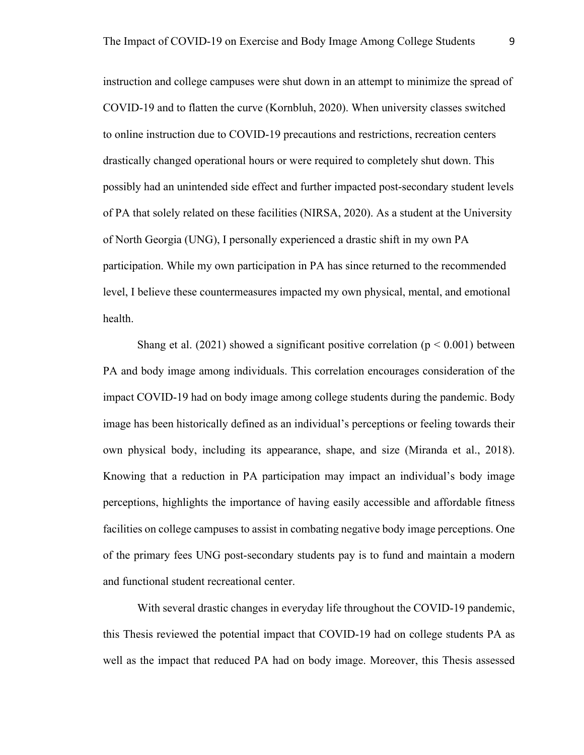instruction and college campuses were shut down in an attempt to minimize the spread of COVID-19 and to flatten the curve (Kornbluh, 2020). When university classes switched to online instruction due to COVID-19 precautions and restrictions, recreation centers drastically changed operational hours or were required to completely shut down. This possibly had an unintended side effect and further impacted post-secondary student levels of PA that solely related on these facilities (NIRSA, 2020). As a student at the University of North Georgia (UNG), I personally experienced a drastic shift in my own PA participation. While my own participation in PA has since returned to the recommended level, I believe these countermeasures impacted my own physical, mental, and emotional health.

Shang et al. (2021) showed a significant positive correlation ($p < 0.001$) between PA and body image among individuals. This correlation encourages consideration of the impact COVID-19 had on body image among college students during the pandemic. Body image has been historically defined as an individual's perceptions or feeling towards their own physical body, including its appearance, shape, and size (Miranda et al., 2018). Knowing that a reduction in PA participation may impact an individual's body image perceptions, highlights the importance of having easily accessible and affordable fitness facilities on college campuses to assist in combating negative body image perceptions. One of the primary fees UNG post-secondary students pay is to fund and maintain a modern and functional student recreational center.

With several drastic changes in everyday life throughout the COVID-19 pandemic, this Thesis reviewed the potential impact that COVID-19 had on college students PA as well as the impact that reduced PA had on body image. Moreover, this Thesis assessed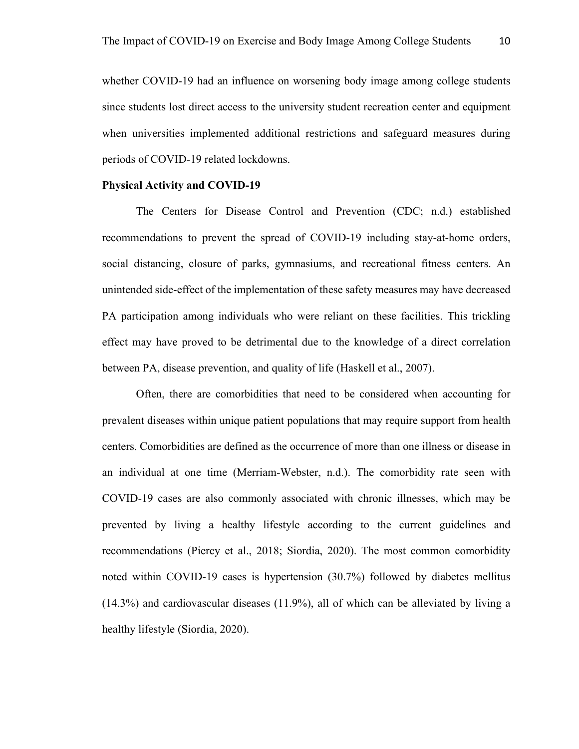whether COVID-19 had an influence on worsening body image among college students since students lost direct access to the university student recreation center and equipment when universities implemented additional restrictions and safeguard measures during periods of COVID-19 related lockdowns.

**Physical Activity and COVID-19**

The Centers for Disease Control and Prevention (CDC; n.d.) established recommendations to prevent the spread of COVID-19 including stay-at-home orders, social distancing, closure of parks, gymnasiums, and recreational fitness centers. An unintended side-effect of the implementation of these safety measures may have decreased PA participation among individuals who were reliant on these facilities. This trickling effect may have proved to be detrimental due to the knowledge of a direct correlation between PA, disease prevention, and quality of life (Haskell et al., 2007).

Often, there are comorbidities that need to be considered when accounting for prevalent diseases within unique patient populations that may require support from health centers. Comorbidities are defined as the occurrence of more than one illness or disease in an individual at one time (Merriam-Webster, n.d.). The comorbidity rate seen with COVID-19 cases are also commonly associated with chronic illnesses, which may be prevented by living a healthy lifestyle according to the current guidelines and recommendations (Piercy et al., 2018; Siordia, 2020). The most common comorbidity noted within COVID-19 cases is hypertension (30.7%) followed by diabetes mellitus (14.3%) and cardiovascular diseases (11.9%), all of which can be alleviated by living a healthy lifestyle (Siordia, 2020).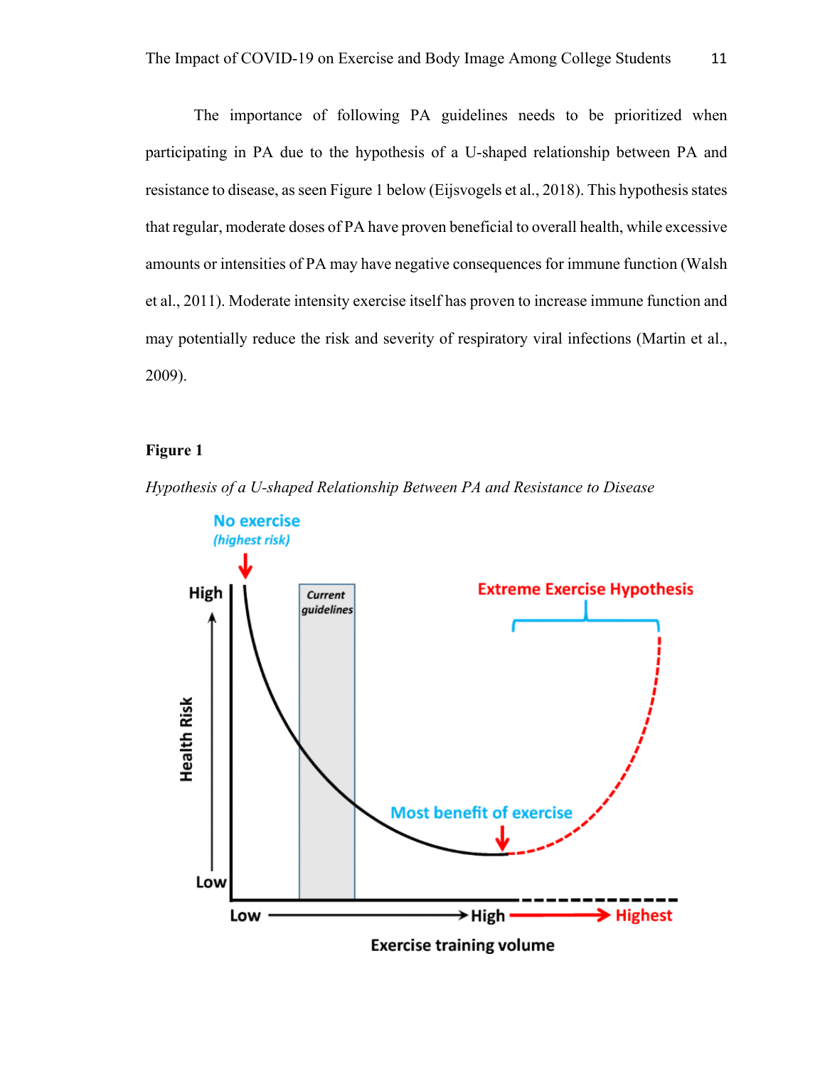The importance of following PA guidelines needs to be prioritized when participating in PA due to the hypothesis of a U-shaped relationship between PA and resistance to disease, as seen Figure 1 below (Eijsvogels et al., 2018). This hypothesis states that regular, moderate doses of PA have proven beneficial to overall health, while excessive amounts or intensities of PA may have negative consequences for immune function (Walsh et al., 2011). Moderate intensity exercise itself has proven to increase immune function and may potentially reduce the risk and severity of respiratory viral infections (Martin et al., 2009).

**Figure 1**

*Hypothesis of a U-shaped Relationship Between PA and Resistance to Disease*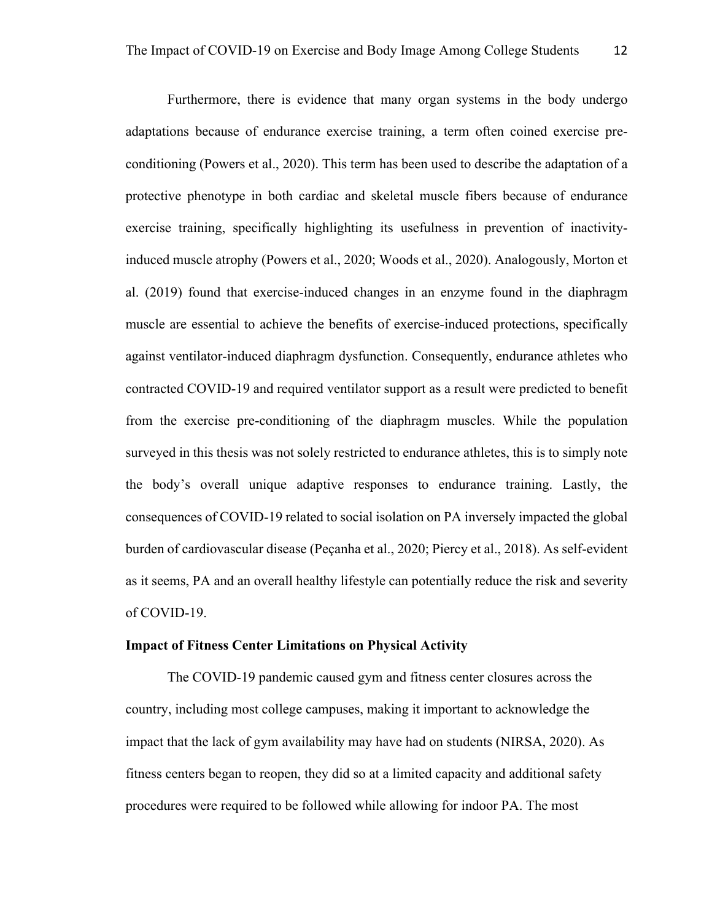Furthermore, there is evidence that many organ systems in the body undergo adaptations because of endurance exercise training, a term often coined exercise pre-conditioning (Powers et al., 2020). This term has been used to describe the adaptation of a protective phenotype in both cardiac and skeletal muscle fibers because of endurance exercise training, specifically highlighting its usefulness in prevention of inactivity-induced muscle atrophy (Powers et al., 2020; Woods et al., 2020). Analogously, Morton et al. (2019) found that exercise-induced changes in an enzyme found in the diaphragm muscle are essential to achieve the benefits of exercise-induced protections, specifically against ventilator-induced diaphragm dysfunction. Consequently, endurance athletes who contracted COVID-19 and required ventilator support as a result were predicted to benefit from the exercise pre-conditioning of the diaphragm muscles. While the population surveyed in this thesis was not solely restricted to endurance athletes, this is to simply note the body's overall unique adaptive responses to endurance training. Lastly, the consequences of COVID-19 related to social isolation on PA inversely impacted the global burden of cardiovascular disease (Peçanha et al., 2020; Piercy et al., 2018). As self-evident as it seems, PA and an overall healthy lifestyle can potentially reduce the risk and severity of COVID-19.

**Impact of Fitness Center Limitations on Physical Activity**

The COVID-19 pandemic caused gym and fitness center closures across the country, including most college campuses, making it important to acknowledge the impact that the lack of gym availability may have had on students (NIRSA, 2020). As fitness centers began to reopen, they did so at a limited capacity and additional safety procedures were required to be followed while allowing for indoor PA. The most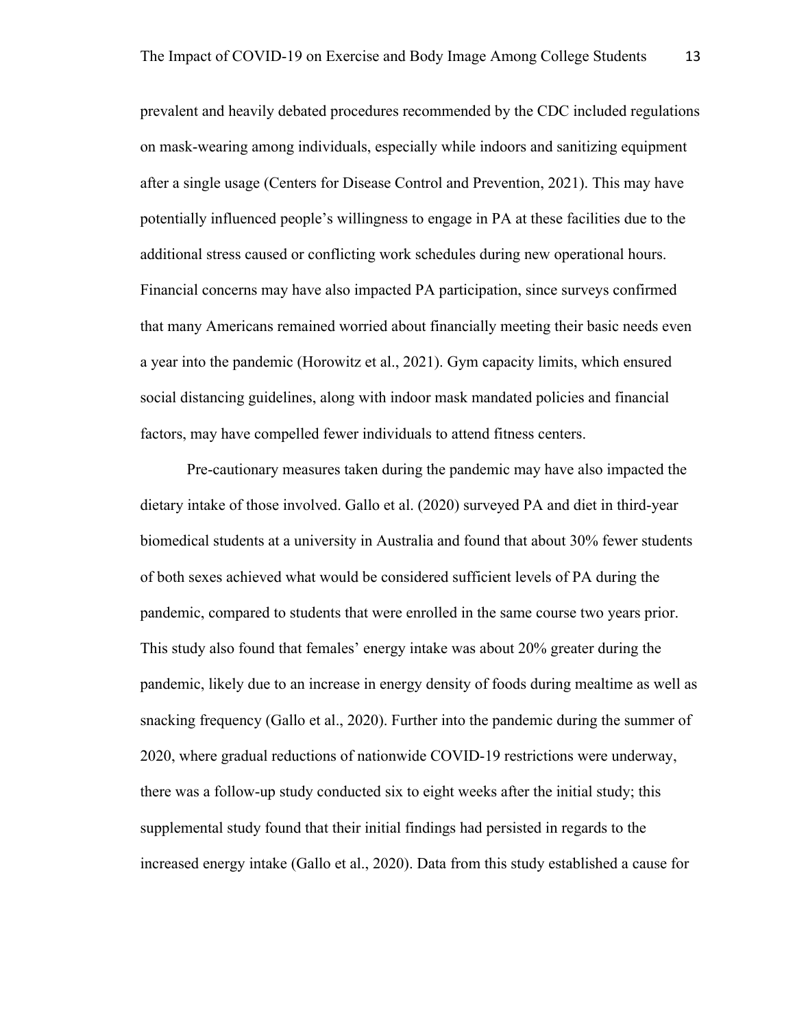prevalent and heavily debated procedures recommended by the CDC included regulations on mask-wearing among individuals, especially while indoors and sanitizing equipment after a single usage (Centers for Disease Control and Prevention, 2021). This may have potentially influenced people's willingness to engage in PA at these facilities due to the additional stress caused or conflicting work schedules during new operational hours. Financial concerns may have also impacted PA participation, since surveys confirmed that many Americans remained worried about financially meeting their basic needs even a year into the pandemic (Horowitz et al., 2021). Gym capacity limits, which ensured social distancing guidelines, along with indoor mask mandated policies and financial factors, may have compelled fewer individuals to attend fitness centers.

Pre-cautionary measures taken during the pandemic may have also impacted the dietary intake of those involved. Gallo et al. (2020) surveyed PA and diet in third-year biomedical students at a university in Australia and found that about 30% fewer students of both sexes achieved what would be considered sufficient levels of PA during the pandemic, compared to students that were enrolled in the same course two years prior. This study also found that females' energy intake was about 20% greater during the pandemic, likely due to an increase in energy density of foods during mealtime as well as snacking frequency (Gallo et al., 2020). Further into the pandemic during the summer of 2020, where gradual reductions of nationwide COVID-19 restrictions were underway, there was a follow-up study conducted six to eight weeks after the initial study; this supplemental study found that their initial findings had persisted in regards to the increased energy intake (Gallo et al., 2020). Data from this study established a cause for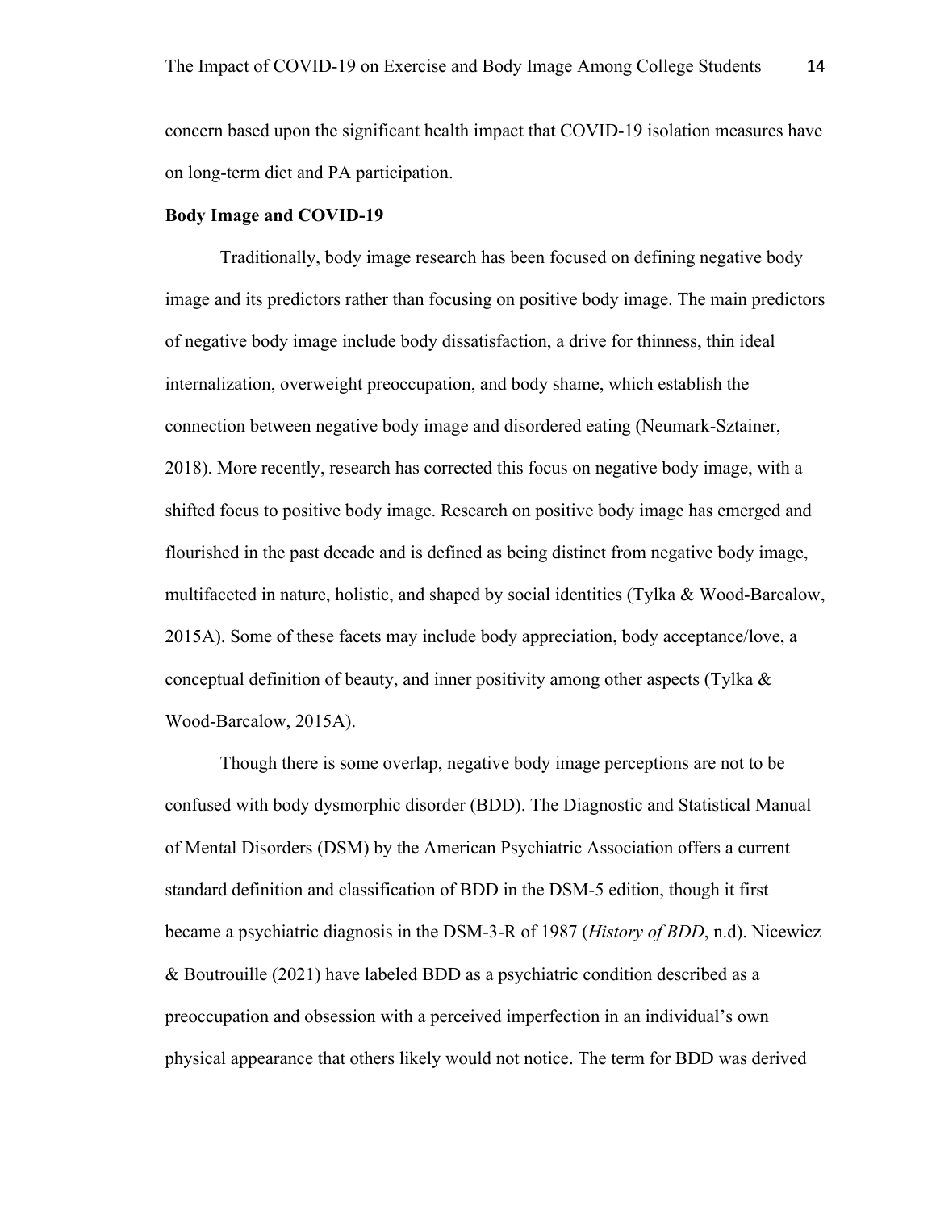concern based upon the significant health impact that COVID-19 isolation measures have on long-term diet and PA participation.

**Body Image and COVID-19**

Traditionally, body image research has been focused on defining negative body image and its predictors rather than focusing on positive body image. The main predictors of negative body image include body dissatisfaction, a drive for thinness, thin ideal internalization, overweight preoccupation, and body shame, which establish the connection between negative body image and disordered eating (Neumark-Sztainer, 2018). More recently, research has corrected this focus on negative body image, with a shifted focus to positive body image. Research on positive body image has emerged and flourished in the past decade and is defined as being distinct from negative body image, multifaceted in nature, holistic, and shaped by social identities (Tylka & Wood-Barcalow, 2015A). Some of these facets may include body appreciation, body acceptance/love, a conceptual definition of beauty, and inner positivity among other aspects (Tylka & Wood-Barcalow, 2015A).

Though there is some overlap, negative body image perceptions are not to be confused with body dysmorphic disorder (BDD). The Diagnostic and Statistical Manual of Mental Disorders (DSM) by the American Psychiatric Association offers a current standard definition and classification of BDD in the DSM-5 edition, though it first became a psychiatric diagnosis in the DSM-3-R of 1987 (*History of BDD*, n.d). Nicewicz & Boutrouille (2021) have labeled BDD as a psychiatric condition described as a preoccupation and obsession with a perceived imperfection in an individual's own physical appearance that others likely would not notice. The term for BDD was derived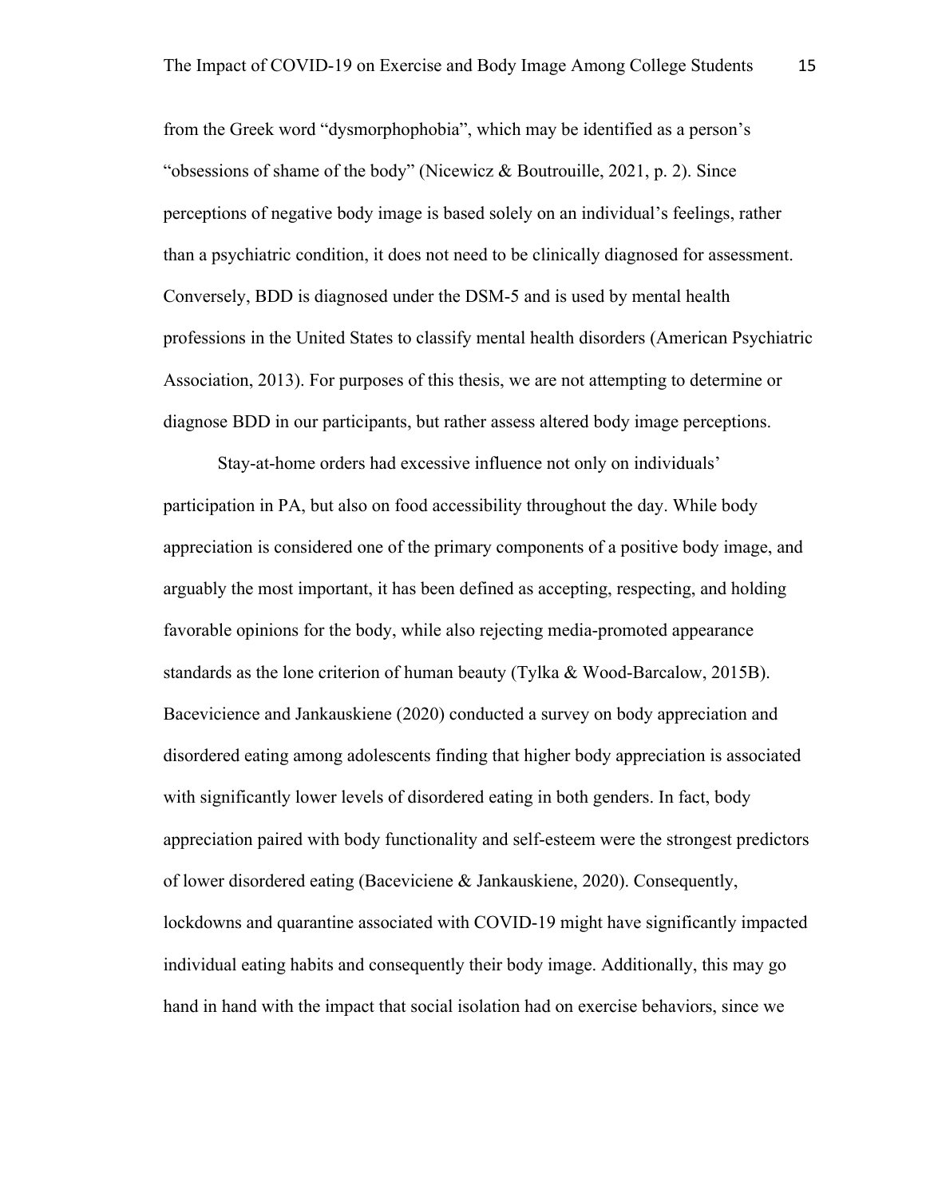from the Greek word "dysmorphophobia", which may be identified as a person's "obsessions of shame of the body" (Nicewicz & Boutrouille, 2021, p. 2). Since perceptions of negative body image is based solely on an individual's feelings, rather than a psychiatric condition, it does not need to be clinically diagnosed for assessment. Conversely, BDD is diagnosed under the DSM-5 and is used by mental health professions in the United States to classify mental health disorders (American Psychiatric Association, 2013). For purposes of this thesis, we are not attempting to determine or diagnose BDD in our participants, but rather assess altered body image perceptions.

Stay-at-home orders had excessive influence not only on individuals' participation in PA, but also on food accessibility throughout the day. While body appreciation is considered one of the primary components of a positive body image, and arguably the most important, it has been defined as accepting, respecting, and holding favorable opinions for the body, while also rejecting media-promoted appearance standards as the lone criterion of human beauty (Tylka & Wood-Barcalow, 2015B). Bacevicience and Jankauskiene (2020) conducted a survey on body appreciation and disordered eating among adolescents finding that higher body appreciation is associated with significantly lower levels of disordered eating in both genders. In fact, body appreciation paired with body functionality and self-esteem were the strongest predictors of lower disordered eating (Baceviciene & Jankauskiene, 2020). Consequently, lockdowns and quarantine associated with COVID-19 might have significantly impacted individual eating habits and consequently their body image. Additionally, this may go hand in hand with the impact that social isolation had on exercise behaviors, since we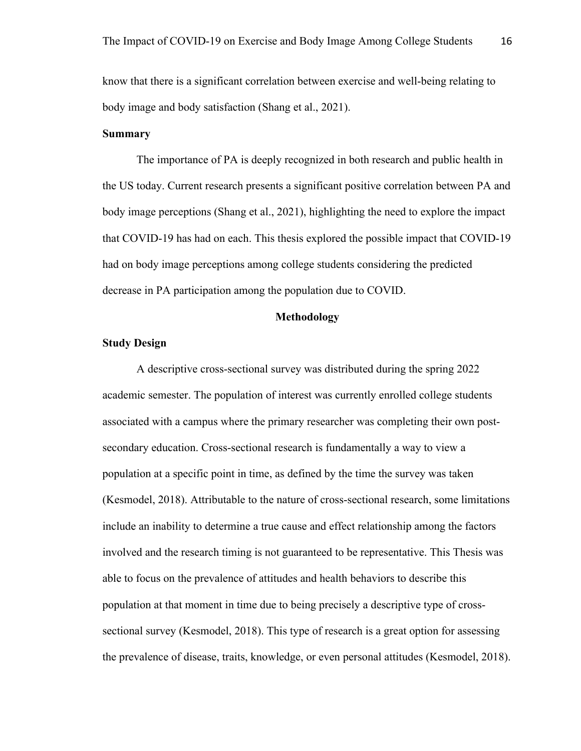know that there is a significant correlation between exercise and well-being relating to body image and body satisfaction (Shang et al., 2021).

### Summary

The importance of PA is deeply recognized in both research and public health in the US today. Current research presents a significant positive correlation between PA and body image perceptions (Shang et al., 2021), highlighting the need to explore the impact that COVID-19 has had on each. This thesis explored the possible impact that COVID-19 had on body image perceptions among college students considering the predicted decrease in PA participation among the population due to COVID.

## Methodology

### Study Design

A descriptive cross-sectional survey was distributed during the spring 2022 academic semester. The population of interest was currently enrolled college students associated with a campus where the primary researcher was completing their own post-secondary education. Cross-sectional research is fundamentally a way to view a population at a specific point in time, as defined by the time the survey was taken (Kesmodel, 2018). Attributable to the nature of cross-sectional research, some limitations include an inability to determine a true cause and effect relationship among the factors involved and the research timing is not guaranteed to be representative. This Thesis was able to focus on the prevalence of attitudes and health behaviors to describe this population at that moment in time due to being precisely a descriptive type of cross-sectional survey (Kesmodel, 2018). This type of research is a great option for assessing the prevalence of disease, traits, knowledge, or even personal attitudes (Kesmodel, 2018).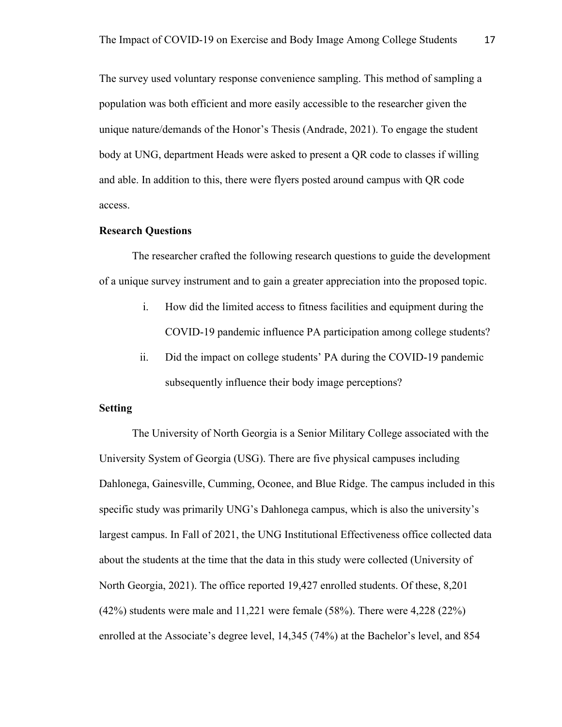The survey used voluntary response convenience sampling. This method of sampling a population was both efficient and more easily accessible to the researcher given the unique nature/demands of the Honor's Thesis (Andrade, 2021). To engage the student body at UNG, department Heads were asked to present a QR code to classes if willing and able. In addition to this, there were flyers posted around campus with QR code access.

**Research Questions**

The researcher crafted the following research questions to guide the development of a unique survey instrument and to gain a greater appreciation into the proposed topic.

i. How did the limited access to fitness facilities and equipment during the COVID-19 pandemic influence PA participation among college students?

ii. Did the impact on college students' PA during the COVID-19 pandemic subsequently influence their body image perceptions?

**Setting**

The University of North Georgia is a Senior Military College associated with the University System of Georgia (USG). There are five physical campuses including Dahlonega, Gainesville, Cumming, Oconee, and Blue Ridge. The campus included in this specific study was primarily UNG's Dahlonega campus, which is also the university's largest campus. In Fall of 2021, the UNG Institutional Effectiveness office collected data about the students at the time that the data in this study were collected (University of North Georgia, 2021). The office reported 19,427 enrolled students. Of these, 8,201 (42%) students were male and 11,221 were female (58%). There were 4,228 (22%) enrolled at the Associate's degree level, 14,345 (74%) at the Bachelor's level, and 854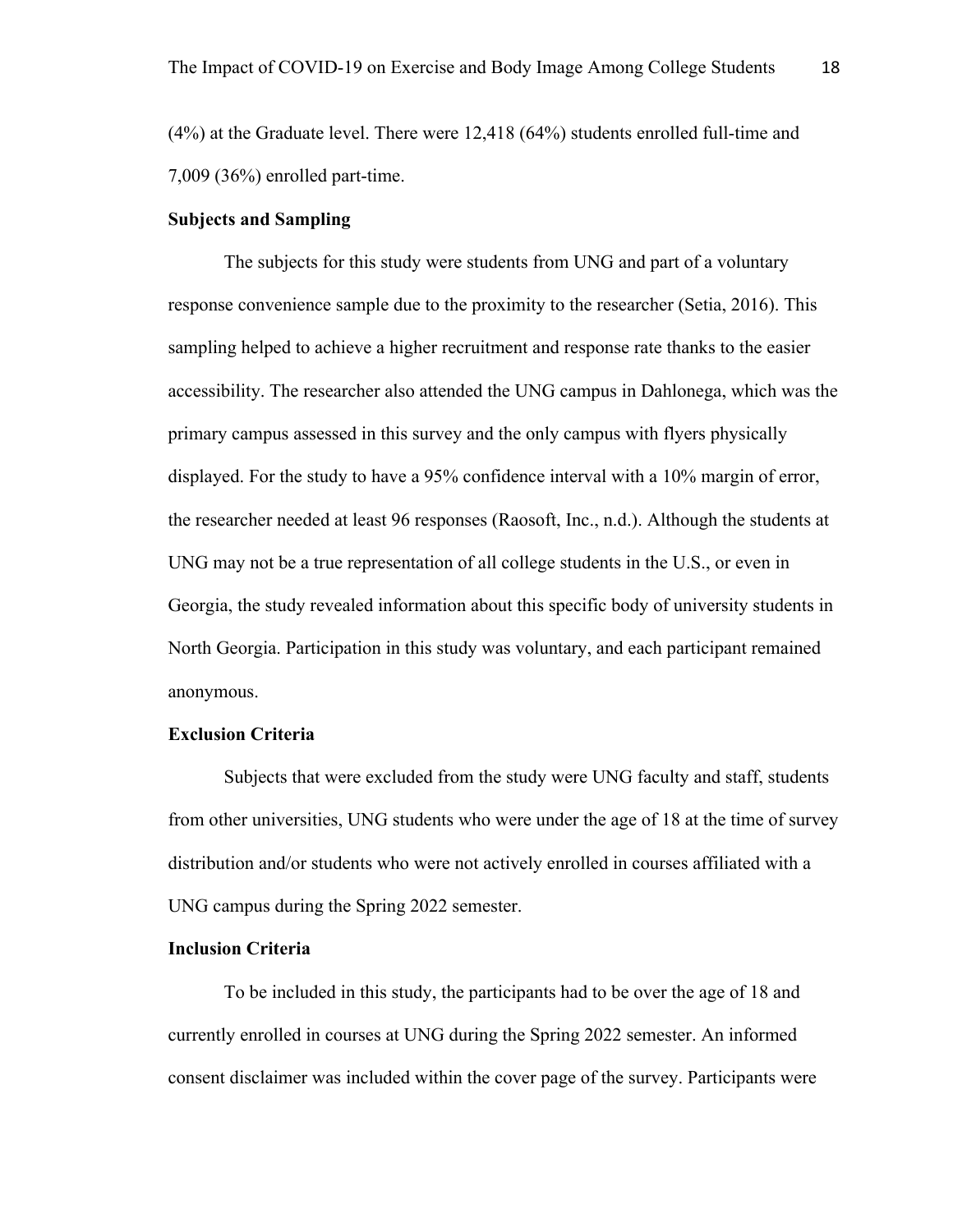(4%) at the Graduate level. There were 12,418 (64%) students enrolled full-time and 7,009 (36%) enrolled part-time.

**Subjects and Sampling**

The subjects for this study were students from UNG and part of a voluntary response convenience sample due to the proximity to the researcher (Setia, 2016). This sampling helped to achieve a higher recruitment and response rate thanks to the easier accessibility. The researcher also attended the UNG campus in Dahlonega, which was the primary campus assessed in this survey and the only campus with flyers physically displayed. For the study to have a 95% confidence interval with a 10% margin of error, the researcher needed at least 96 responses (Raosoft, Inc., n.d.). Although the students at UNG may not be a true representation of all college students in the U.S., or even in Georgia, the study revealed information about this specific body of university students in North Georgia. Participation in this study was voluntary, and each participant remained anonymous.

**Exclusion Criteria**

Subjects that were excluded from the study were UNG faculty and staff, students from other universities, UNG students who were under the age of 18 at the time of survey distribution and/or students who were not actively enrolled in courses affiliated with a UNG campus during the Spring 2022 semester.

**Inclusion Criteria**

To be included in this study, the participants had to be over the age of 18 and currently enrolled in courses at UNG during the Spring 2022 semester. An informed consent disclaimer was included within the cover page of the survey. Participants were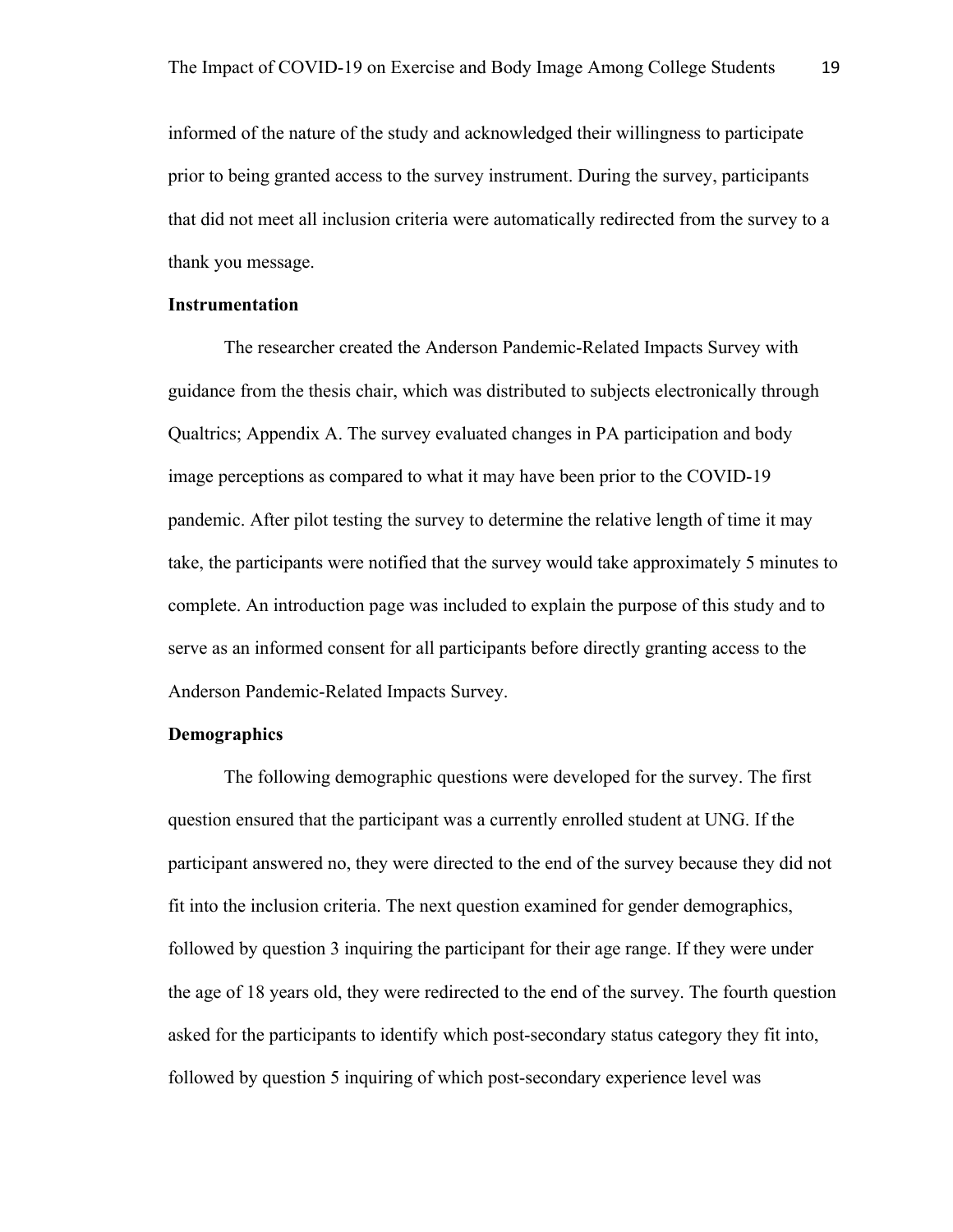informed of the nature of the study and acknowledged their willingness to participate prior to being granted access to the survey instrument. During the survey, participants that did not meet all inclusion criteria were automatically redirected from the survey to a thank you message.

### Instrumentation

The researcher created the Anderson Pandemic-Related Impacts Survey with guidance from the thesis chair, which was distributed to subjects electronically through Qualtrics; Appendix A. The survey evaluated changes in PA participation and body image perceptions as compared to what it may have been prior to the COVID-19 pandemic. After pilot testing the survey to determine the relative length of time it may take, the participants were notified that the survey would take approximately 5 minutes to complete. An introduction page was included to explain the purpose of this study and to serve as an informed consent for all participants before directly granting access to the Anderson Pandemic-Related Impacts Survey.

### Demographics

The following demographic questions were developed for the survey. The first question ensured that the participant was a currently enrolled student at UNG. If the participant answered no, they were directed to the end of the survey because they did not fit into the inclusion criteria. The next question examined for gender demographics, followed by question 3 inquiring the participant for their age range. If they were under the age of 18 years old, they were redirected to the end of the survey. The fourth question asked for the participants to identify which post-secondary status category they fit into, followed by question 5 inquiring of which post-secondary experience level was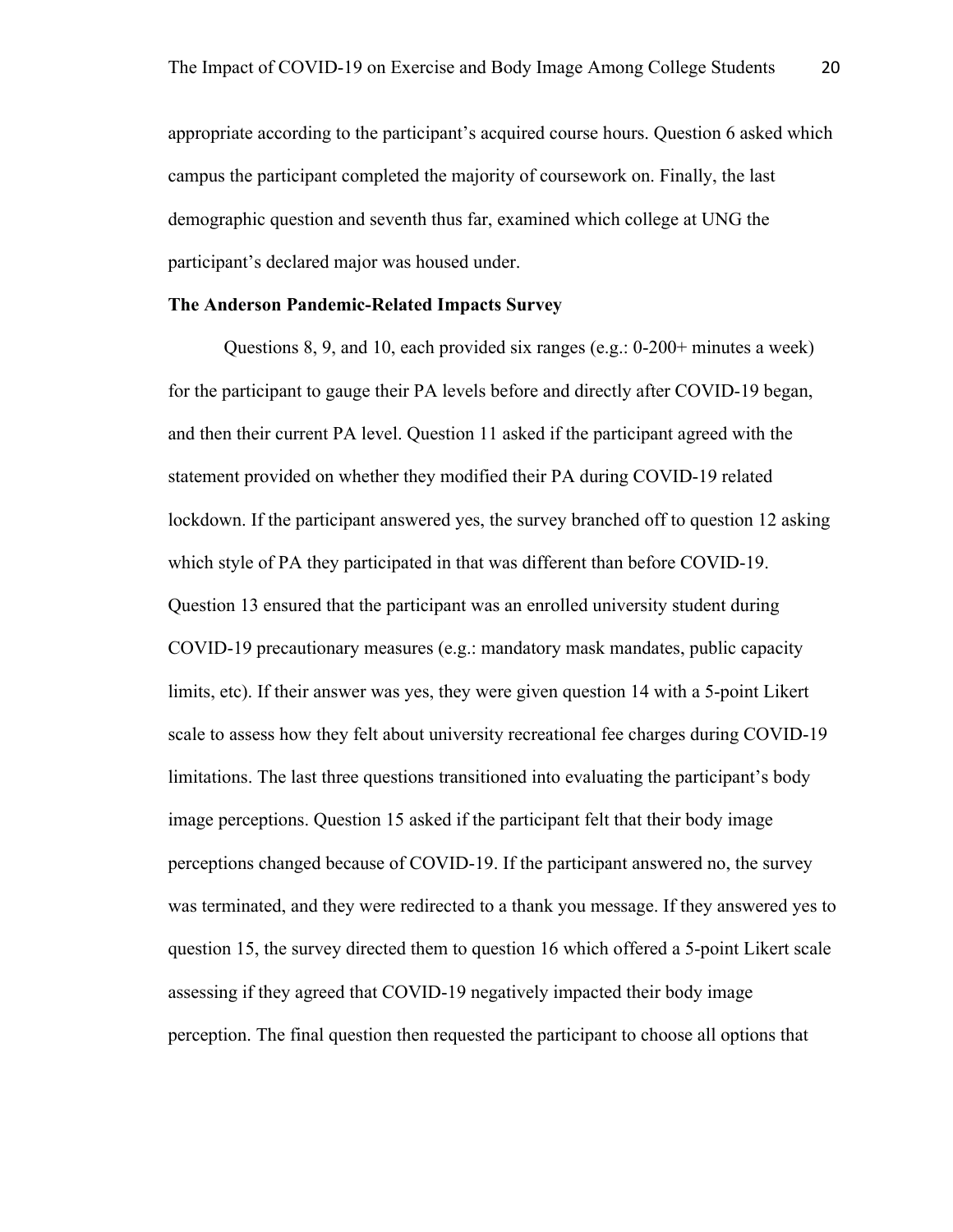appropriate according to the participant's acquired course hours. Question 6 asked which campus the participant completed the majority of coursework on. Finally, the last demographic question and seventh thus far, examined which college at UNG the participant's declared major was housed under.

**The Anderson Pandemic-Related Impacts Survey**

Questions 8, 9, and 10, each provided six ranges (e.g.: 0-200+ minutes a week) for the participant to gauge their PA levels before and directly after COVID-19 began, and then their current PA level. Question 11 asked if the participant agreed with the statement provided on whether they modified their PA during COVID-19 related lockdown. If the participant answered yes, the survey branched off to question 12 asking which style of PA they participated in that was different than before COVID-19. Question 13 ensured that the participant was an enrolled university student during COVID-19 precautionary measures (e.g.: mandatory mask mandates, public capacity limits, etc). If their answer was yes, they were given question 14 with a 5-point Likert scale to assess how they felt about university recreational fee charges during COVID-19 limitations. The last three questions transitioned into evaluating the participant's body image perceptions. Question 15 asked if the participant felt that their body image perceptions changed because of COVID-19. If the participant answered no, the survey was terminated, and they were redirected to a thank you message. If they answered yes to question 15, the survey directed them to question 16 which offered a 5-point Likert scale assessing if they agreed that COVID-19 negatively impacted their body image perception. The final question then requested the participant to choose all options that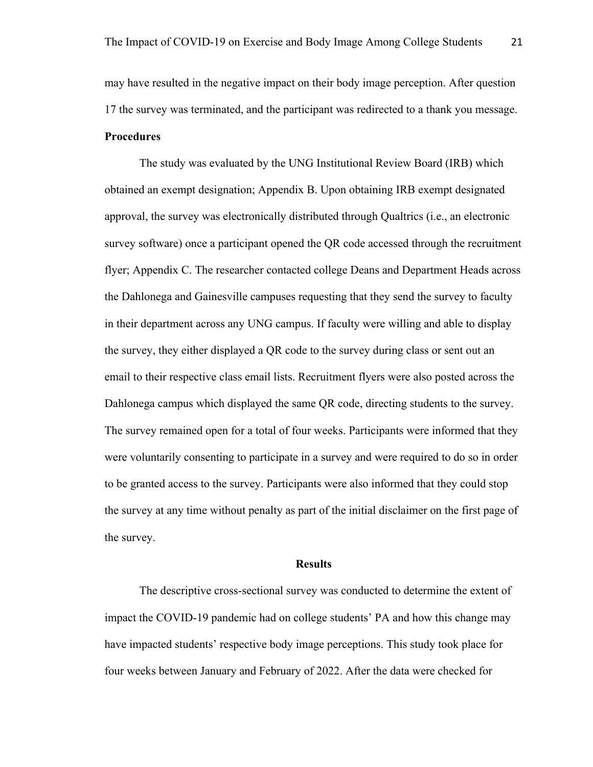may have resulted in the negative impact on their body image perception. After question 17 the survey was terminated, and the participant was redirected to a thank you message.

**Procedures**

The study was evaluated by the UNG Institutional Review Board (IRB) which obtained an exempt designation; Appendix B. Upon obtaining IRB exempt designated approval, the survey was electronically distributed through Qualtrics (i.e., an electronic survey software) once a participant opened the QR code accessed through the recruitment flyer; Appendix C. The researcher contacted college Deans and Department Heads across the Dahlonega and Gainesville campuses requesting that they send the survey to faculty in their department across any UNG campus. If faculty were willing and able to display the survey, they either displayed a QR code to the survey during class or sent out an email to their respective class email lists. Recruitment flyers were also posted across the Dahlonega campus which displayed the same QR code, directing students to the survey. The survey remained open for a total of four weeks. Participants were informed that they were voluntarily consenting to participate in a survey and were required to do so in order to be granted access to the survey. Participants were also informed that they could stop the survey at any time without penalty as part of the initial disclaimer on the first page of the survey.

## Results

The descriptive cross-sectional survey was conducted to determine the extent of impact the COVID-19 pandemic had on college students' PA and how this change may have impacted students' respective body image perceptions. This study took place for four weeks between January and February of 2022. After the data were checked for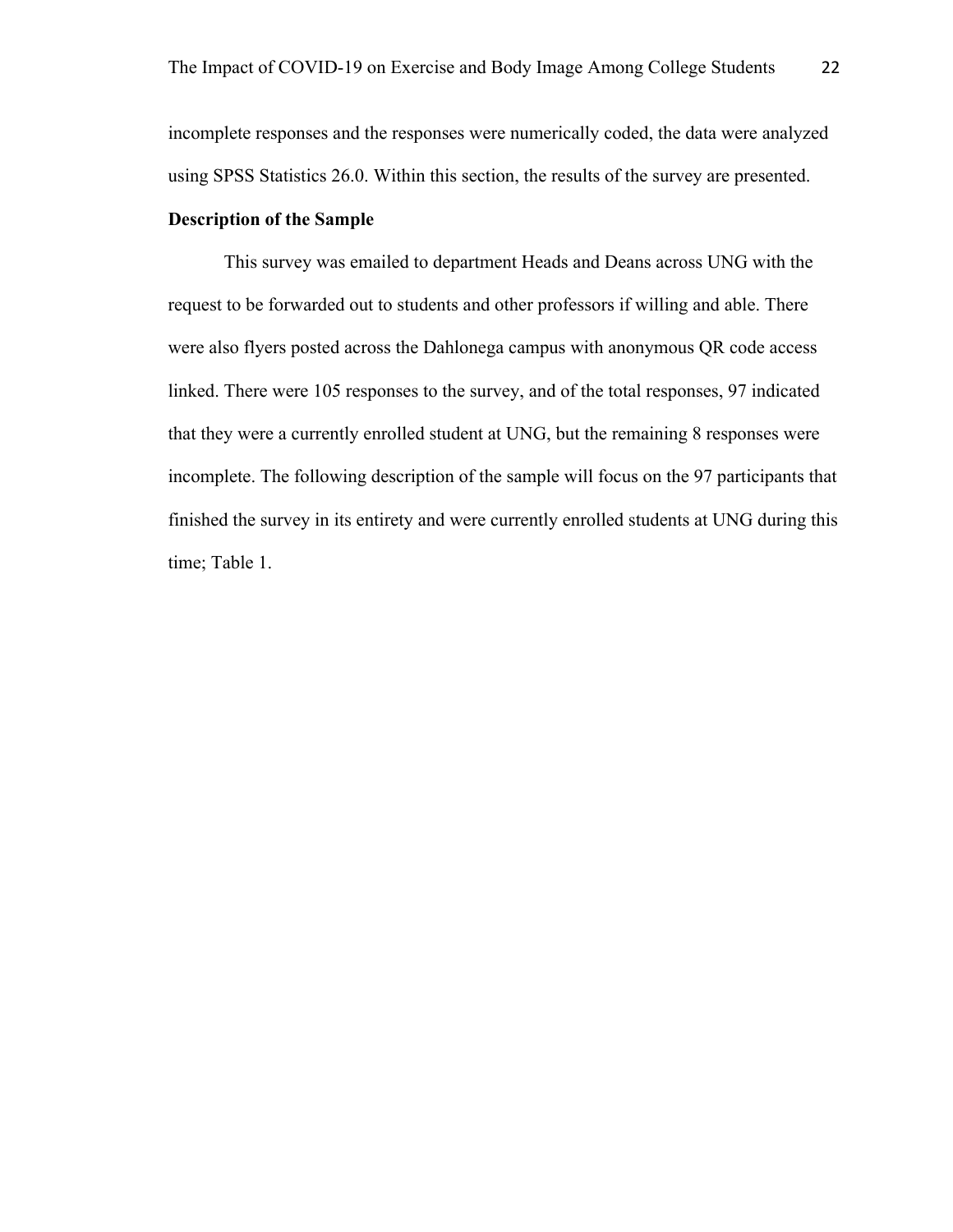incomplete responses and the responses were numerically coded, the data were analyzed using SPSS Statistics 26.0. Within this section, the results of the survey are presented.

**Description of the Sample**

This survey was emailed to department Heads and Deans across UNG with the request to be forwarded out to students and other professors if willing and able. There were also flyers posted across the Dahlonega campus with anonymous QR code access linked. There were 105 responses to the survey, and of the total responses, 97 indicated that they were a currently enrolled student at UNG, but the remaining 8 responses were incomplete. The following description of the sample will focus on the 97 participants that finished the survey in its entirety and were currently enrolled students at UNG during this time; Table 1.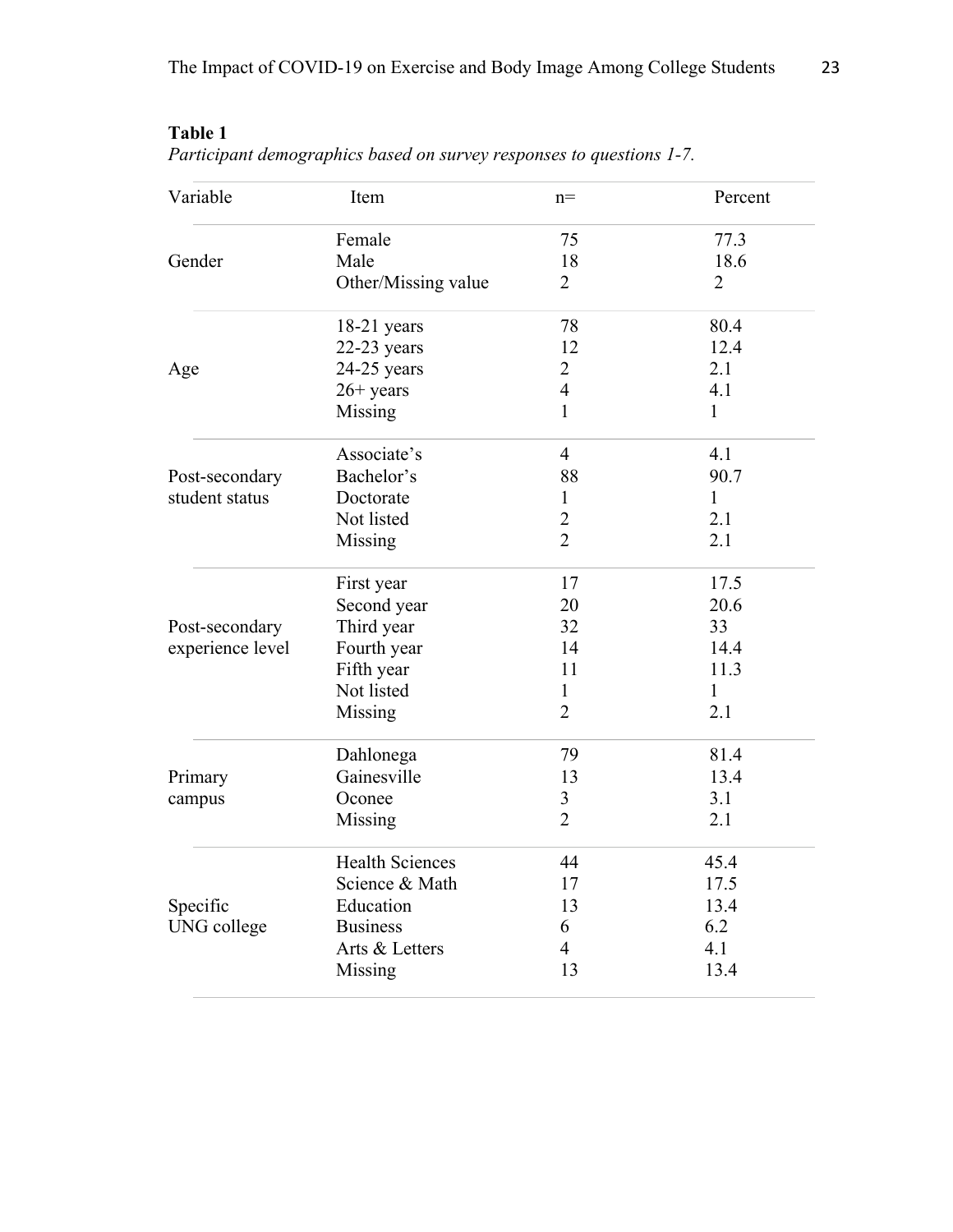**Table 1**

*Participant demographics based on survey responses to questions 1-7.*

| Variable | Item | n= | Percent |
|---|---|---|---|
| Gender | Female | 75 | 77.3 |
| | Male | 18 | 18.6 |
| | Other/Missing value | 2 | 2 |
| Age | 18-21 years | 78 | 80.4 |
| | 22-23 years | 12 | 12.4 |
| | 24-25 years | 2 | 2.1 |
| | 26+ years | 4 | 4.1 |
| | Missing | 1 | 1 |
| Post-secondary student status | Associate's | 4 | 4.1 |
| | Bachelor's | 88 | 90.7 |
| | Doctorate | 1 | 1 |
| | Not listed | 2 | 2.1 |
| | Missing | 2 | 2.1 |
| Post-secondary experience level | First year | 17 | 17.5 |
| | Second year | 20 | 20.6 |
| | Third year | 32 | 33 |
| | Fourth year | 14 | 14.4 |
| | Fifth year | 11 | 11.3 |
| | Not listed | 1 | 1 |
| | Missing | 2 | 2.1 |
| Primary campus | Dahlonega | 79 | 81.4 |
| | Gainesville | 13 | 13.4 |
| | Oconee | 3 | 3.1 |
| | Missing | 2 | 2.1 |
| Specific UNG college | Health Sciences | 44 | 45.4 |
| | Science & Math | 17 | 17.5 |
| | Education | 13 | 13.4 |
| | Business | 6 | 6.2 |
| | Arts & Letters | 4 | 4.1 |
| | Missing | 13 | 13.4 |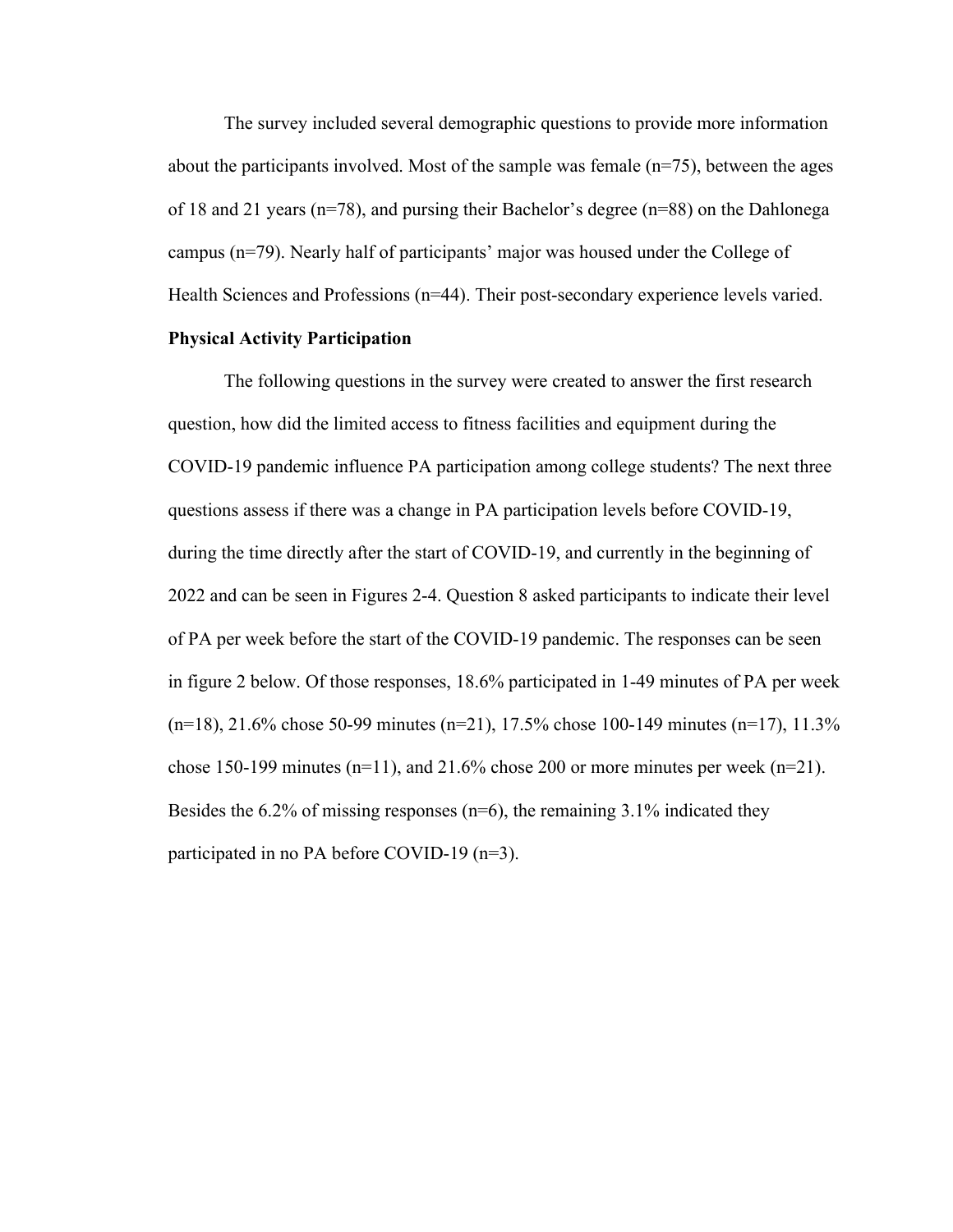The survey included several demographic questions to provide more information about the participants involved. Most of the sample was female (n=75), between the ages of 18 and 21 years (n=78), and pursing their Bachelor's degree (n=88) on the Dahlonega campus (n=79). Nearly half of participants' major was housed under the College of Health Sciences and Professions (n=44). Their post-secondary experience levels varied.

**Physical Activity Participation**

The following questions in the survey were created to answer the first research question, how did the limited access to fitness facilities and equipment during the COVID-19 pandemic influence PA participation among college students? The next three questions assess if there was a change in PA participation levels before COVID-19, during the time directly after the start of COVID-19, and currently in the beginning of 2022 and can be seen in Figures 2-4. Question 8 asked participants to indicate their level of PA per week before the start of the COVID-19 pandemic. The responses can be seen in figure 2 below. Of those responses, 18.6% participated in 1-49 minutes of PA per week (n=18), 21.6% chose 50-99 minutes (n=21), 17.5% chose 100-149 minutes (n=17), 11.3% chose 150-199 minutes (n=11), and 21.6% chose 200 or more minutes per week (n=21). Besides the 6.2% of missing responses (n=6), the remaining 3.1% indicated they participated in no PA before COVID-19 (n=3).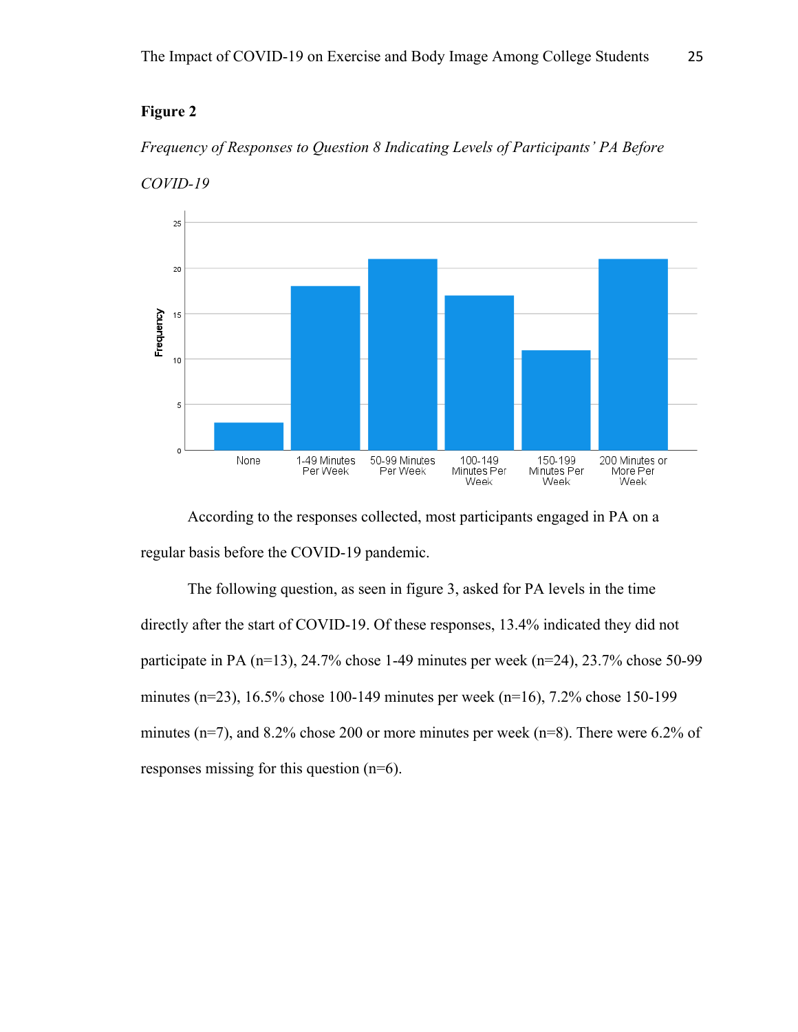**Figure 2**

*Frequency of Responses to Question 8 Indicating Levels of Participants' PA Before COVID-19*

According to the responses collected, most participants engaged in PA on a regular basis before the COVID-19 pandemic.

The following question, as seen in figure 3, asked for PA levels in the time directly after the start of COVID-19. Of these responses, 13.4% indicated they did not participate in PA (n=13), 24.7% chose 1-49 minutes per week (n=24), 23.7% chose 50-99 minutes (n=23), 16.5% chose 100-149 minutes per week (n=16), 7.2% chose 150-199 minutes (n=7), and 8.2% chose 200 or more minutes per week (n=8). There were 6.2% of responses missing for this question (n=6).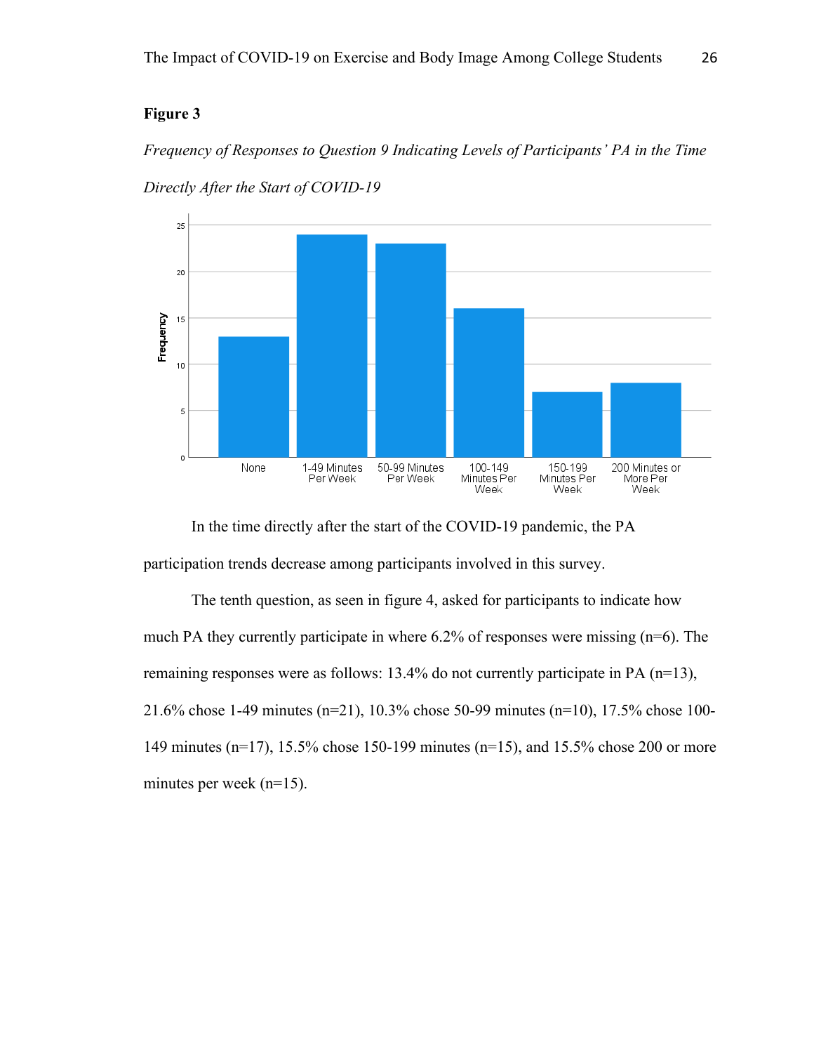**Figure 3**

*Frequency of Responses to Question 9 Indicating Levels of Participants' PA in the Time Directly After the Start of COVID-19*

In the time directly after the start of the COVID-19 pandemic, the PA participation trends decrease among participants involved in this survey.

The tenth question, as seen in figure 4, asked for participants to indicate how much PA they currently participate in where 6.2% of responses were missing (n=6). The remaining responses were as follows: 13.4% do not currently participate in PA (n=13), 21.6% chose 1-49 minutes (n=21), 10.3% chose 50-99 minutes (n=10), 17.5% chose 100-149 minutes (n=17), 15.5% chose 150-199 minutes (n=15), and 15.5% chose 200 or more minutes per week (n=15).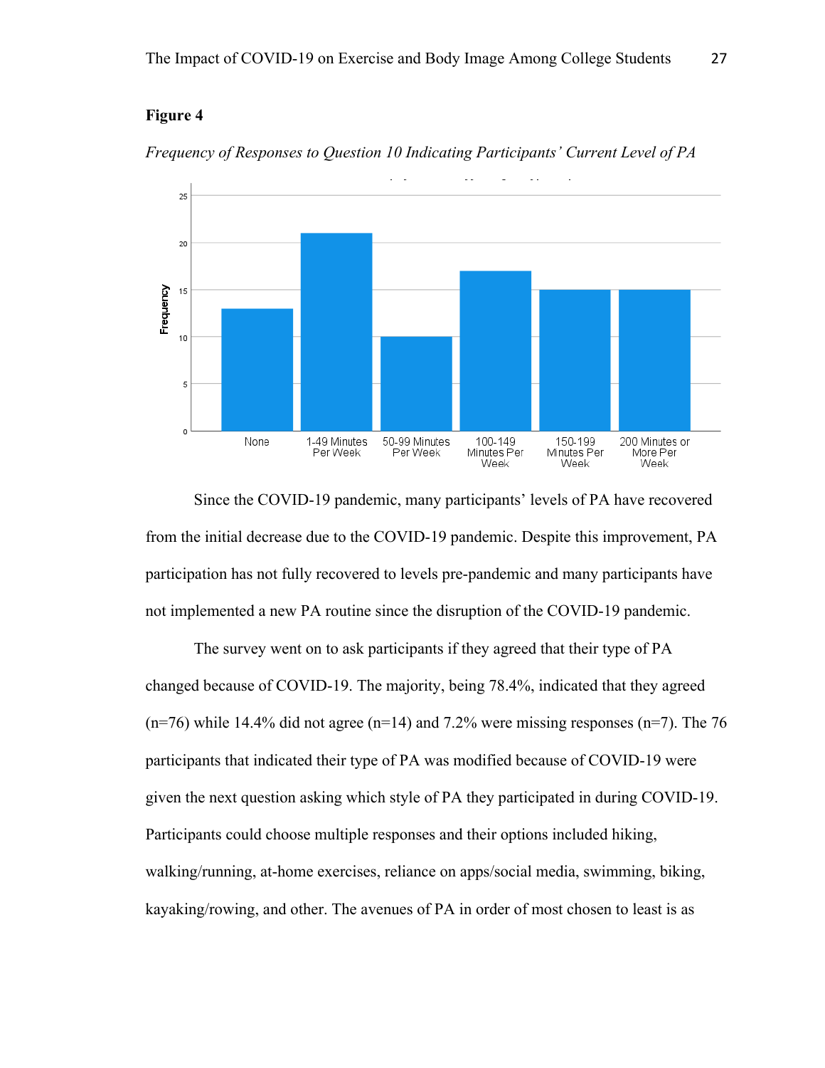**Figure 4**

*Frequency of Responses to Question 10 Indicating Participants' Current Level of PA*

Since the COVID-19 pandemic, many participants' levels of PA have recovered from the initial decrease due to the COVID-19 pandemic. Despite this improvement, PA participation has not fully recovered to levels pre-pandemic and many participants have not implemented a new PA routine since the disruption of the COVID-19 pandemic.

The survey went on to ask participants if they agreed that their type of PA changed because of COVID-19. The majority, being 78.4%, indicated that they agreed (n=76) while 14.4% did not agree (n=14) and 7.2% were missing responses (n=7). The 76 participants that indicated their type of PA was modified because of COVID-19 were given the next question asking which style of PA they participated in during COVID-19. Participants could choose multiple responses and their options included hiking, walking/running, at-home exercises, reliance on apps/social media, swimming, biking, kayaking/rowing, and other. The avenues of PA in order of most chosen to least is as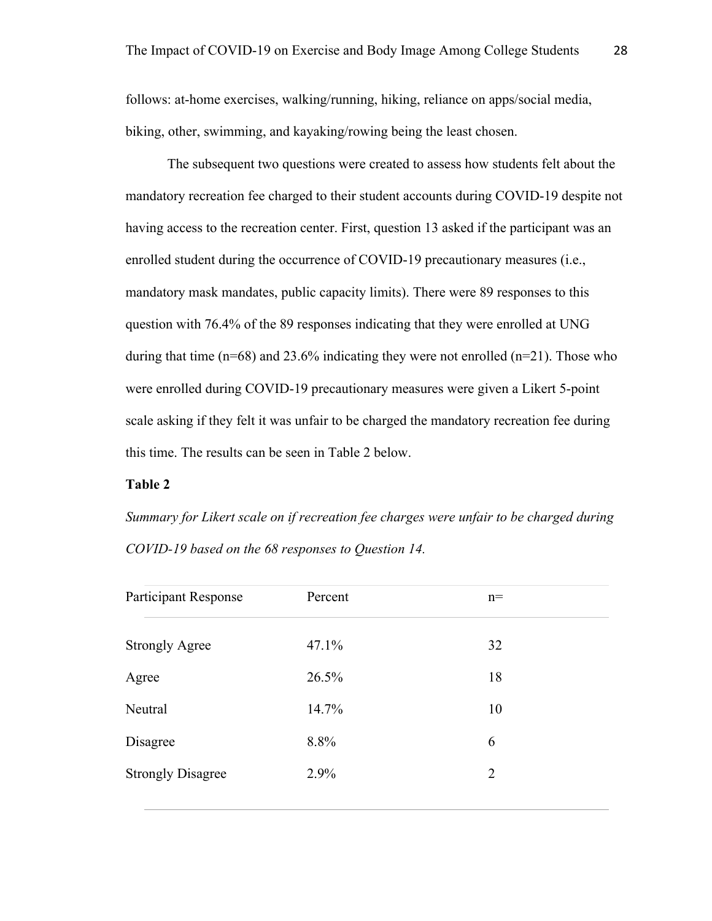follows: at-home exercises, walking/running, hiking, reliance on apps/social media, biking, other, swimming, and kayaking/rowing being the least chosen.

The subsequent two questions were created to assess how students felt about the mandatory recreation fee charged to their student accounts during COVID-19 despite not having access to the recreation center. First, question 13 asked if the participant was an enrolled student during the occurrence of COVID-19 precautionary measures (i.e., mandatory mask mandates, public capacity limits). There were 89 responses to this question with 76.4% of the 89 responses indicating that they were enrolled at UNG during that time (n=68) and 23.6% indicating they were not enrolled (n=21). Those who were enrolled during COVID-19 precautionary measures were given a Likert 5-point scale asking if they felt it was unfair to be charged the mandatory recreation fee during this time. The results can be seen in Table 2 below.

**Table 2**

*Summary for Likert scale on if recreation fee charges were unfair to be charged during COVID-19 based on the 68 responses to Question 14.*

| Participant Response | Percent | n= |
|---|---|---|
| Strongly Agree | 47.1% | 32 |
| Agree | 26.5% | 18 |
| Neutral | 14.7% | 10 |
| Disagree | 8.8% | 6 |
| Strongly Disagree | 2.9% | 2 |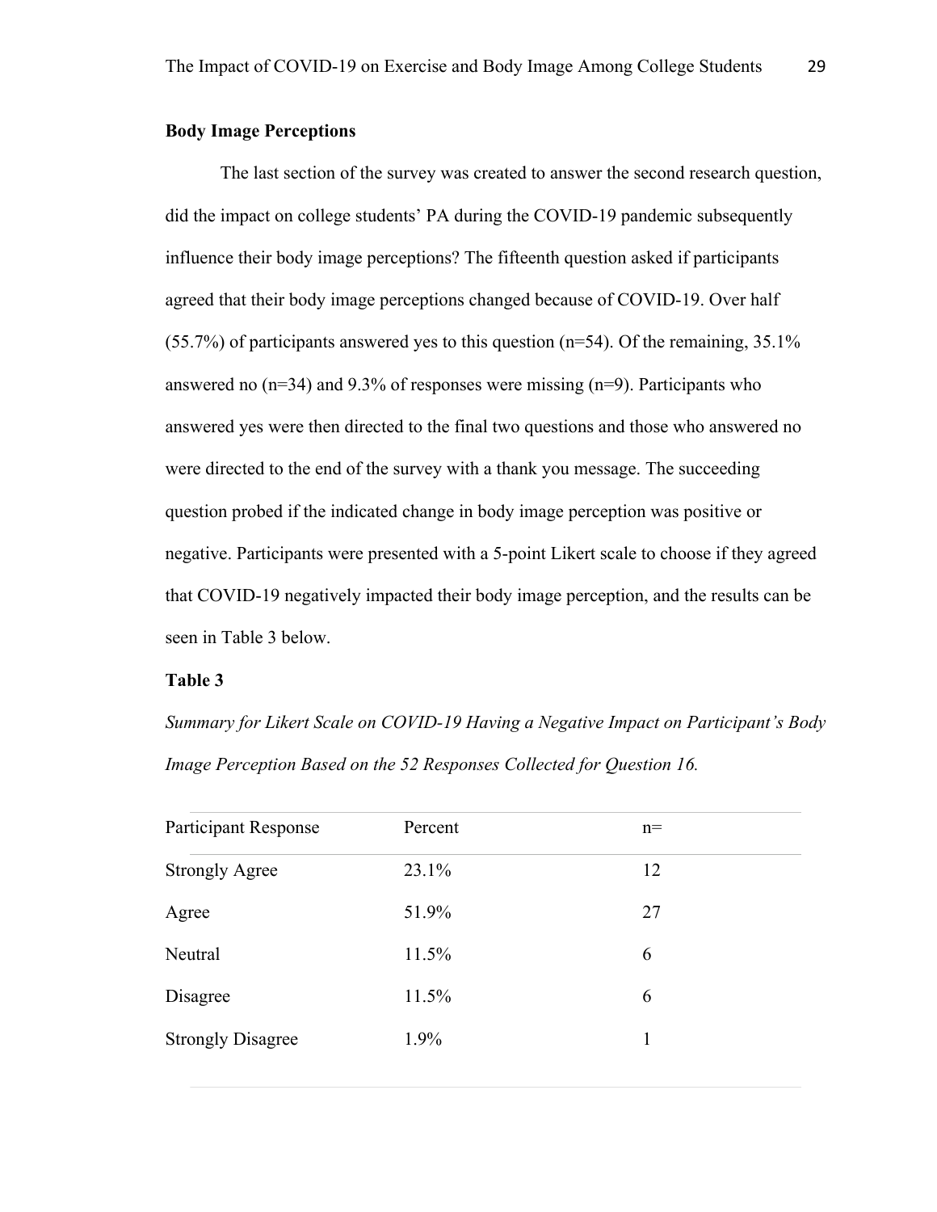**Body Image Perceptions**

The last section of the survey was created to answer the second research question, did the impact on college students' PA during the COVID-19 pandemic subsequently influence their body image perceptions? The fifteenth question asked if participants agreed that their body image perceptions changed because of COVID-19. Over half (55.7%) of participants answered yes to this question (n=54). Of the remaining, 35.1% answered no (n=34) and 9.3% of responses were missing (n=9). Participants who answered yes were then directed to the final two questions and those who answered no were directed to the end of the survey with a thank you message. The succeeding question probed if the indicated change in body image perception was positive or negative. Participants were presented with a 5-point Likert scale to choose if they agreed that COVID-19 negatively impacted their body image perception, and the results can be seen in Table 3 below.

**Table 3**

*Summary for Likert Scale on COVID-19 Having a Negative Impact on Participant's Body Image Perception Based on the 52 Responses Collected for Question 16.*

| Participant Response | Percent | n= |
| --- | --- | --- |
| Strongly Agree | 23.1% | 12 |
| Agree | 51.9% | 27 |
| Neutral | 11.5% | 6 |
| Disagree | 11.5% | 6 |
| Strongly Disagree | 1.9% | 1 |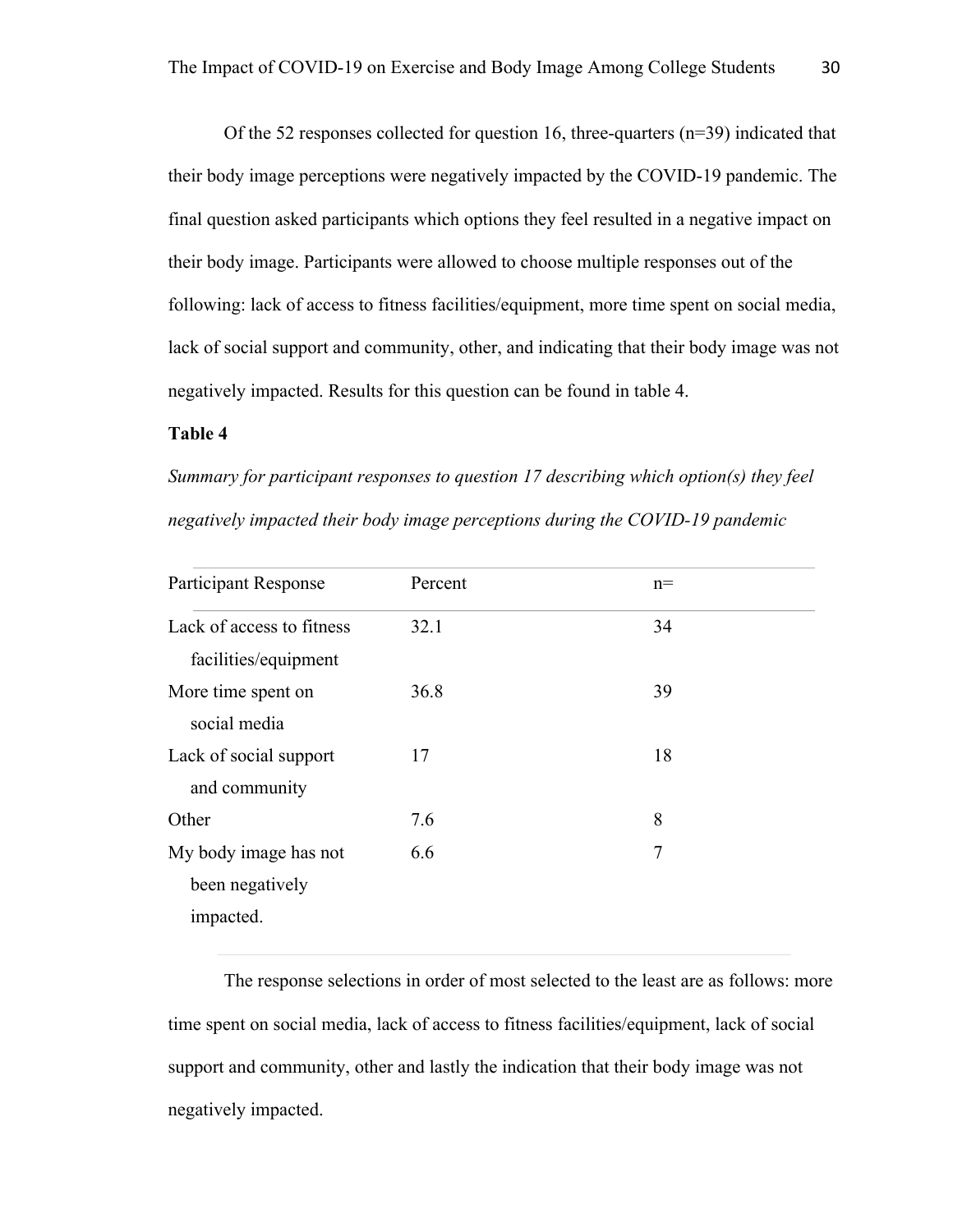Of the 52 responses collected for question 16, three-quarters (n=39) indicated that their body image perceptions were negatively impacted by the COVID-19 pandemic. The final question asked participants which options they feel resulted in a negative impact on their body image. Participants were allowed to choose multiple responses out of the following: lack of access to fitness facilities/equipment, more time spent on social media, lack of social support and community, other, and indicating that their body image was not negatively impacted. Results for this question can be found in table 4.

**Table 4**

*Summary for participant responses to question 17 describing which option(s) they feel negatively impacted their body image perceptions during the COVID-19 pandemic*

| Participant Response | Percent | n= |
|---|---|---|
| Lack of access to fitness facilities/equipment | 32.1 | 34 |
| More time spent on social media | 36.8 | 39 |
| Lack of social support and community | 17 | 18 |
| Other | 7.6 | 8 |
| My body image has not been negatively impacted. | 6.6 | 7 |

The response selections in order of most selected to the least are as follows: more time spent on social media, lack of access to fitness facilities/equipment, lack of social support and community, other and lastly the indication that their body image was not negatively impacted.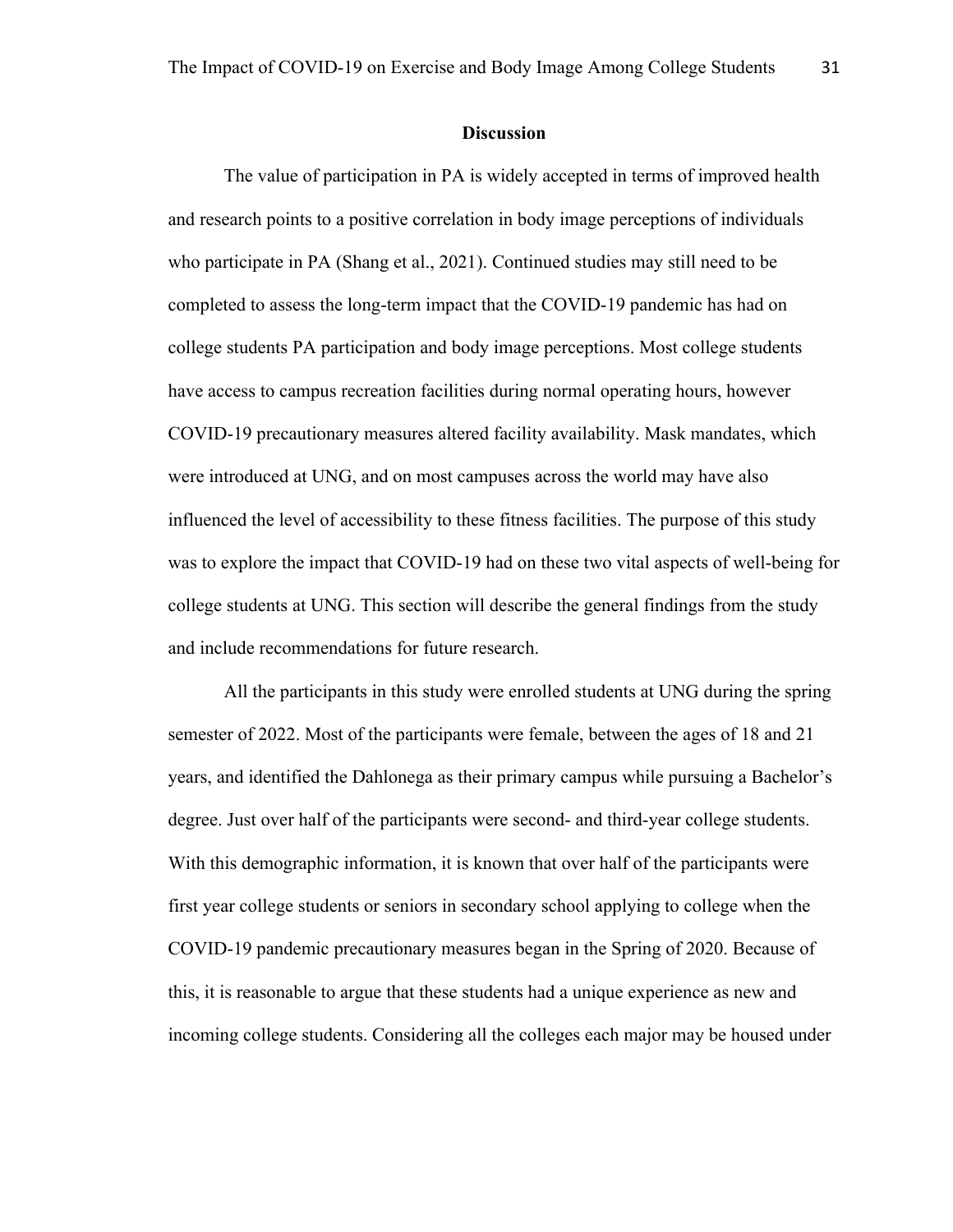## Discussion

The value of participation in PA is widely accepted in terms of improved health and research points to a positive correlation in body image perceptions of individuals who participate in PA (Shang et al., 2021). Continued studies may still need to be completed to assess the long-term impact that the COVID-19 pandemic has had on college students PA participation and body image perceptions. Most college students have access to campus recreation facilities during normal operating hours, however COVID-19 precautionary measures altered facility availability. Mask mandates, which were introduced at UNG, and on most campuses across the world may have also influenced the level of accessibility to these fitness facilities. The purpose of this study was to explore the impact that COVID-19 had on these two vital aspects of well-being for college students at UNG. This section will describe the general findings from the study and include recommendations for future research.

All the participants in this study were enrolled students at UNG during the spring semester of 2022. Most of the participants were female, between the ages of 18 and 21 years, and identified the Dahlonega as their primary campus while pursuing a Bachelor's degree. Just over half of the participants were second- and third-year college students. With this demographic information, it is known that over half of the participants were first year college students or seniors in secondary school applying to college when the COVID-19 pandemic precautionary measures began in the Spring of 2020. Because of this, it is reasonable to argue that these students had a unique experience as new and incoming college students. Considering all the colleges each major may be housed under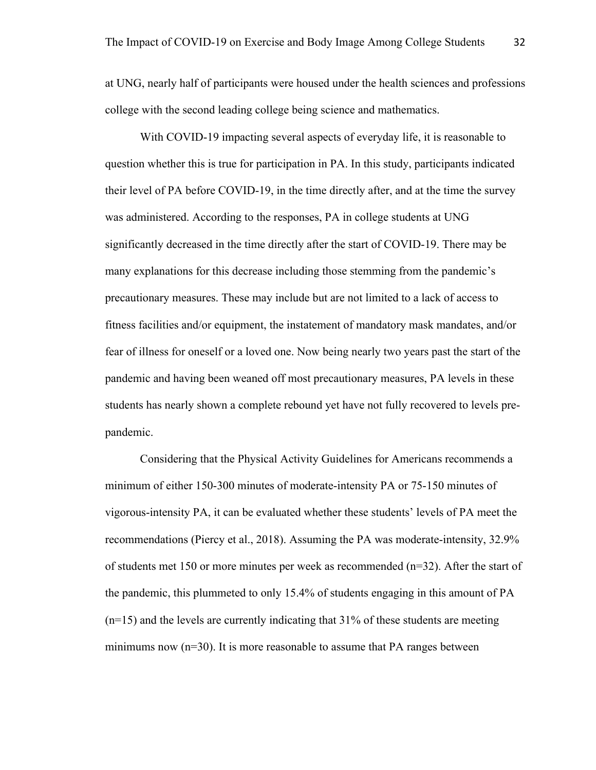at UNG, nearly half of participants were housed under the health sciences and professions college with the second leading college being science and mathematics.

With COVID-19 impacting several aspects of everyday life, it is reasonable to question whether this is true for participation in PA. In this study, participants indicated their level of PA before COVID-19, in the time directly after, and at the time the survey was administered. According to the responses, PA in college students at UNG significantly decreased in the time directly after the start of COVID-19. There may be many explanations for this decrease including those stemming from the pandemic's precautionary measures. These may include but are not limited to a lack of access to fitness facilities and/or equipment, the instatement of mandatory mask mandates, and/or fear of illness for oneself or a loved one. Now being nearly two years past the start of the pandemic and having been weaned off most precautionary measures, PA levels in these students has nearly shown a complete rebound yet have not fully recovered to levels pre-pandemic.

Considering that the Physical Activity Guidelines for Americans recommends a minimum of either 150-300 minutes of moderate-intensity PA or 75-150 minutes of vigorous-intensity PA, it can be evaluated whether these students' levels of PA meet the recommendations (Piercy et al., 2018). Assuming the PA was moderate-intensity, 32.9% of students met 150 or more minutes per week as recommended (n=32). After the start of the pandemic, this plummeted to only 15.4% of students engaging in this amount of PA (n=15) and the levels are currently indicating that 31% of these students are meeting minimums now (n=30). It is more reasonable to assume that PA ranges between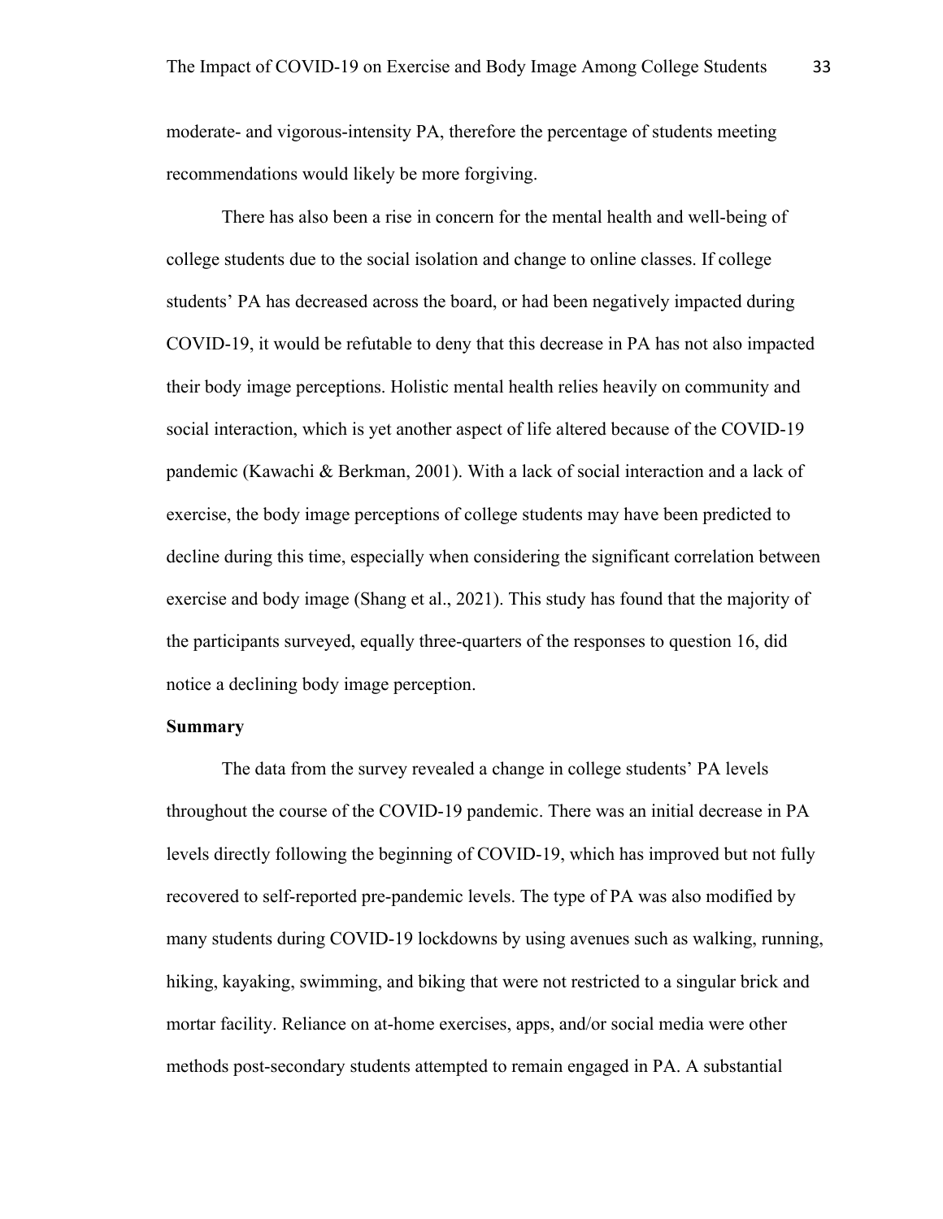moderate- and vigorous-intensity PA, therefore the percentage of students meeting recommendations would likely be more forgiving.

There has also been a rise in concern for the mental health and well-being of college students due to the social isolation and change to online classes. If college students' PA has decreased across the board, or had been negatively impacted during COVID-19, it would be refutable to deny that this decrease in PA has not also impacted their body image perceptions. Holistic mental health relies heavily on community and social interaction, which is yet another aspect of life altered because of the COVID-19 pandemic (Kawachi & Berkman, 2001). With a lack of social interaction and a lack of exercise, the body image perceptions of college students may have been predicted to decline during this time, especially when considering the significant correlation between exercise and body image (Shang et al., 2021). This study has found that the majority of the participants surveyed, equally three-quarters of the responses to question 16, did notice a declining body image perception.

**Summary**

The data from the survey revealed a change in college students' PA levels throughout the course of the COVID-19 pandemic. There was an initial decrease in PA levels directly following the beginning of COVID-19, which has improved but not fully recovered to self-reported pre-pandemic levels. The type of PA was also modified by many students during COVID-19 lockdowns by using avenues such as walking, running, hiking, kayaking, swimming, and biking that were not restricted to a singular brick and mortar facility. Reliance on at-home exercises, apps, and/or social media were other methods post-secondary students attempted to remain engaged in PA. A substantial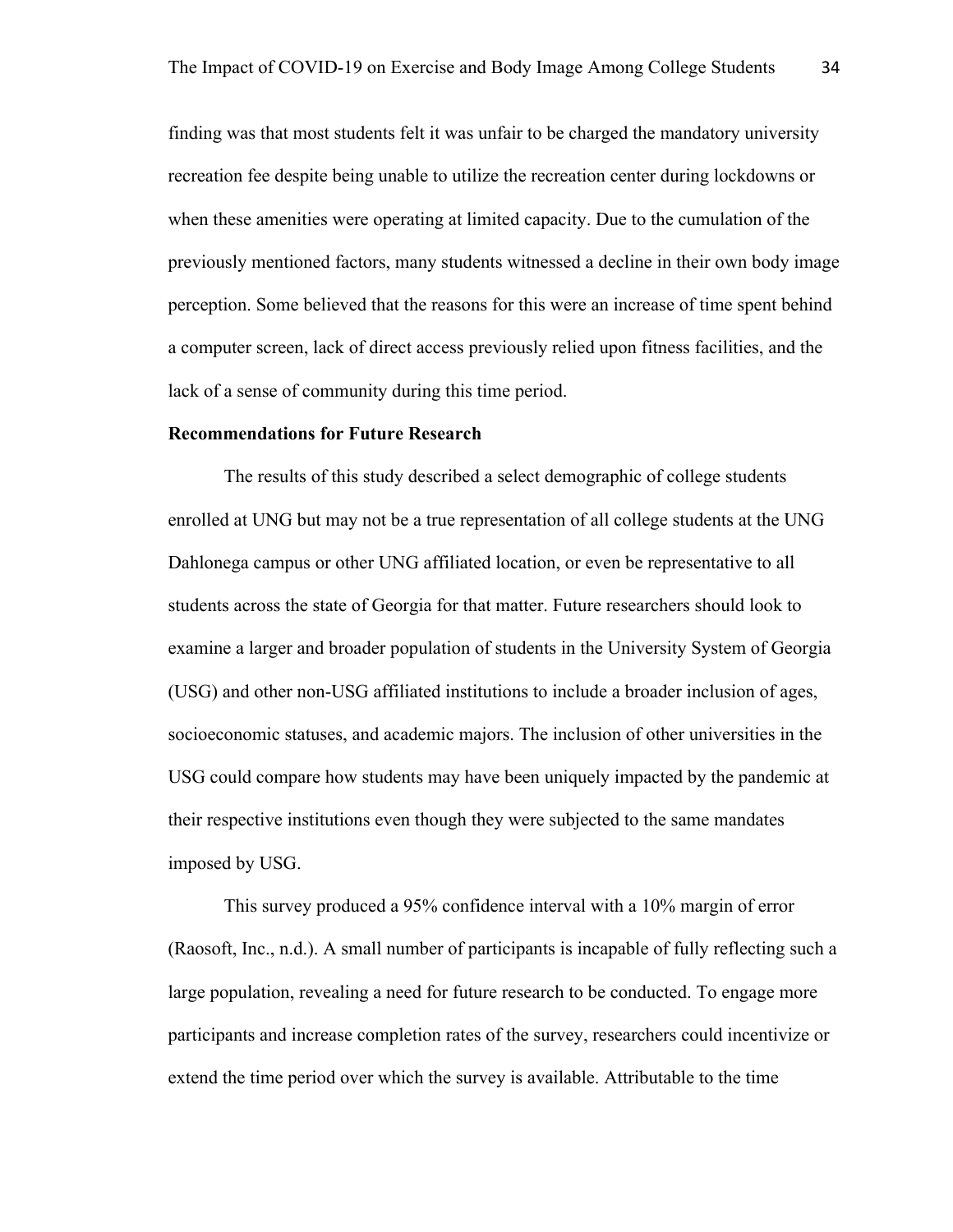finding was that most students felt it was unfair to be charged the mandatory university recreation fee despite being unable to utilize the recreation center during lockdowns or when these amenities were operating at limited capacity. Due to the cumulation of the previously mentioned factors, many students witnessed a decline in their own body image perception. Some believed that the reasons for this were an increase of time spent behind a computer screen, lack of direct access previously relied upon fitness facilities, and the lack of a sense of community during this time period.

## Recommendations for Future Research

The results of this study described a select demographic of college students enrolled at UNG but may not be a true representation of all college students at the UNG Dahlonega campus or other UNG affiliated location, or even be representative to all students across the state of Georgia for that matter. Future researchers should look to examine a larger and broader population of students in the University System of Georgia (USG) and other non-USG affiliated institutions to include a broader inclusion of ages, socioeconomic statuses, and academic majors. The inclusion of other universities in the USG could compare how students may have been uniquely impacted by the pandemic at their respective institutions even though they were subjected to the same mandates imposed by USG.

This survey produced a 95% confidence interval with a 10% margin of error (Raosoft, Inc., n.d.). A small number of participants is incapable of fully reflecting such a large population, revealing a need for future research to be conducted. To engage more participants and increase completion rates of the survey, researchers could incentivize or extend the time period over which the survey is available. Attributable to the time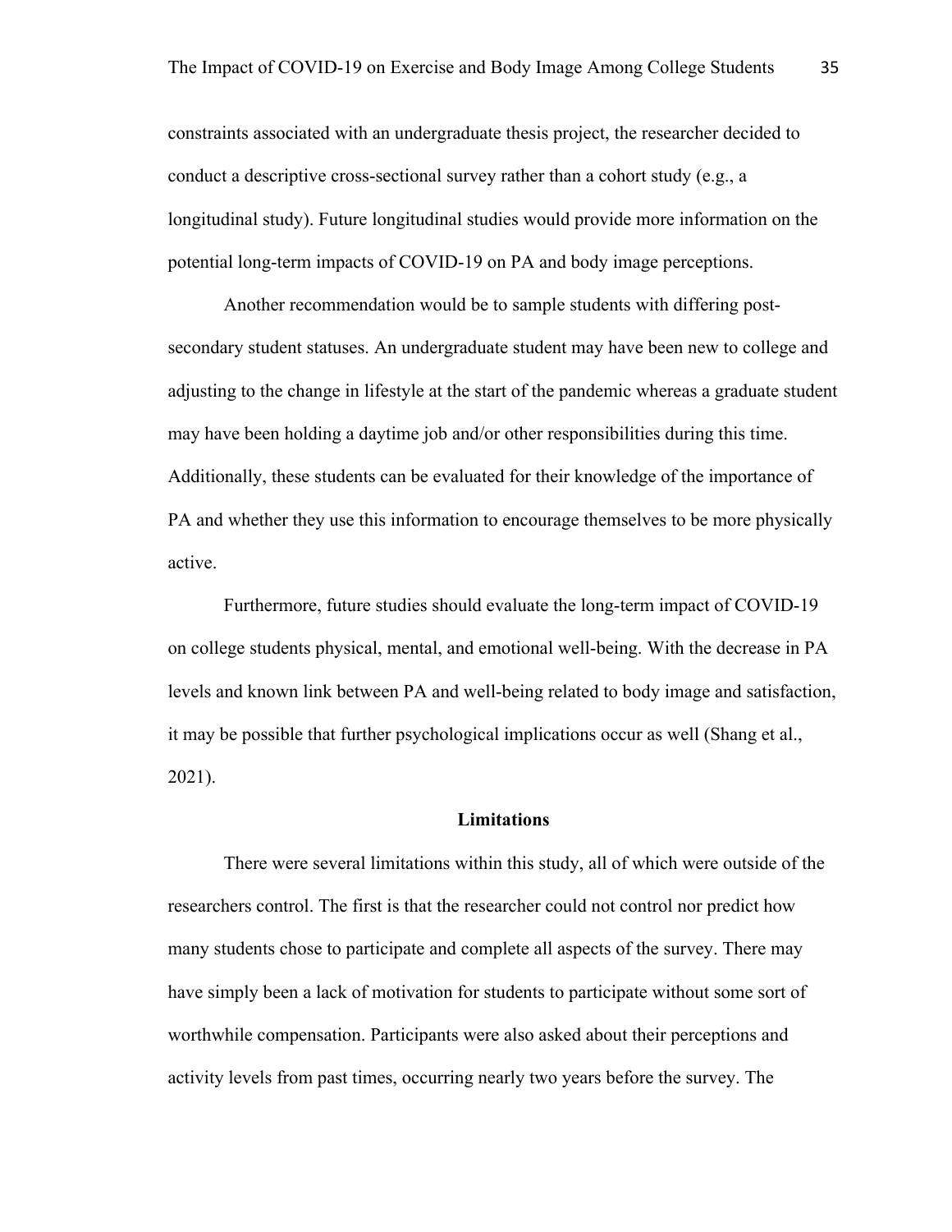constraints associated with an undergraduate thesis project, the researcher decided to conduct a descriptive cross-sectional survey rather than a cohort study (e.g., a longitudinal study). Future longitudinal studies would provide more information on the potential long-term impacts of COVID-19 on PA and body image perceptions.

Another recommendation would be to sample students with differing post-secondary student statuses. An undergraduate student may have been new to college and adjusting to the change in lifestyle at the start of the pandemic whereas a graduate student may have been holding a daytime job and/or other responsibilities during this time. Additionally, these students can be evaluated for their knowledge of the importance of PA and whether they use this information to encourage themselves to be more physically active.

Furthermore, future studies should evaluate the long-term impact of COVID-19 on college students physical, mental, and emotional well-being. With the decrease in PA levels and known link between PA and well-being related to body image and satisfaction, it may be possible that further psychological implications occur as well (Shang et al., 2021).

## Limitations

There were several limitations within this study, all of which were outside of the researchers control. The first is that the researcher could not control nor predict how many students chose to participate and complete all aspects of the survey. There may have simply been a lack of motivation for students to participate without some sort of worthwhile compensation. Participants were also asked about their perceptions and activity levels from past times, occurring nearly two years before the survey. The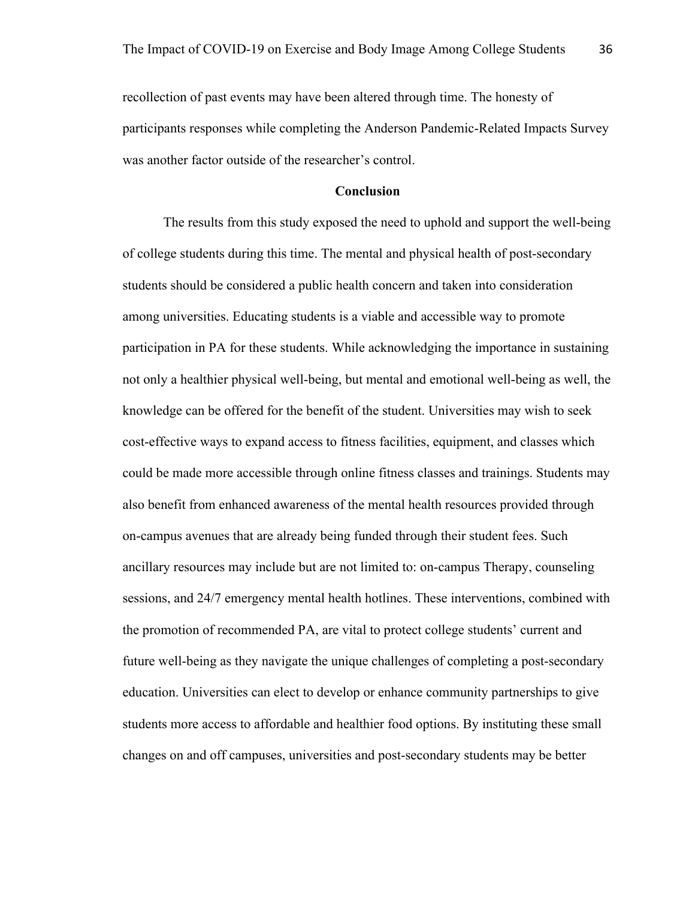recollection of past events may have been altered through time. The honesty of participants responses while completing the Anderson Pandemic-Related Impacts Survey was another factor outside of the researcher's control.

## Conclusion

The results from this study exposed the need to uphold and support the well-being of college students during this time. The mental and physical health of post-secondary students should be considered a public health concern and taken into consideration among universities. Educating students is a viable and accessible way to promote participation in PA for these students. While acknowledging the importance in sustaining not only a healthier physical well-being, but mental and emotional well-being as well, the knowledge can be offered for the benefit of the student. Universities may wish to seek cost-effective ways to expand access to fitness facilities, equipment, and classes which could be made more accessible through online fitness classes and trainings. Students may also benefit from enhanced awareness of the mental health resources provided through on-campus avenues that are already being funded through their student fees. Such ancillary resources may include but are not limited to: on-campus Therapy, counseling sessions, and 24/7 emergency mental health hotlines. These interventions, combined with the promotion of recommended PA, are vital to protect college students' current and future well-being as they navigate the unique challenges of completing a post-secondary education. Universities can elect to develop or enhance community partnerships to give students more access to affordable and healthier food options. By instituting these small changes on and off campuses, universities and post-secondary students may be better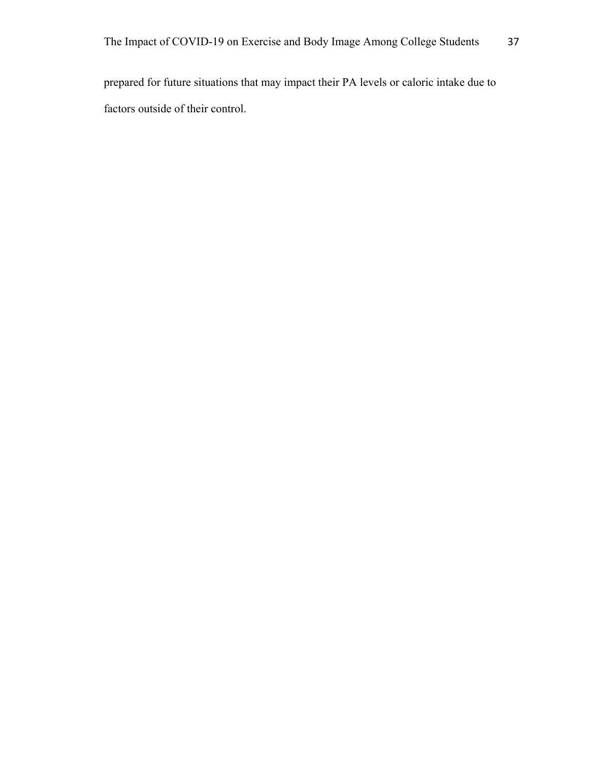prepared for future situations that may impact their PA levels or caloric intake due to factors outside of their control.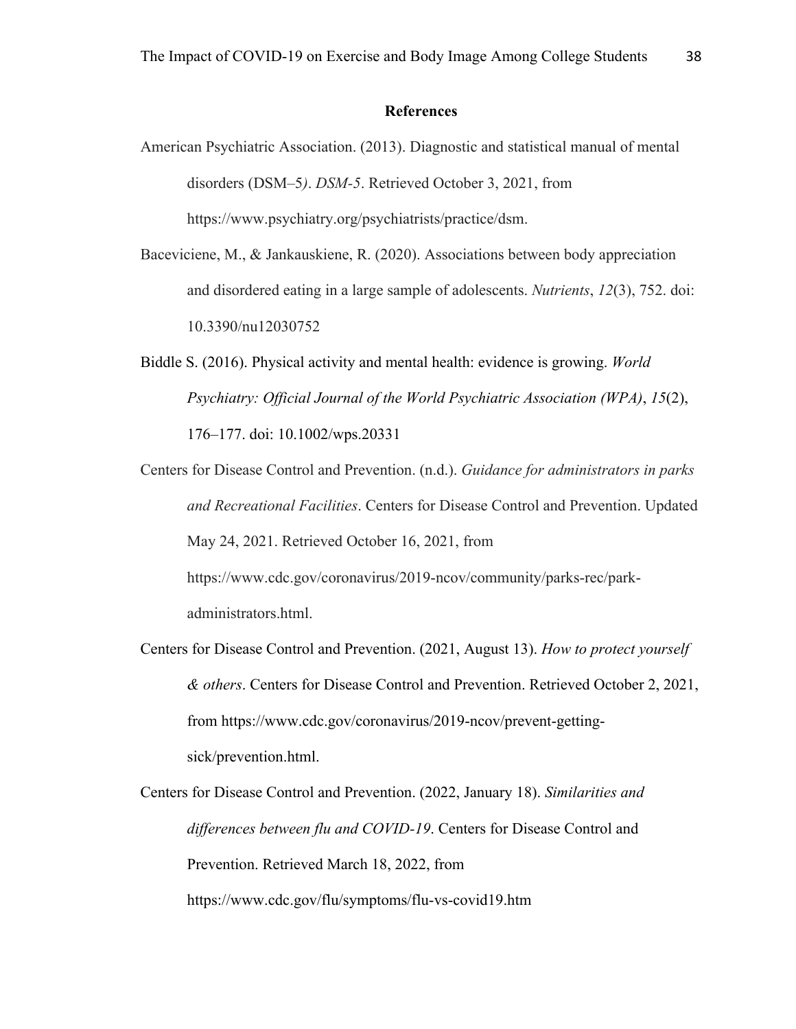# References

American Psychiatric Association. (2013). Diagnostic and statistical manual of mental disorders (DSM–5*)*. *DSM-5*. Retrieved October 3, 2021, from https://www.psychiatry.org/psychiatrists/practice/dsm.

Baceviciene, M., & Jankauskiene, R. (2020). Associations between body appreciation and disordered eating in a large sample of adolescents. *Nutrients*, *12*(3), 752. doi: 10.3390/nu12030752

Biddle S. (2016). Physical activity and mental health: evidence is growing. *World Psychiatry: Official Journal of the World Psychiatric Association (WPA)*, *15*(2), 176–177. doi: 10.1002/wps.20331

Centers for Disease Control and Prevention. (n.d.). *Guidance for administrators in parks and Recreational Facilities*. Centers for Disease Control and Prevention. Updated May 24, 2021. Retrieved October 16, 2021, from https://www.cdc.gov/coronavirus/2019-ncov/community/parks-rec/park-administrators.html.

Centers for Disease Control and Prevention. (2021, August 13). *How to protect yourself & others*. Centers for Disease Control and Prevention. Retrieved October 2, 2021, from https://www.cdc.gov/coronavirus/2019-ncov/prevent-getting-sick/prevention.html.

Centers for Disease Control and Prevention. (2022, January 18). *Similarities and differences between flu and COVID-19*. Centers for Disease Control and Prevention. Retrieved March 18, 2022, from https://www.cdc.gov/flu/symptoms/flu-vs-covid19.htm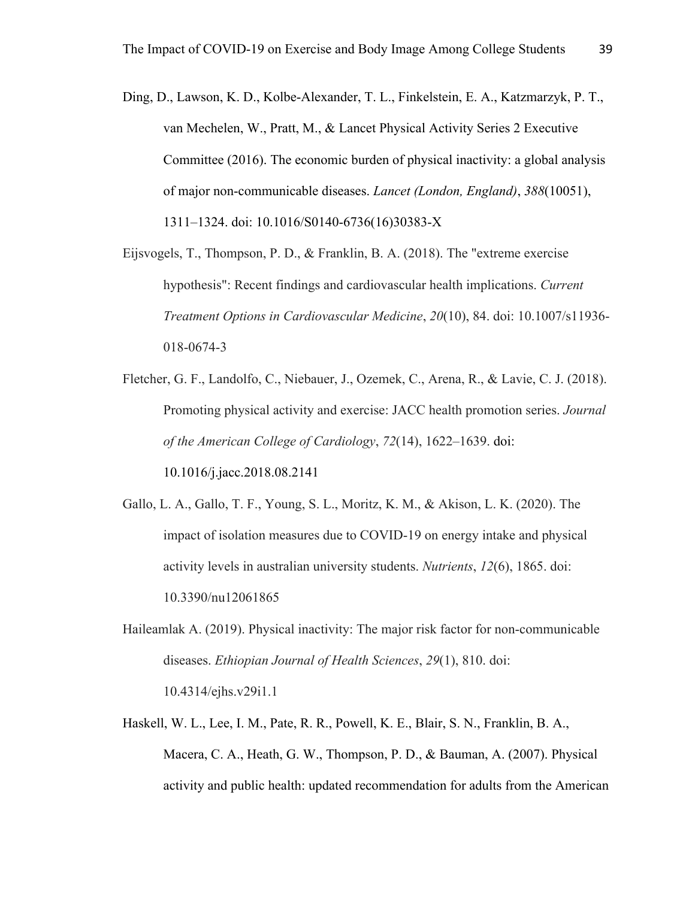Ding, D., Lawson, K. D., Kolbe-Alexander, T. L., Finkelstein, E. A., Katzmarzyk, P. T., van Mechelen, W., Pratt, M., & Lancet Physical Activity Series 2 Executive Committee (2016). The economic burden of physical inactivity: a global analysis of major non-communicable diseases. *Lancet (London, England)*, *388*(10051), 1311–1324. doi: 10.1016/S0140-6736(16)30383-X

Eijsvogels, T., Thompson, P. D., & Franklin, B. A. (2018). The "extreme exercise hypothesis": Recent findings and cardiovascular health implications. *Current Treatment Options in Cardiovascular Medicine*, *20*(10), 84. doi: 10.1007/s11936-018-0674-3

Fletcher, G. F., Landolfo, C., Niebauer, J., Ozemek, C., Arena, R., & Lavie, C. J. (2018). Promoting physical activity and exercise: JACC health promotion series. *Journal of the American College of Cardiology*, *72*(14), 1622–1639. doi: 10.1016/j.jacc.2018.08.2141

Gallo, L. A., Gallo, T. F., Young, S. L., Moritz, K. M., & Akison, L. K. (2020). The impact of isolation measures due to COVID-19 on energy intake and physical activity levels in australian university students. *Nutrients*, *12*(6), 1865. doi: 10.3390/nu12061865

Haileamlak A. (2019). Physical inactivity: The major risk factor for non-communicable diseases. *Ethiopian Journal of Health Sciences*, *29*(1), 810. doi: 10.4314/ejhs.v29i1.1

Haskell, W. L., Lee, I. M., Pate, R. R., Powell, K. E., Blair, S. N., Franklin, B. A., Macera, C. A., Heath, G. W., Thompson, P. D., & Bauman, A. (2007). Physical activity and public health: updated recommendation for adults from the American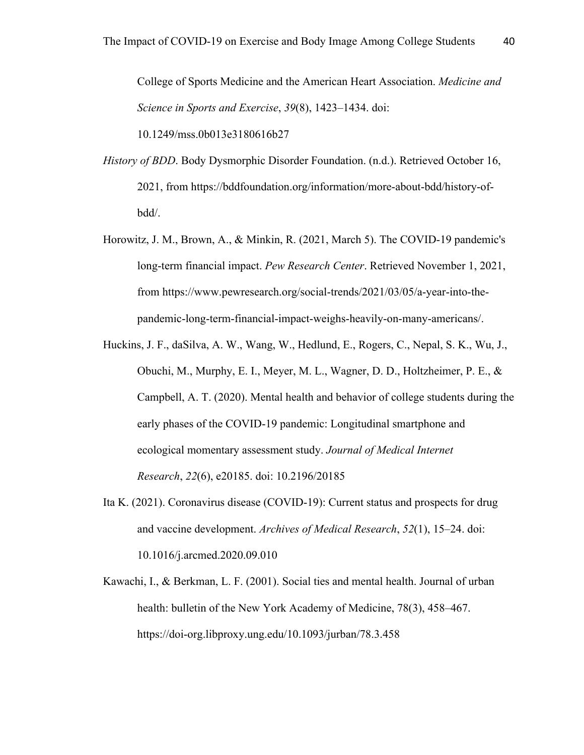College of Sports Medicine and the American Heart Association. *Medicine and Science in Sports and Exercise*, *39*(8), 1423–1434. doi: 10.1249/mss.0b013e3180616b27

*History of BDD*. Body Dysmorphic Disorder Foundation. (n.d.). Retrieved October 16, 2021, from https://bddfoundation.org/information/more-about-bdd/history-of-bdd/.

Horowitz, J. M., Brown, A., & Minkin, R. (2021, March 5). The COVID-19 pandemic's long-term financial impact. *Pew Research Center*. Retrieved November 1, 2021, from https://www.pewresearch.org/social-trends/2021/03/05/a-year-into-the-pandemic-long-term-financial-impact-weighs-heavily-on-many-americans/.

Huckins, J. F., daSilva, A. W., Wang, W., Hedlund, E., Rogers, C., Nepal, S. K., Wu, J., Obuchi, M., Murphy, E. I., Meyer, M. L., Wagner, D. D., Holtzheimer, P. E., & Campbell, A. T. (2020). Mental health and behavior of college students during the early phases of the COVID-19 pandemic: Longitudinal smartphone and ecological momentary assessment study. *Journal of Medical Internet Research*, *22*(6), e20185. doi: 10.2196/20185

Ita K. (2021). Coronavirus disease (COVID-19): Current status and prospects for drug and vaccine development. *Archives of Medical Research*, *52*(1), 15–24. doi: 10.1016/j.arcmed.2020.09.010

Kawachi, I., & Berkman, L. F. (2001). Social ties and mental health. Journal of urban health: bulletin of the New York Academy of Medicine, 78(3), 458–467. https://doi-org.libproxy.ung.edu/10.1093/jurban/78.3.458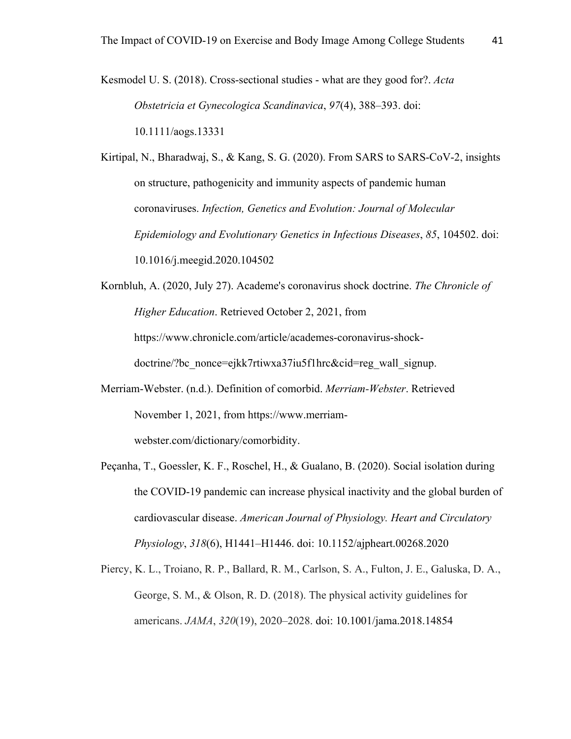Kesmodel U. S. (2018). Cross-sectional studies - what are they good for?. *Acta Obstetricia et Gynecologica Scandinavica*, *97*(4), 388–393. doi: 10.1111/aogs.13331

Kirtipal, N., Bharadwaj, S., & Kang, S. G. (2020). From SARS to SARS-CoV-2, insights on structure, pathogenicity and immunity aspects of pandemic human coronaviruses. *Infection, Genetics and Evolution: Journal of Molecular Epidemiology and Evolutionary Genetics in Infectious Diseases*, *85*, 104502. doi: 10.1016/j.meegid.2020.104502

Kornbluh, A. (2020, July 27). Academe's coronavirus shock doctrine. *The Chronicle of Higher Education*. Retrieved October 2, 2021, from https://www.chronicle.com/article/academes-coronavirus-shock-doctrine/?bc_nonce=ejkk7rtiwxa37iu5f1hrc&cid=reg_wall_signup.

Merriam-Webster. (n.d.). Definition of comorbid. *Merriam-Webster*. Retrieved November 1, 2021, from https://www.merriam-webster.com/dictionary/comorbidity.

Peçanha, T., Goessler, K. F., Roschel, H., & Gualano, B. (2020). Social isolation during the COVID-19 pandemic can increase physical inactivity and the global burden of cardiovascular disease. *American Journal of Physiology. Heart and Circulatory Physiology*, *318*(6), H1441–H1446. doi: 10.1152/ajpheart.00268.2020

Piercy, K. L., Troiano, R. P., Ballard, R. M., Carlson, S. A., Fulton, J. E., Galuska, D. A., George, S. M., & Olson, R. D. (2018). The physical activity guidelines for americans. *JAMA*, *320*(19), 2020–2028. doi: 10.1001/jama.2018.14854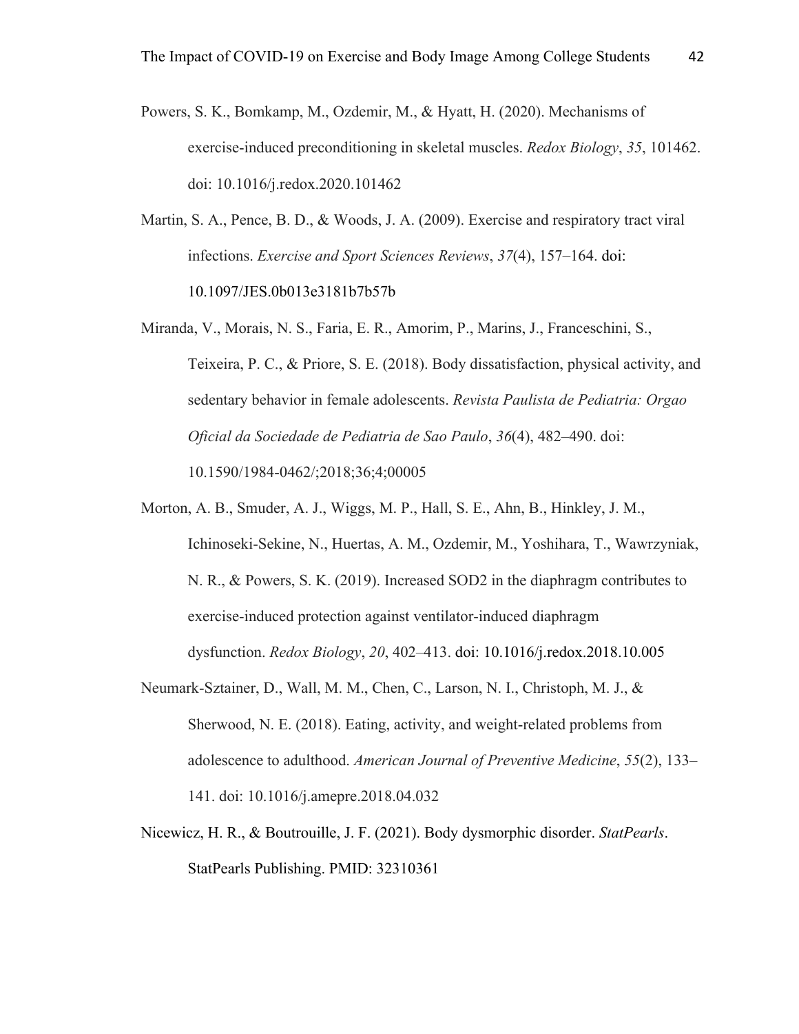Powers, S. K., Bomkamp, M., Ozdemir, M., & Hyatt, H. (2020). Mechanisms of exercise-induced preconditioning in skeletal muscles. *Redox Biology*, *35*, 101462. doi: 10.1016/j.redox.2020.101462

Martin, S. A., Pence, B. D., & Woods, J. A. (2009). Exercise and respiratory tract viral infections. *Exercise and Sport Sciences Reviews*, *37*(4), 157–164. doi: 10.1097/JES.0b013e3181b7b57b

Miranda, V., Morais, N. S., Faria, E. R., Amorim, P., Marins, J., Franceschini, S., Teixeira, P. C., & Priore, S. E. (2018). Body dissatisfaction, physical activity, and sedentary behavior in female adolescents. *Revista Paulista de Pediatria: Orgao Oficial da Sociedade de Pediatria de Sao Paulo*, *36*(4), 482–490. doi: 10.1590/1984-0462/;2018;36;4;00005

Morton, A. B., Smuder, A. J., Wiggs, M. P., Hall, S. E., Ahn, B., Hinkley, J. M., Ichinoseki-Sekine, N., Huertas, A. M., Ozdemir, M., Yoshihara, T., Wawrzyniak, N. R., & Powers, S. K. (2019). Increased SOD2 in the diaphragm contributes to exercise-induced protection against ventilator-induced diaphragm dysfunction. *Redox Biology*, *20*, 402–413. doi: 10.1016/j.redox.2018.10.005

Neumark-Sztainer, D., Wall, M. M., Chen, C., Larson, N. I., Christoph, M. J., & Sherwood, N. E. (2018). Eating, activity, and weight-related problems from adolescence to adulthood. *American Journal of Preventive Medicine*, *55*(2), 133–141. doi: 10.1016/j.amepre.2018.04.032

Nicewicz, H. R., & Boutrouille, J. F. (2021). Body dysmorphic disorder. *StatPearls*. StatPearls Publishing. PMID: 32310361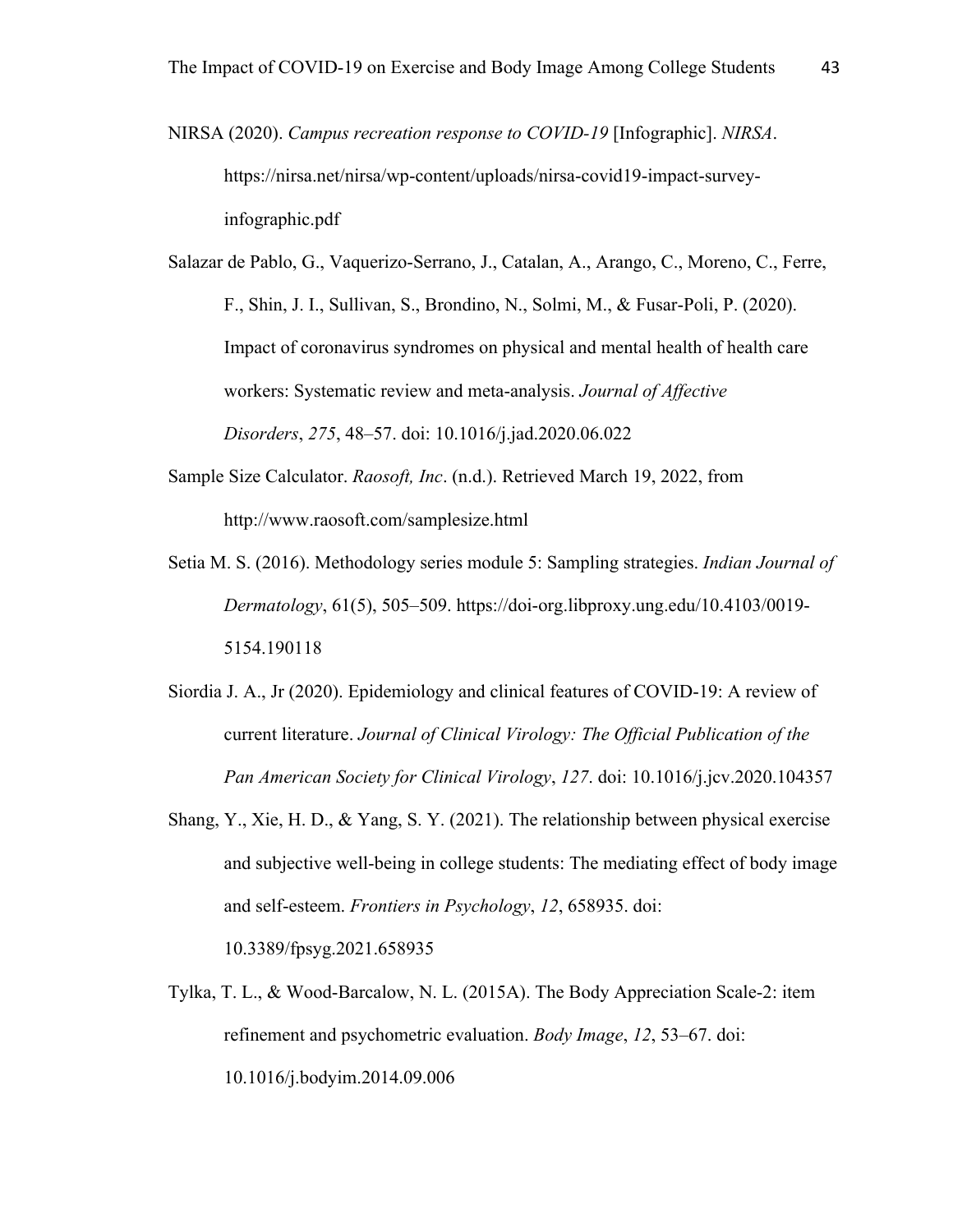NIRSA (2020). *Campus recreation response to COVID-19* [Infographic]. *NIRSA*. https://nirsa.net/nirsa/wp-content/uploads/nirsa-covid19-impact-survey-infographic.pdf

Salazar de Pablo, G., Vaquerizo-Serrano, J., Catalan, A., Arango, C., Moreno, C., Ferre, F., Shin, J. I., Sullivan, S., Brondino, N., Solmi, M., & Fusar-Poli, P. (2020). Impact of coronavirus syndromes on physical and mental health of health care workers: Systematic review and meta-analysis. *Journal of Affective Disorders*, *275*, 48–57. doi: 10.1016/j.jad.2020.06.022

Sample Size Calculator. *Raosoft, Inc*. (n.d.). Retrieved March 19, 2022, from http://www.raosoft.com/samplesize.html

Setia M. S. (2016). Methodology series module 5: Sampling strategies. *Indian Journal of Dermatology*, 61(5), 505–509. https://doi-org.libproxy.ung.edu/10.4103/0019-5154.190118

Siordia J. A., Jr (2020). Epidemiology and clinical features of COVID-19: A review of current literature. *Journal of Clinical Virology: The Official Publication of the Pan American Society for Clinical Virology*, *127*. doi: 10.1016/j.jcv.2020.104357

Shang, Y., Xie, H. D., & Yang, S. Y. (2021). The relationship between physical exercise and subjective well-being in college students: The mediating effect of body image and self-esteem. *Frontiers in Psychology*, *12*, 658935. doi: 10.3389/fpsyg.2021.658935

Tylka, T. L., & Wood-Barcalow, N. L. (2015A). The Body Appreciation Scale-2: item refinement and psychometric evaluation. *Body Image*, *12*, 53–67. doi: 10.1016/j.bodyim.2014.09.006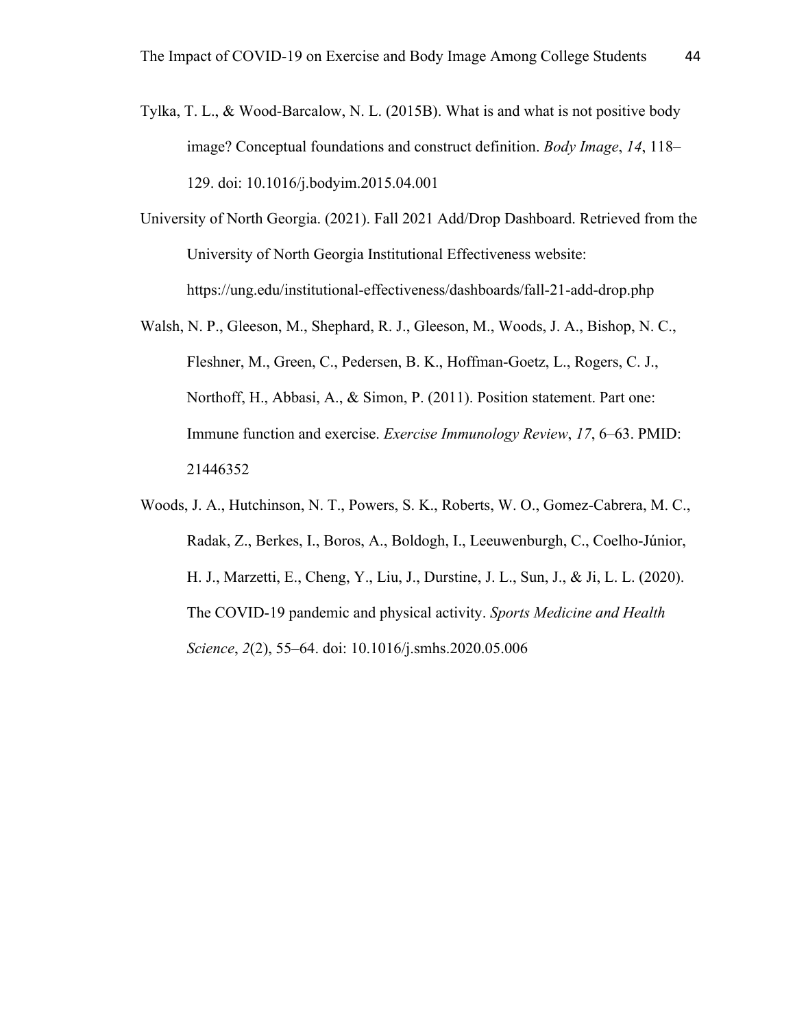Tylka, T. L., & Wood-Barcalow, N. L. (2015B). What is and what is not positive body image? Conceptual foundations and construct definition. *Body Image*, *14*, 118–129. doi: 10.1016/j.bodyim.2015.04.001

University of North Georgia. (2021). Fall 2021 Add/Drop Dashboard. Retrieved from the University of North Georgia Institutional Effectiveness website: https://ung.edu/institutional-effectiveness/dashboards/fall-21-add-drop.php

Walsh, N. P., Gleeson, M., Shephard, R. J., Gleeson, M., Woods, J. A., Bishop, N. C., Fleshner, M., Green, C., Pedersen, B. K., Hoffman-Goetz, L., Rogers, C. J., Northoff, H., Abbasi, A., & Simon, P. (2011). Position statement. Part one: Immune function and exercise. *Exercise Immunology Review*, *17*, 6–63. PMID: 21446352

Woods, J. A., Hutchinson, N. T., Powers, S. K., Roberts, W. O., Gomez-Cabrera, M. C., Radak, Z., Berkes, I., Boros, A., Boldogh, I., Leeuwenburgh, C., Coelho-Júnior, H. J., Marzetti, E., Cheng, Y., Liu, J., Durstine, J. L., Sun, J., & Ji, L. L. (2020). The COVID-19 pandemic and physical activity. *Sports Medicine and Health Science*, *2*(2), 55–64. doi: 10.1016/j.smhs.2020.05.006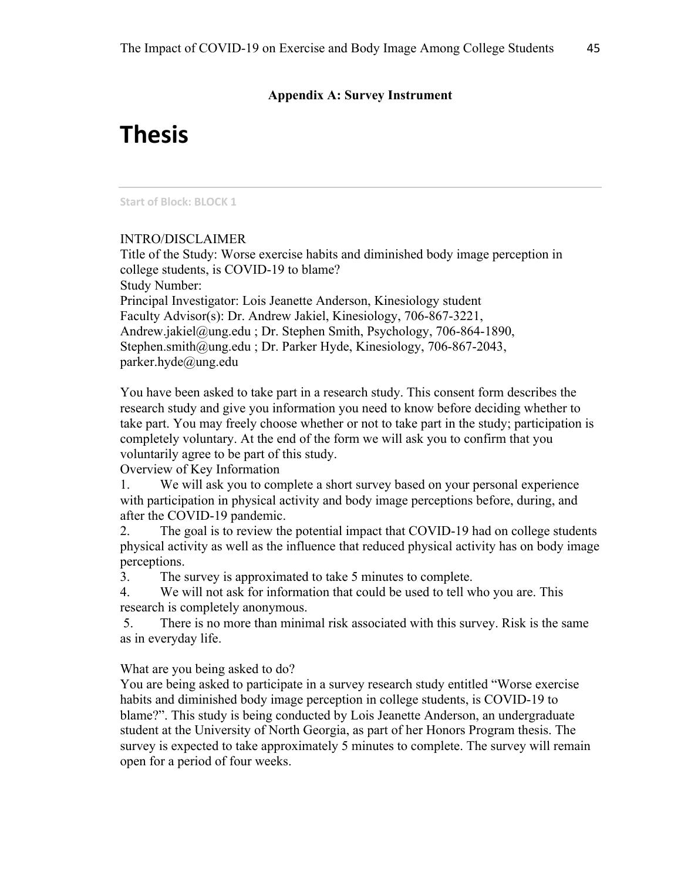## Appendix A: Survey Instrument

# Thesis

Start of Block: BLOCK 1

INTRO/DISCLAIMER
Title of the Study: Worse exercise habits and diminished body image perception in college students, is COVID-19 to blame?
Study Number:
Principal Investigator: Lois Jeanette Anderson, Kinesiology student
Faculty Advisor(s): Dr. Andrew Jakiel, Kinesiology, 706-867-3221, Andrew.jakiel@ung.edu ; Dr. Stephen Smith, Psychology, 706-864-1890, Stephen.smith@ung.edu ; Dr. Parker Hyde, Kinesiology, 706-867-2043, parker.hyde@ung.edu

You have been asked to take part in a research study. This consent form describes the research study and give you information you need to know before deciding whether to take part. You may freely choose whether or not to take part in the study; participation is completely voluntary. At the end of the form we will ask you to confirm that you voluntarily agree to be part of this study.
Overview of Key Information

1. We will ask you to complete a short survey based on your personal experience with participation in physical activity and body image perceptions before, during, and after the COVID-19 pandemic.
2. The goal is to review the potential impact that COVID-19 had on college students physical activity as well as the influence that reduced physical activity has on body image perceptions.
3. The survey is approximated to take 5 minutes to complete.
4. We will not ask for information that could be used to tell who you are. This research is completely anonymous.
5. There is no more than minimal risk associated with this survey. Risk is the same as in everyday life.

What are you being asked to do?
You are being asked to participate in a survey research study entitled "Worse exercise habits and diminished body image perception in college students, is COVID-19 to blame?". This study is being conducted by Lois Jeanette Anderson, an undergraduate student at the University of North Georgia, as part of her Honors Program thesis. The survey is expected to take approximately 5 minutes to complete. The survey will remain open for a period of four weeks.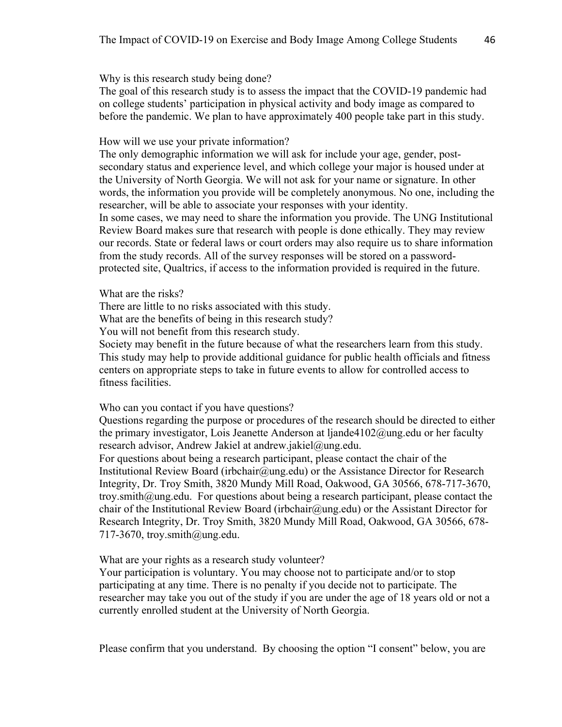Why is this research study being done?

The goal of this research study is to assess the impact that the COVID-19 pandemic had on college students' participation in physical activity and body image as compared to before the pandemic. We plan to have approximately 400 people take part in this study.

How will we use your private information?

The only demographic information we will ask for include your age, gender, post-secondary status and experience level, and which college your major is housed under at the University of North Georgia. We will not ask for your name or signature. In other words, the information you provide will be completely anonymous. No one, including the researcher, will be able to associate your responses with your identity.

In some cases, we may need to share the information you provide. The UNG Institutional Review Board makes sure that research with people is done ethically. They may review our records. State or federal laws or court orders may also require us to share information from the study records. All of the survey responses will be stored on a password-protected site, Qualtrics, if access to the information provided is required in the future.

What are the risks?

There are little to no risks associated with this study.

What are the benefits of being in this research study?

You will not benefit from this research study.

Society may benefit in the future because of what the researchers learn from this study. This study may help to provide additional guidance for public health officials and fitness centers on appropriate steps to take in future events to allow for controlled access to fitness facilities.

Who can you contact if you have questions?

Questions regarding the purpose or procedures of the research should be directed to either the primary investigator, Lois Jeanette Anderson at ljande4102@ung.edu or her faculty research advisor, Andrew Jakiel at andrew.jakiel@ung.edu.

For questions about being a research participant, please contact the chair of the Institutional Review Board (irbchair@ung.edu) or the Assistance Director for Research Integrity, Dr. Troy Smith, 3820 Mundy Mill Road, Oakwood, GA 30566, 678-717-3670, troy.smith@ung.edu. For questions about being a research participant, please contact the chair of the Institutional Review Board (irbchair@ung.edu) or the Assistant Director for Research Integrity, Dr. Troy Smith, 3820 Mundy Mill Road, Oakwood, GA 30566, 678-717-3670, troy.smith@ung.edu.

What are your rights as a research study volunteer?

Your participation is voluntary. You may choose not to participate and/or to stop participating at any time. There is no penalty if you decide not to participate. The researcher may take you out of the study if you are under the age of 18 years old or not a currently enrolled student at the University of North Georgia.

Please confirm that you understand. By choosing the option "I consent" below, you are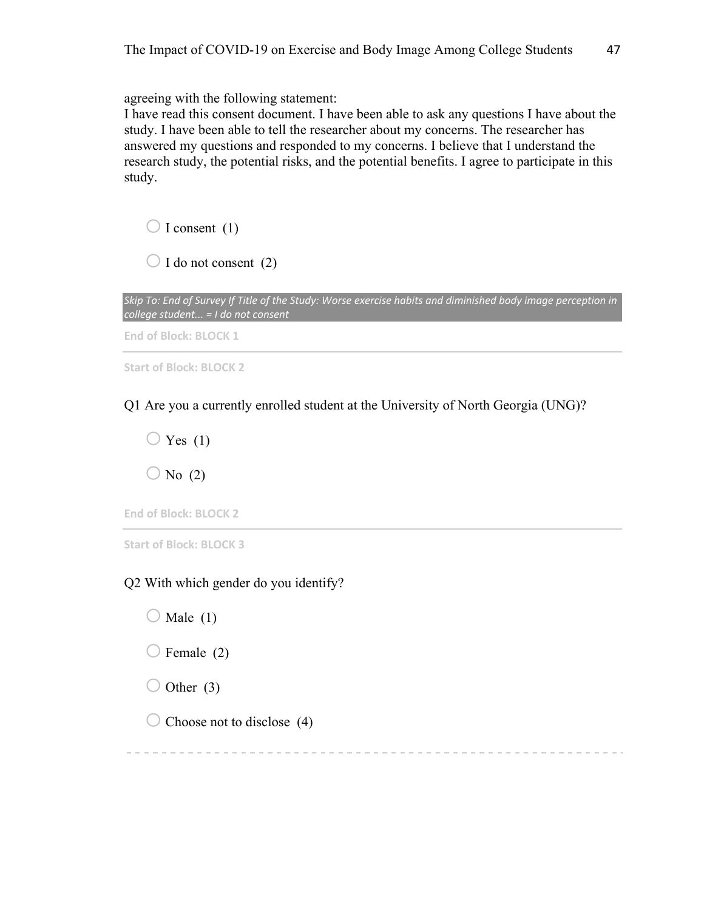agreeing with the following statement:
I have read this consent document. I have been able to ask any questions I have about the study. I have been able to tell the researcher about my concerns. The researcher has answered my questions and responded to my concerns. I believe that I understand the research study, the potential risks, and the potential benefits. I agree to participate in this study.

○ I consent (1)

○ I do not consent (2)

*Skip To: End of Survey If Title of the Study: Worse exercise habits and diminished body image perception in college student... = I do not consent*

**End of Block: BLOCK 1**

---

**Start of Block: BLOCK 2**

Q1 Are you a currently enrolled student at the University of North Georgia (UNG)?

○ Yes (1)

○ No (2)

**End of Block: BLOCK 2**

---

**Start of Block: BLOCK 3**

Q2 With which gender do you identify?

○ Male (1)

○ Female (2)

○ Other (3)

○ Choose not to disclose (4)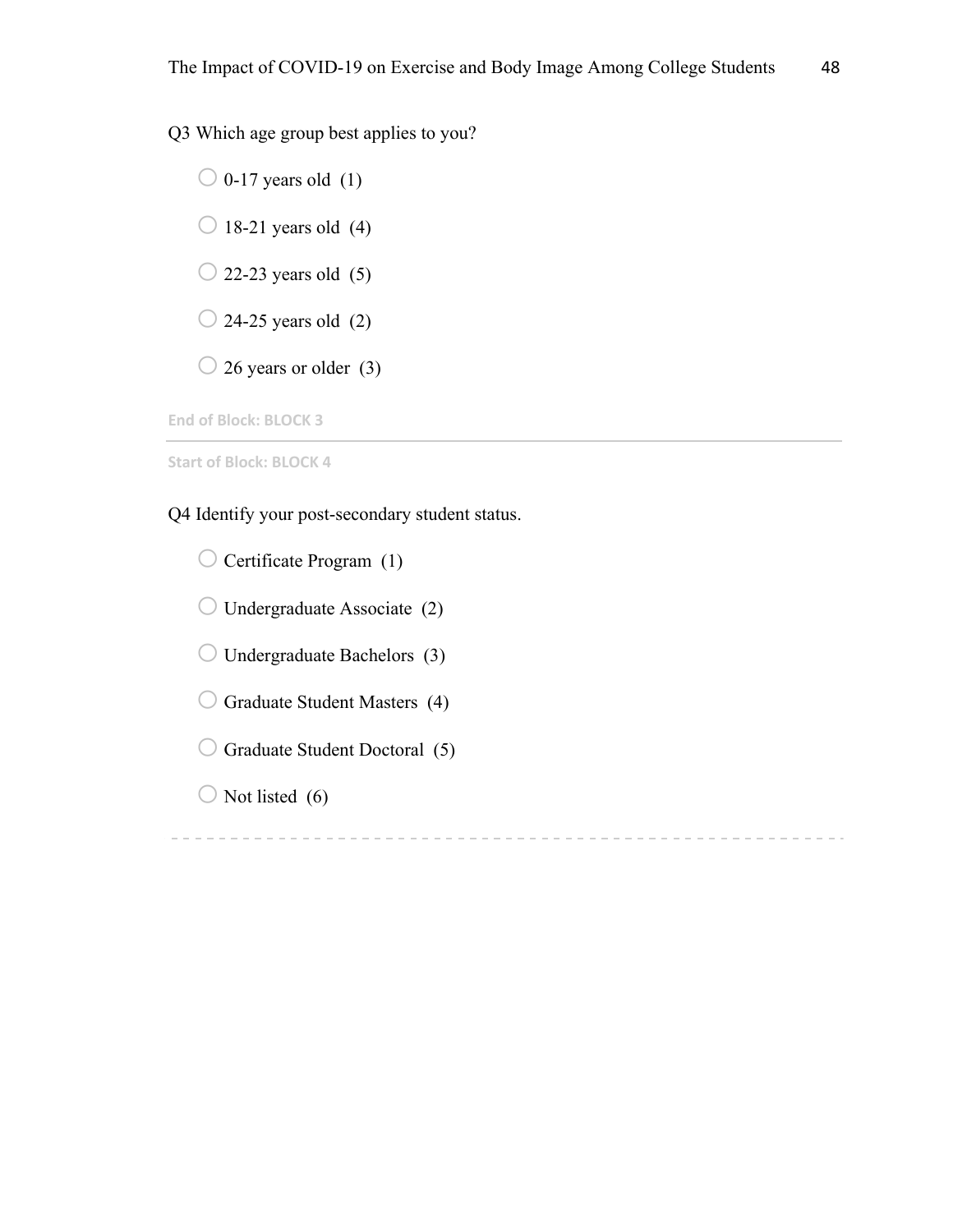Q3 Which age group best applies to you?

- ○ 0-17 years old (1)
- ○ 18-21 years old (4)
- ○ 22-23 years old (5)
- ○ 24-25 years old (2)
- ○ 26 years or older (3)

End of Block: BLOCK 3

---

Start of Block: BLOCK 4

Q4 Identify your post-secondary student status.

- ○ Certificate Program (1)
- ○ Undergraduate Associate (2)
- ○ Undergraduate Bachelors (3)
- ○ Graduate Student Masters (4)
- ○ Graduate Student Doctoral (5)
- ○ Not listed (6)

---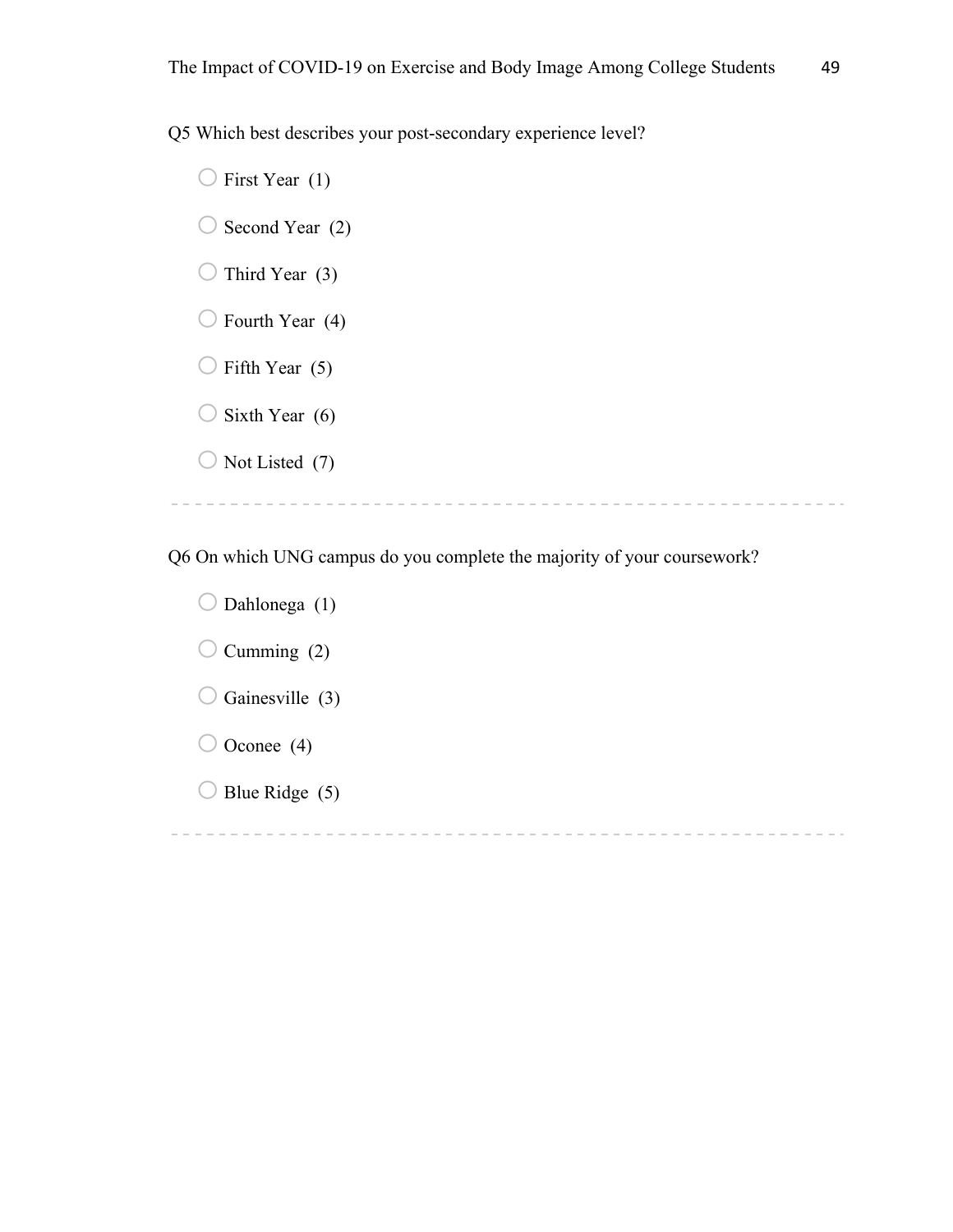Q5 Which best describes your post-secondary experience level?

- First Year (1)
- Second Year (2)
- Third Year (3)
- Fourth Year (4)
- Fifth Year (5)
- Sixth Year (6)
- Not Listed (7)

---

Q6 On which UNG campus do you complete the majority of your coursework?

- Dahlonega (1)
- Cumming (2)
- Gainesville (3)
- Oconee (4)
- Blue Ridge (5)

---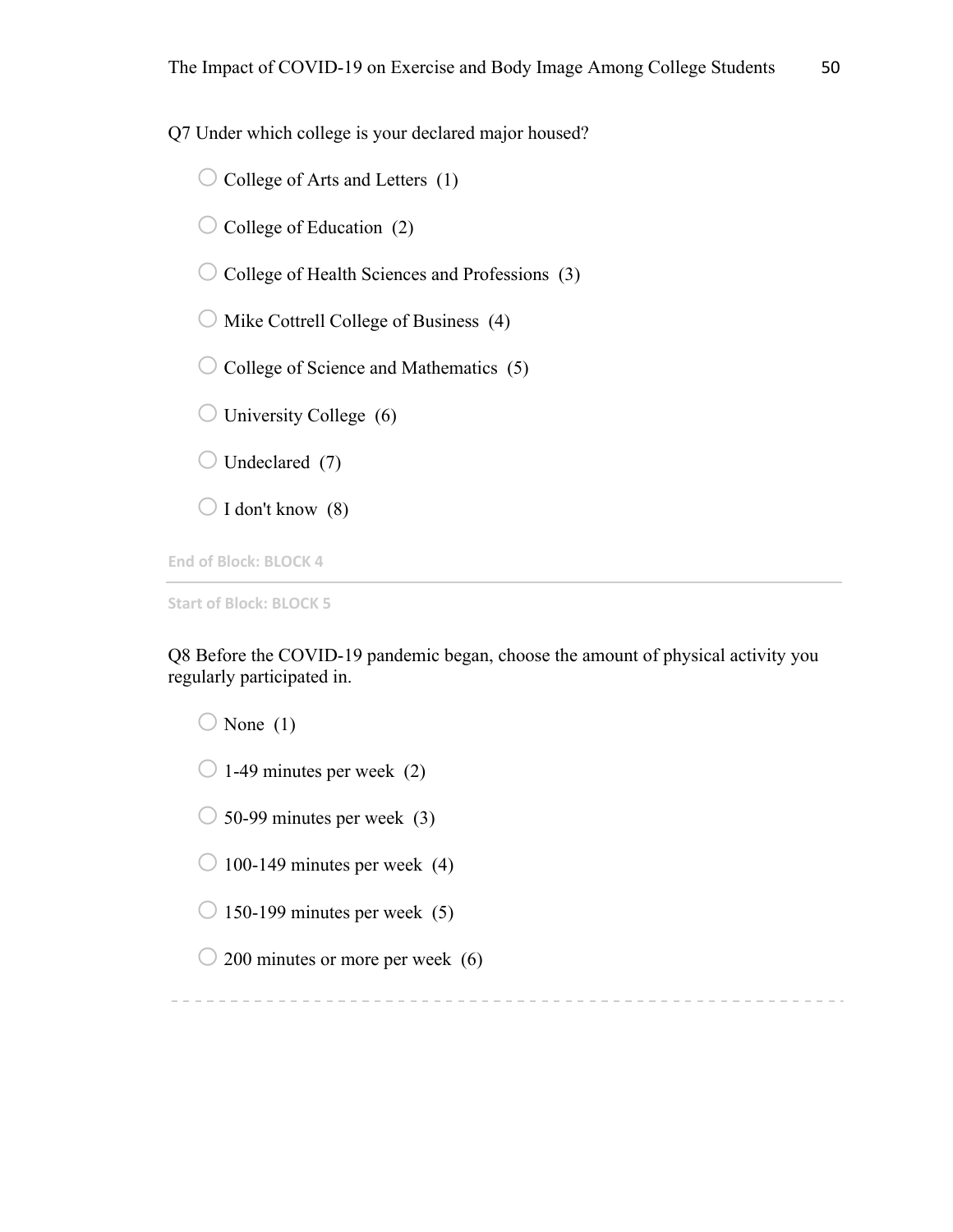Q7 Under which college is your declared major housed?

- ○ College of Arts and Letters (1)
- ○ College of Education (2)
- ○ College of Health Sciences and Professions (3)
- ○ Mike Cottrell College of Business (4)
- ○ College of Science and Mathematics (5)
- ○ University College (6)
- ○ Undeclared (7)
- ○ I don't know (8)

End of Block: BLOCK 4

---

Start of Block: BLOCK 5

Q8 Before the COVID-19 pandemic began, choose the amount of physical activity you regularly participated in.

- ○ None (1)
- ○ 1-49 minutes per week (2)
- ○ 50-99 minutes per week (3)
- ○ 100-149 minutes per week (4)
- ○ 150-199 minutes per week (5)
- ○ 200 minutes or more per week (6)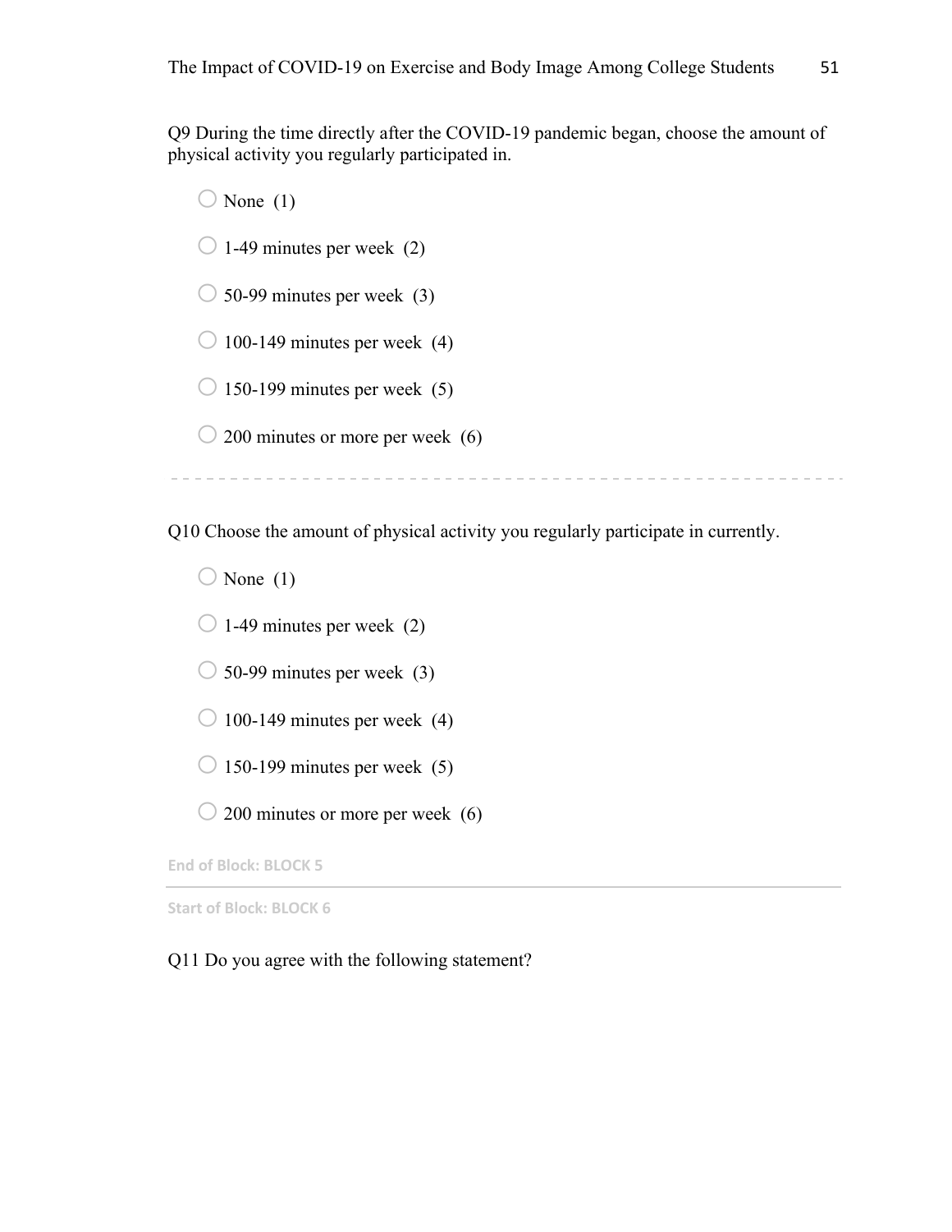Q9 During the time directly after the COVID-19 pandemic began, choose the amount of physical activity you regularly participated in.

- None (1)
- 1-49 minutes per week (2)
- 50-99 minutes per week (3)
- 100-149 minutes per week (4)
- 150-199 minutes per week (5)
- 200 minutes or more per week (6)

---

Q10 Choose the amount of physical activity you regularly participate in currently.

- None (1)
- 1-49 minutes per week (2)
- 50-99 minutes per week (3)
- 100-149 minutes per week (4)
- 150-199 minutes per week (5)
- 200 minutes or more per week (6)

End of Block: BLOCK 5

---

Start of Block: BLOCK 6

Q11 Do you agree with the following statement?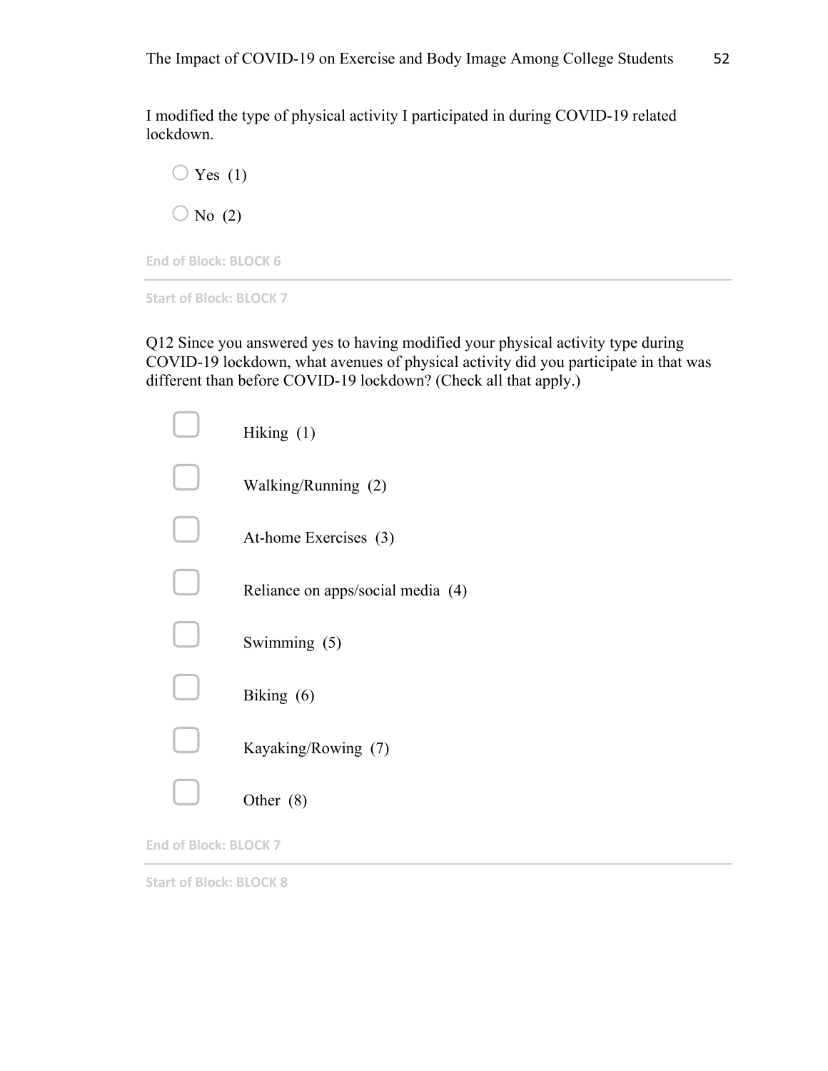I modified the type of physical activity I participated in during COVID-19 related lockdown.

- Yes (1)
- No (2)

End of Block: BLOCK 6

---

Start of Block: BLOCK 7

Q12 Since you answered yes to having modified your physical activity type during COVID-19 lockdown, what avenues of physical activity did you participate in that was different than before COVID-19 lockdown? (Check all that apply.)

- Hiking (1)
- Walking/Running (2)
- At-home Exercises (3)
- Reliance on apps/social media (4)
- Swimming (5)
- Biking (6)
- Kayaking/Rowing (7)
- Other (8)

End of Block: BLOCK 7

---

Start of Block: BLOCK 8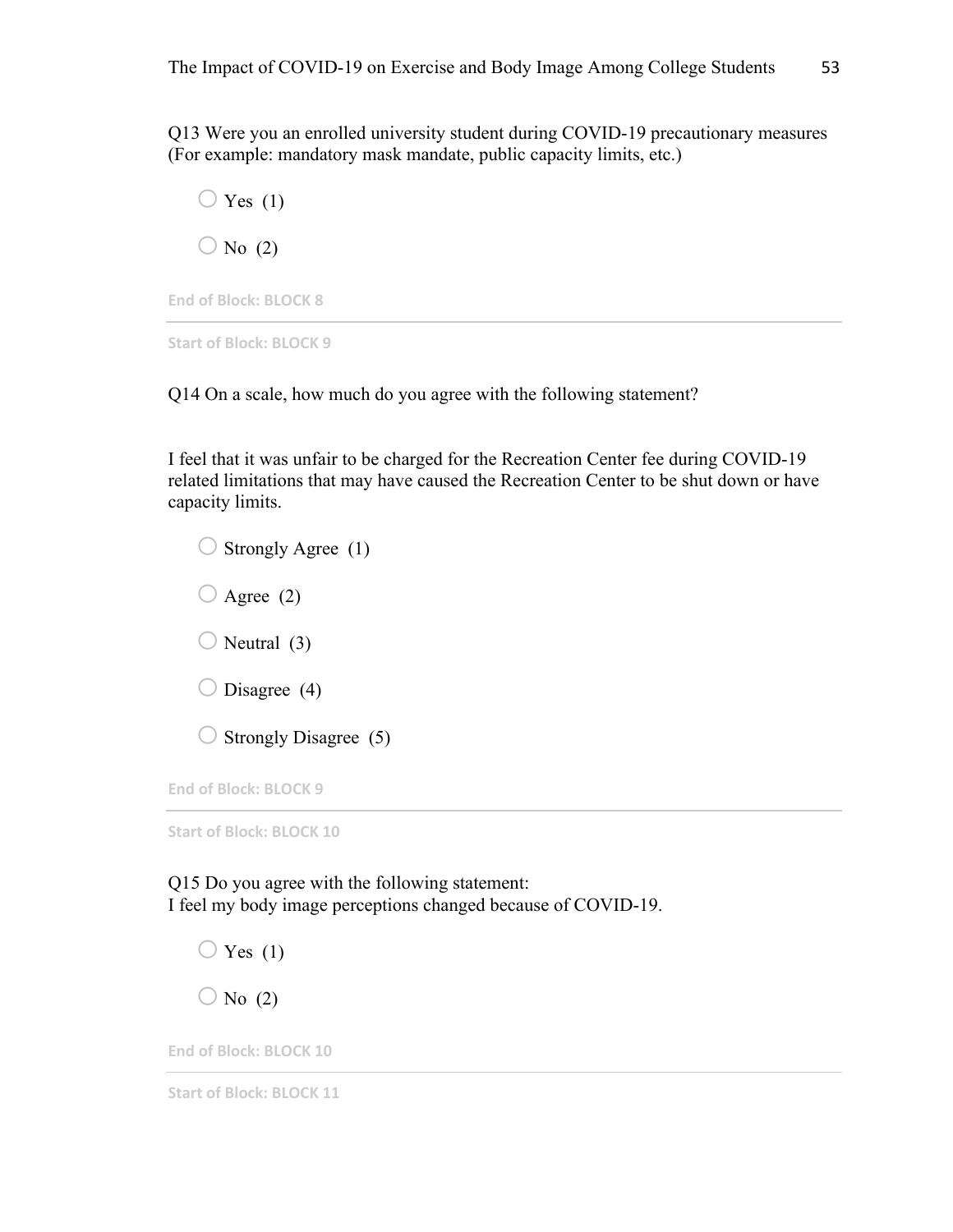Q13 Were you an enrolled university student during COVID-19 precautionary measures (For example: mandatory mask mandate, public capacity limits, etc.)

○ Yes (1)

○ No (2)

End of Block: BLOCK 8

---

Start of Block: BLOCK 9

Q14 On a scale, how much do you agree with the following statement?

I feel that it was unfair to be charged for the Recreation Center fee during COVID-19 related limitations that may have caused the Recreation Center to be shut down or have capacity limits.

○ Strongly Agree (1)

○ Agree (2)

○ Neutral (3)

○ Disagree (4)

○ Strongly Disagree (5)

End of Block: BLOCK 9

---

Start of Block: BLOCK 10

Q15 Do you agree with the following statement:
I feel my body image perceptions changed because of COVID-19.

○ Yes (1)

○ No (2)

End of Block: BLOCK 10

---

Start of Block: BLOCK 11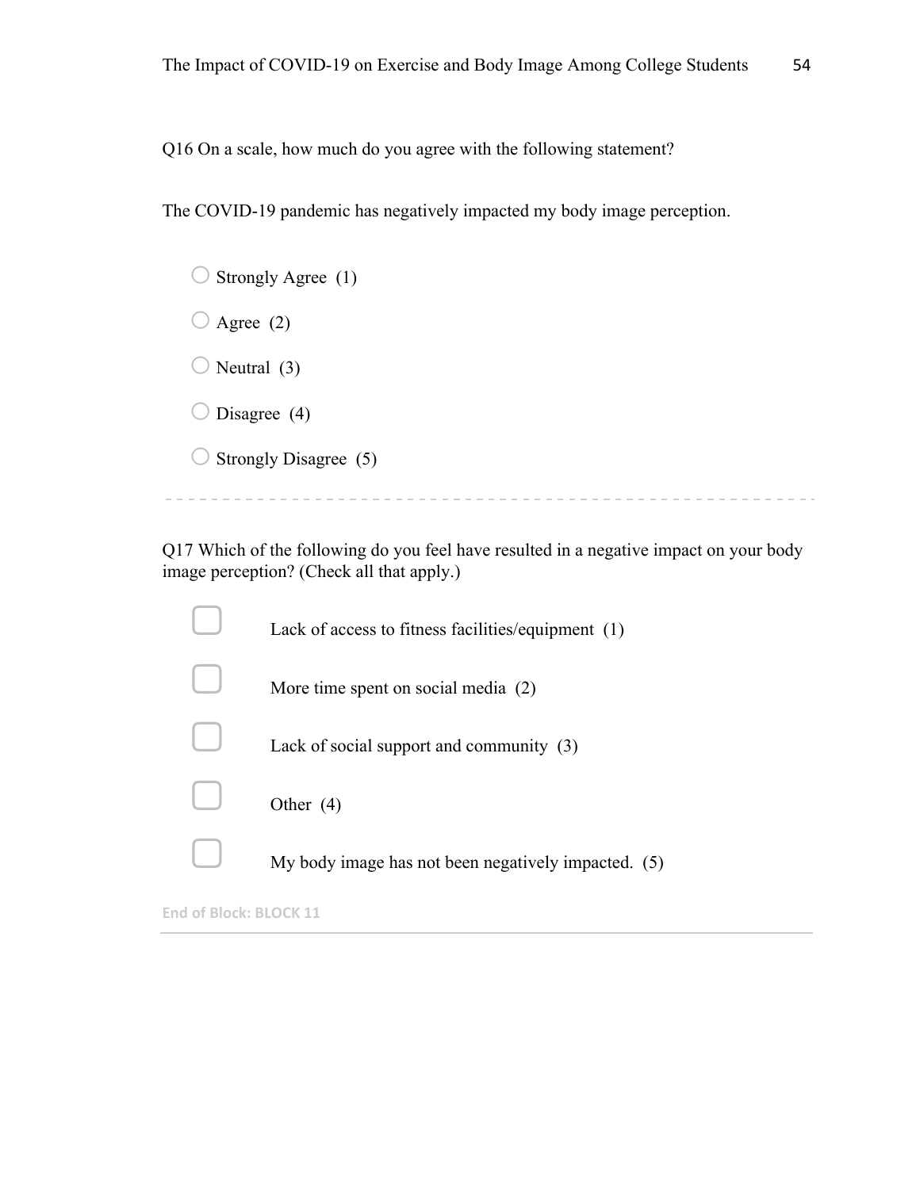Q16 On a scale, how much do you agree with the following statement?

The COVID-19 pandemic has negatively impacted my body image perception.

- ○ Strongly Agree (1)
- ○ Agree (2)
- ○ Neutral (3)
- ○ Disagree (4)
- ○ Strongly Disagree (5)

---

Q17 Which of the following do you feel have resulted in a negative impact on your body image perception? (Check all that apply.)

- ☐ Lack of access to fitness facilities/equipment (1)
- ☐ More time spent on social media (2)
- ☐ Lack of social support and community (3)
- ☐ Other (4)
- ☐ My body image has not been negatively impacted. (5)

End of Block: BLOCK 11

---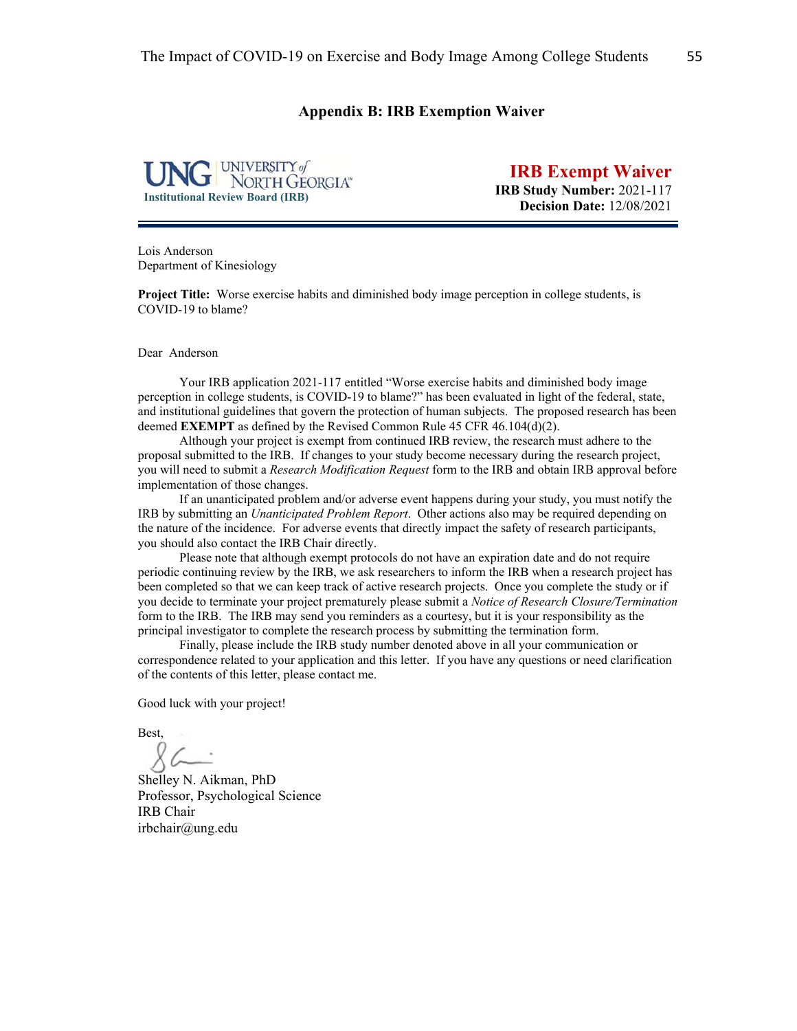## Appendix B: IRB Exemption Waiver

UNG UNIVERSITY of NORTH GEORGIA™
Institutional Review Board (IRB)

**IRB Exempt Waiver**
**IRB Study Number:** 2021-117
**Decision Date:** 12/08/2021

---

Lois Anderson
Department of Kinesiology

**Project Title:** Worse exercise habits and diminished body image perception in college students, is COVID-19 to blame?

Dear Anderson

Your IRB application 2021-117 entitled "Worse exercise habits and diminished body image perception in college students, is COVID-19 to blame?" has been evaluated in light of the federal, state, and institutional guidelines that govern the protection of human subjects. The proposed research has been deemed **EXEMPT** as defined by the Revised Common Rule 45 CFR 46.104(d)(2).

Although your project is exempt from continued IRB review, the research must adhere to the proposal submitted to the IRB. If changes to your study become necessary during the research project, you will need to submit a *Research Modification Request* form to the IRB and obtain IRB approval before implementation of those changes.

If an unanticipated problem and/or adverse event happens during your study, you must notify the IRB by submitting an *Unanticipated Problem Report*. Other actions also may be required depending on the nature of the incidence. For adverse events that directly impact the safety of research participants, you should also contact the IRB Chair directly.

Please note that although exempt protocols do not have an expiration date and do not require periodic continuing review by the IRB, we ask researchers to inform the IRB when a research project has been completed so that we can keep track of active research projects. Once you complete the study or if you decide to terminate your project prematurely please submit a *Notice of Research Closure/Termination* form to the IRB. The IRB may send you reminders as a courtesy, but it is your responsibility as the principal investigator to complete the research process by submitting the termination form.

Finally, please include the IRB study number denoted above in all your communication or correspondence related to your application and this letter. If you have any questions or need clarification of the contents of this letter, please contact me.

Good luck with your project!

Best,

Shelley N. Aikman, PhD
Professor, Psychological Science
IRB Chair
irbchair@ung.edu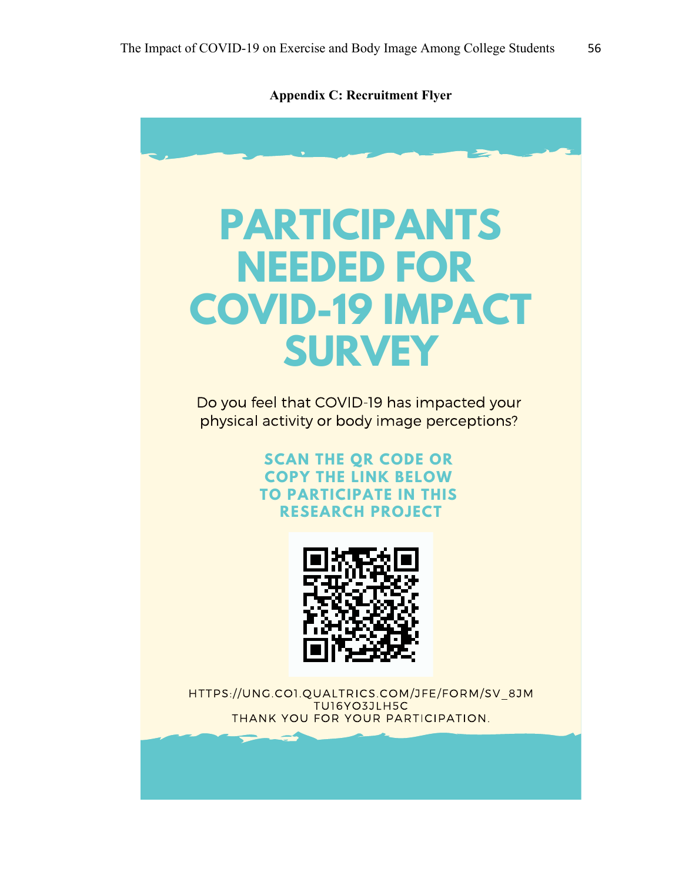**Appendix C: Recruitment Flyer**

# PARTICIPANTS NEEDED FOR COVID-19 IMPACT SURVEY

Do you feel that COVID-19 has impacted your physical activity or body image perceptions?

**SCAN THE QR CODE OR COPY THE LINK BELOW TO PARTICIPATE IN THIS RESEARCH PROJECT**

HTTPS://UNG.CO1.QUALTRICS.COM/JFE/FORM/SV_8JMTU16YO3JLH5C

THANK YOU FOR YOUR PARTICIPATION.